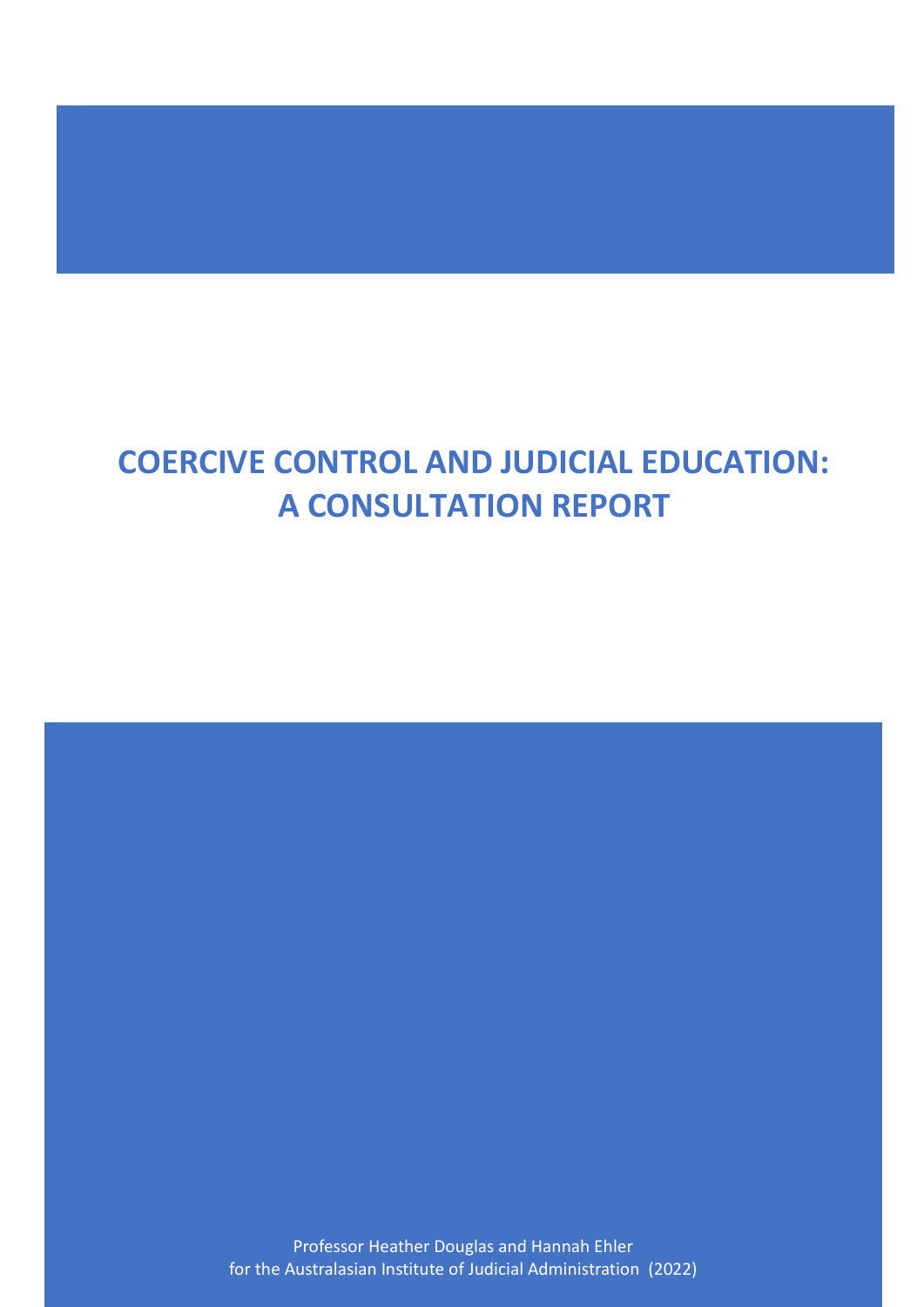# COERCIVE CONTROL AND JUDICIAL EDUCATION: A CONSULTATION REPORT

Professor Heather Douglas and Hannah Ehler
for the Australasian Institute of Judicial Administration (2022)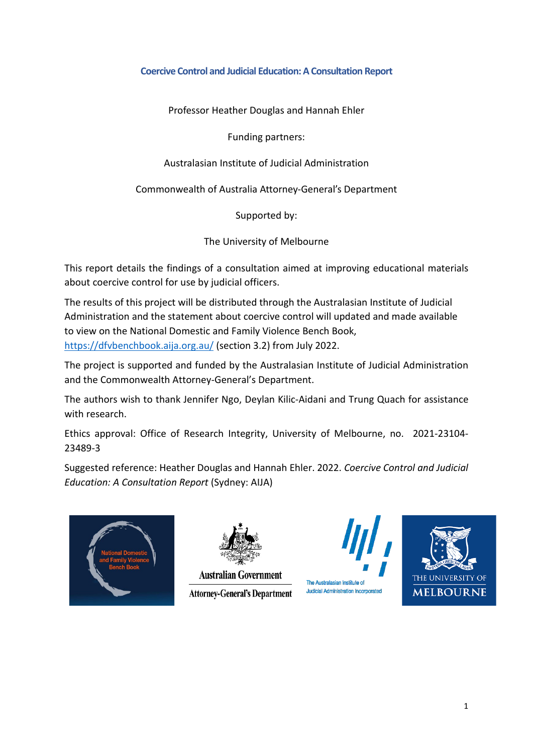# Coercive Control and Judicial Education: A Consultation Report

Professor Heather Douglas and Hannah Ehler

Funding partners:

Australasian Institute of Judicial Administration

Commonwealth of Australia Attorney-General's Department

Supported by:

The University of Melbourne

This report details the findings of a consultation aimed at improving educational materials about coercive control for use by judicial officers.

The results of this project will be distributed through the Australasian Institute of Judicial Administration and the statement about coercive control will updated and made available to view on the National Domestic and Family Violence Bench Book, https://dfvbenchbook.aija.org.au/ (section 3.2) from July 2022.

The project is supported and funded by the Australasian Institute of Judicial Administration and the Commonwealth Attorney-General's Department.

The authors wish to thank Jennifer Ngo, Deylan Kilic-Aidani and Trung Quach for assistance with research.

Ethics approval: Office of Research Integrity, University of Melbourne, no. 2021-23104-23489-3

Suggested reference: Heather Douglas and Hannah Ehler. 2022. *Coercive Control and Judicial Education: A Consultation Report* (Sydney: AIJA)

National Domestic and Family Violence Bench Book

Australian Government
Attorney-General's Department

The Australasian Institute of Judicial Administration Incorporated

THE UNIVERSITY OF MELBOURNE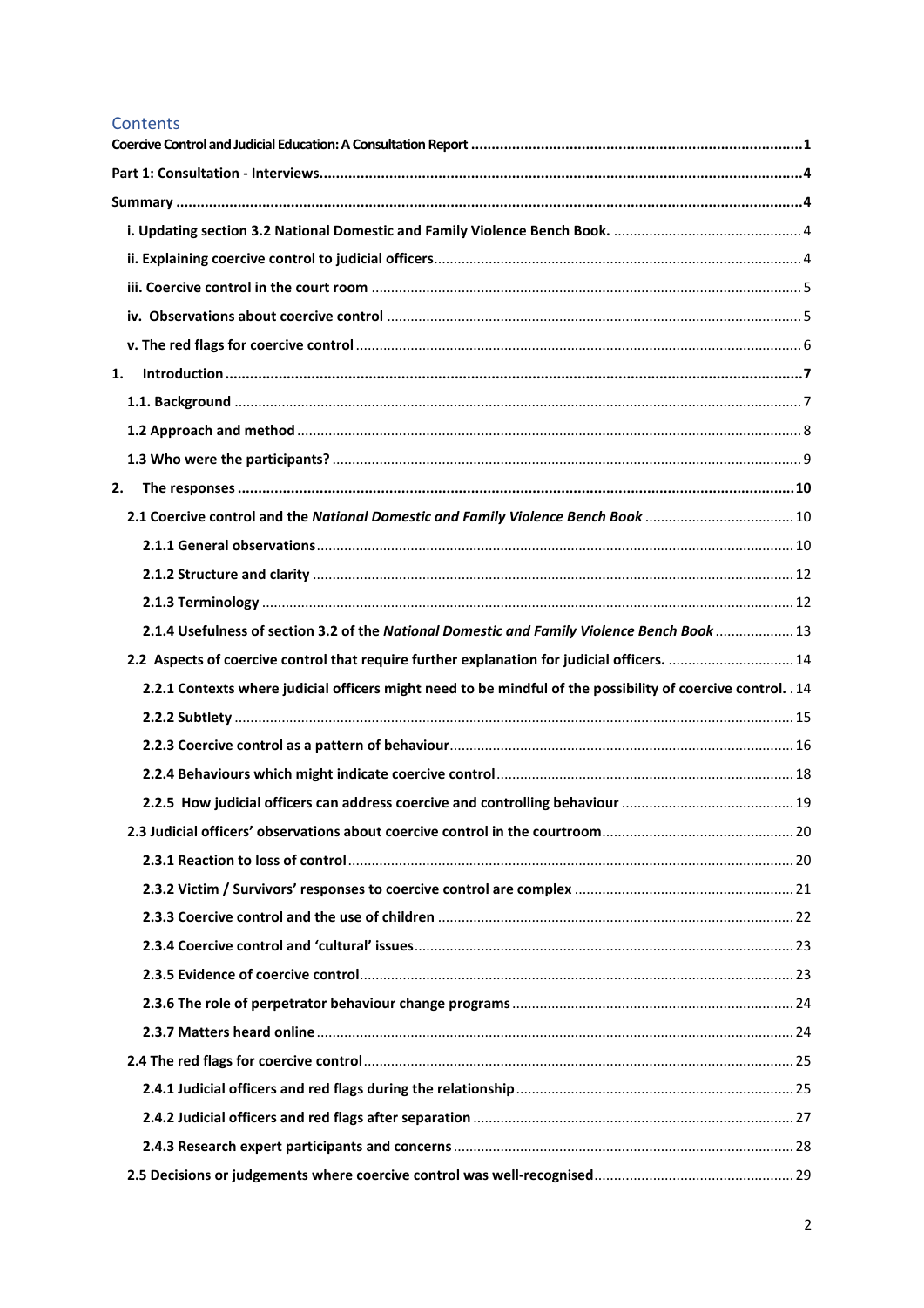## Contents

Coercive Control and Judicial Education: A Consultation Report ..... 1

Part 1: Consultation - Interviews ..... 4

Summary ..... 4

- i. Updating section 3.2 National Domestic and Family Violence Bench Book. ..... 4
- ii. Explaining coercive control to judicial officers ..... 4
- iii. Coercive control in the court room ..... 5
- iv. Observations about coercive control ..... 5
- v. The red flags for coercive control ..... 6

1. Introduction ..... 7
   - 1.1. Background ..... 7
   - 1.2 Approach and method ..... 8
   - 1.3 Who were the participants? ..... 9
2. The responses ..... 10
   - 2.1 Coercive control and the *National Domestic and Family Violence Bench Book* ..... 10
     - 2.1.1 General observations ..... 10
     - 2.1.2 Structure and clarity ..... 12
     - 2.1.3 Terminology ..... 12
     - 2.1.4 Usefulness of section 3.2 of the *National Domestic and Family Violence Bench Book* ..... 13
   - 2.2 Aspects of coercive control that require further explanation for judicial officers. ..... 14
     - 2.2.1 Contexts where judicial officers might need to be mindful of the possibility of coercive control. ..... 14
     - 2.2.2 Subtlety ..... 15
     - 2.2.3 Coercive control as a pattern of behaviour ..... 16
     - 2.2.4 Behaviours which might indicate coercive control ..... 18
     - 2.2.5 How judicial officers can address coercive and controlling behaviour ..... 19
   - 2.3 Judicial officers' observations about coercive control in the courtroom ..... 20
     - 2.3.1 Reaction to loss of control ..... 20
     - 2.3.2 Victim / Survivors' responses to coercive control are complex ..... 21
     - 2.3.3 Coercive control and the use of children ..... 22
     - 2.3.4 Coercive control and 'cultural' issues ..... 23
     - 2.3.5 Evidence of coercive control ..... 23
     - 2.3.6 The role of perpetrator behaviour change programs ..... 24
     - 2.3.7 Matters heard online ..... 24
   - 2.4 The red flags for coercive control ..... 25
     - 2.4.1 Judicial officers and red flags during the relationship ..... 25
     - 2.4.2 Judicial officers and red flags after separation ..... 27
     - 2.4.3 Research expert participants and concerns ..... 28
   - 2.5 Decisions or judgements where coercive control was well-recognised ..... 29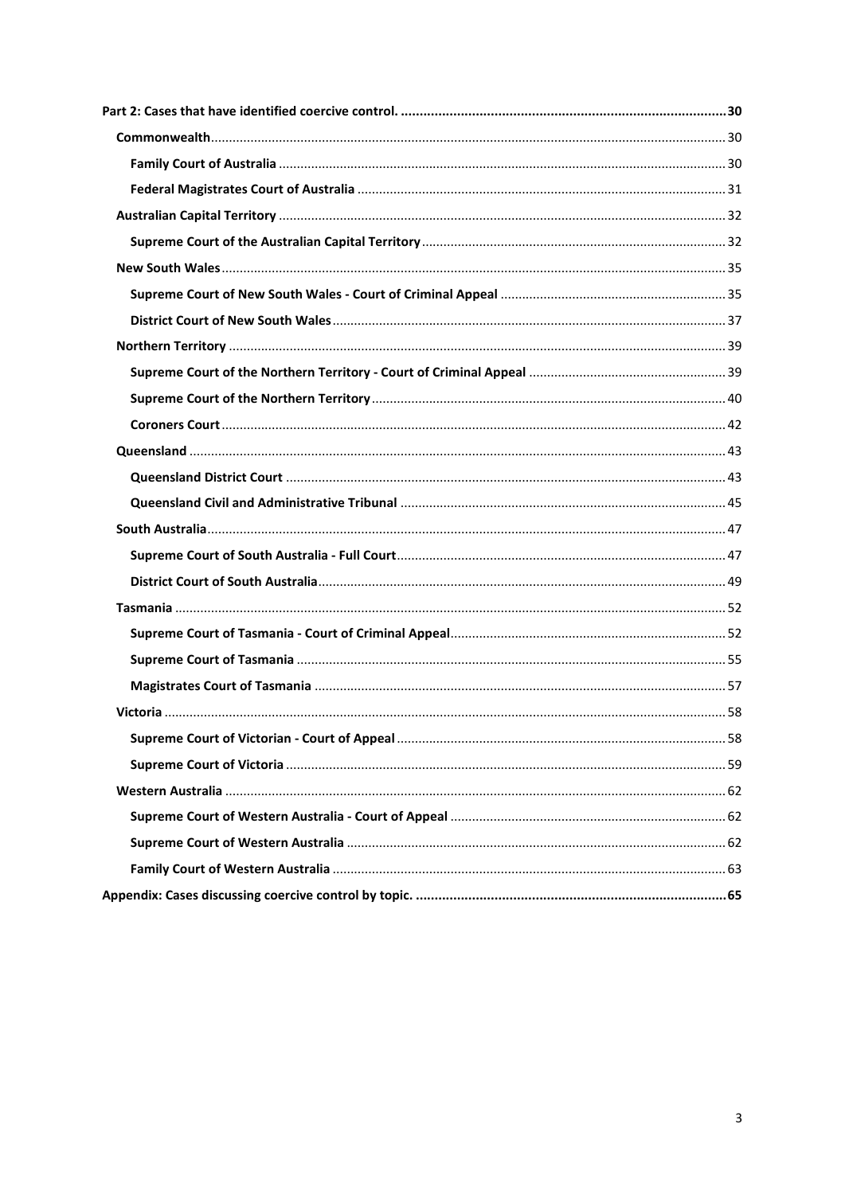**Part 2: Cases that have identified coercive control. ........ 30**

- **Commonwealth** ........ 30
  - **Family Court of Australia** ........ 30
  - **Federal Magistrates Court of Australia** ........ 31
- **Australian Capital Territory** ........ 32
  - **Supreme Court of the Australian Capital Territory** ........ 32
- **New South Wales** ........ 35
  - **Supreme Court of New South Wales - Court of Criminal Appeal** ........ 35
  - **District Court of New South Wales** ........ 37
- **Northern Territory** ........ 39
  - **Supreme Court of the Northern Territory - Court of Criminal Appeal** ........ 39
  - **Supreme Court of the Northern Territory** ........ 40
  - **Coroners Court** ........ 42
- **Queensland** ........ 43
  - **Queensland District Court** ........ 43
  - **Queensland Civil and Administrative Tribunal** ........ 45
- **South Australia** ........ 47
  - **Supreme Court of South Australia - Full Court** ........ 47
  - **District Court of South Australia** ........ 49
- **Tasmania** ........ 52
  - **Supreme Court of Tasmania - Court of Criminal Appeal** ........ 52
  - **Supreme Court of Tasmania** ........ 55
  - **Magistrates Court of Tasmania** ........ 57
- **Victoria** ........ 58
  - **Supreme Court of Victorian - Court of Appeal** ........ 58
  - **Supreme Court of Victoria** ........ 59
- **Western Australia** ........ 62
  - **Supreme Court of Western Australia - Court of Appeal** ........ 62
  - **Supreme Court of Western Australia** ........ 62
  - **Family Court of Western Australia** ........ 63

**Appendix: Cases discussing coercive control by topic. ........ 65**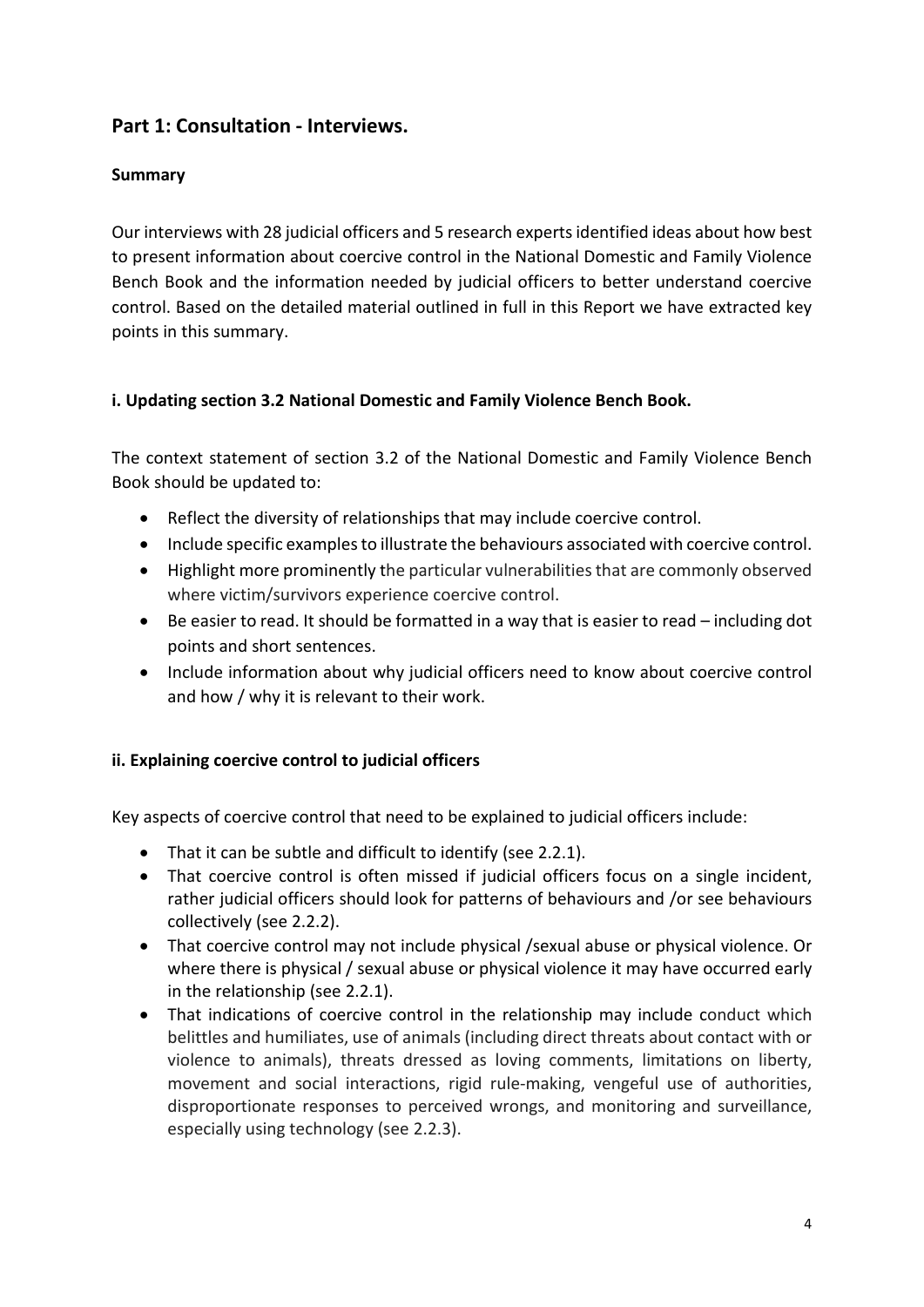## Part 1: Consultation - Interviews.

### Summary

Our interviews with 28 judicial officers and 5 research experts identified ideas about how best to present information about coercive control in the National Domestic and Family Violence Bench Book and the information needed by judicial officers to better understand coercive control. Based on the detailed material outlined in full in this Report we have extracted key points in this summary.

#### i. Updating section 3.2 National Domestic and Family Violence Bench Book.

The context statement of section 3.2 of the National Domestic and Family Violence Bench Book should be updated to:

- Reflect the diversity of relationships that may include coercive control.
- Include specific examples to illustrate the behaviours associated with coercive control.
- Highlight more prominently the particular vulnerabilities that are commonly observed where victim/survivors experience coercive control.
- Be easier to read. It should be formatted in a way that is easier to read – including dot points and short sentences.
- Include information about why judicial officers need to know about coercive control and how / why it is relevant to their work.

#### ii. Explaining coercive control to judicial officers

Key aspects of coercive control that need to be explained to judicial officers include:

- That it can be subtle and difficult to identify (see 2.2.1).
- That coercive control is often missed if judicial officers focus on a single incident, rather judicial officers should look for patterns of behaviours and /or see behaviours collectively (see 2.2.2).
- That coercive control may not include physical /sexual abuse or physical violence. Or where there is physical / sexual abuse or physical violence it may have occurred early in the relationship (see 2.2.1).
- That indications of coercive control in the relationship may include conduct which belittles and humiliates, use of animals (including direct threats about contact with or violence to animals), threats dressed as loving comments, limitations on liberty, movement and social interactions, rigid rule-making, vengeful use of authorities, disproportionate responses to perceived wrongs, and monitoring and surveillance, especially using technology (see 2.2.3).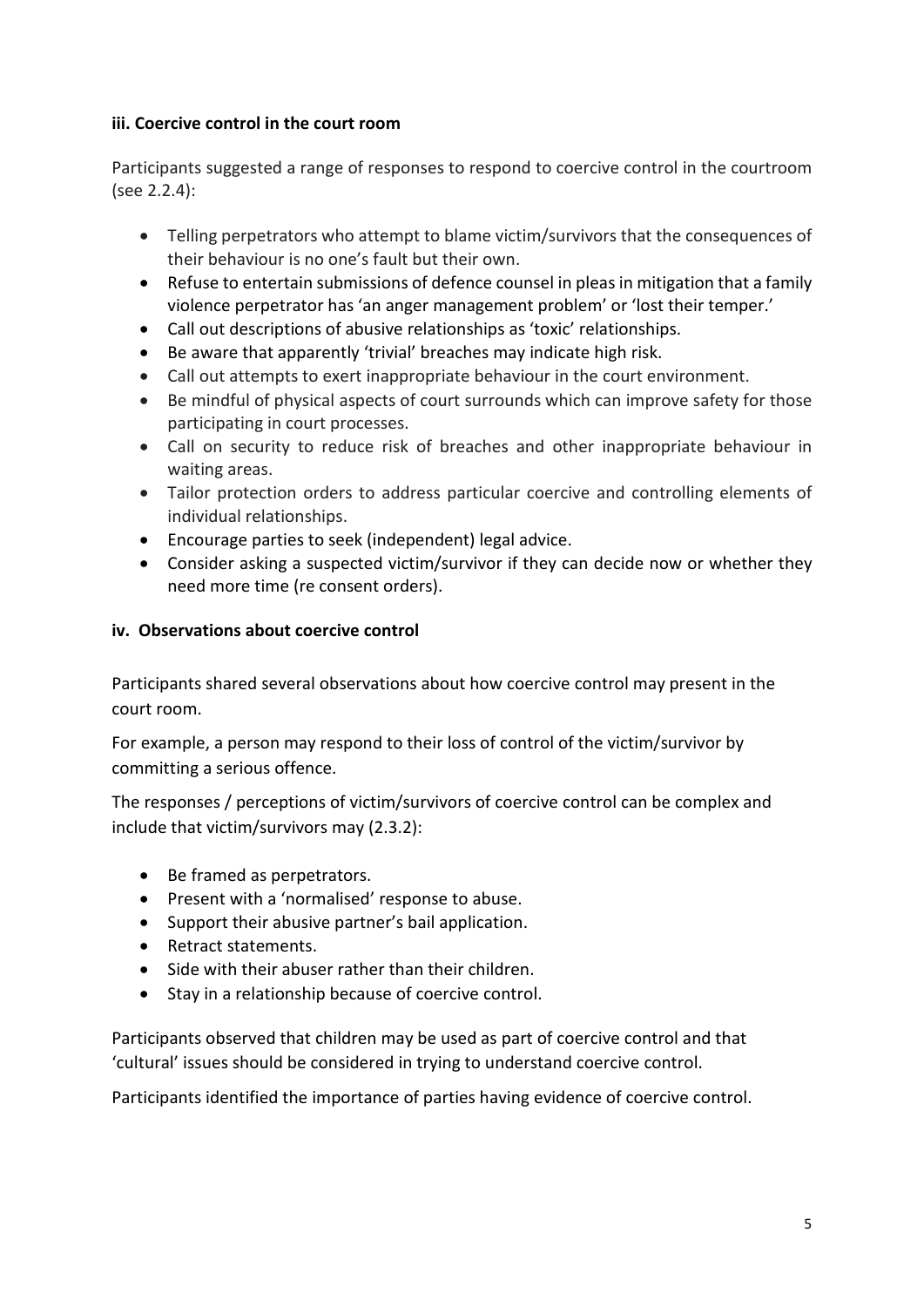#### iii. Coercive control in the court room

Participants suggested a range of responses to respond to coercive control in the courtroom (see 2.2.4):

- Telling perpetrators who attempt to blame victim/survivors that the consequences of their behaviour is no one's fault but their own.
- Refuse to entertain submissions of defence counsel in pleas in mitigation that a family violence perpetrator has 'an anger management problem' or 'lost their temper.'
- Call out descriptions of abusive relationships as 'toxic' relationships.
- Be aware that apparently 'trivial' breaches may indicate high risk.
- Call out attempts to exert inappropriate behaviour in the court environment.
- Be mindful of physical aspects of court surrounds which can improve safety for those participating in court processes.
- Call on security to reduce risk of breaches and other inappropriate behaviour in waiting areas.
- Tailor protection orders to address particular coercive and controlling elements of individual relationships.
- Encourage parties to seek (independent) legal advice.
- Consider asking a suspected victim/survivor if they can decide now or whether they need more time (re consent orders).

#### iv. Observations about coercive control

Participants shared several observations about how coercive control may present in the court room.

For example, a person may respond to their loss of control of the victim/survivor by committing a serious offence.

The responses / perceptions of victim/survivors of coercive control can be complex and include that victim/survivors may (2.3.2):

- Be framed as perpetrators.
- Present with a 'normalised' response to abuse.
- Support their abusive partner's bail application.
- Retract statements.
- Side with their abuser rather than their children.
- Stay in a relationship because of coercive control.

Participants observed that children may be used as part of coercive control and that 'cultural' issues should be considered in trying to understand coercive control.

Participants identified the importance of parties having evidence of coercive control.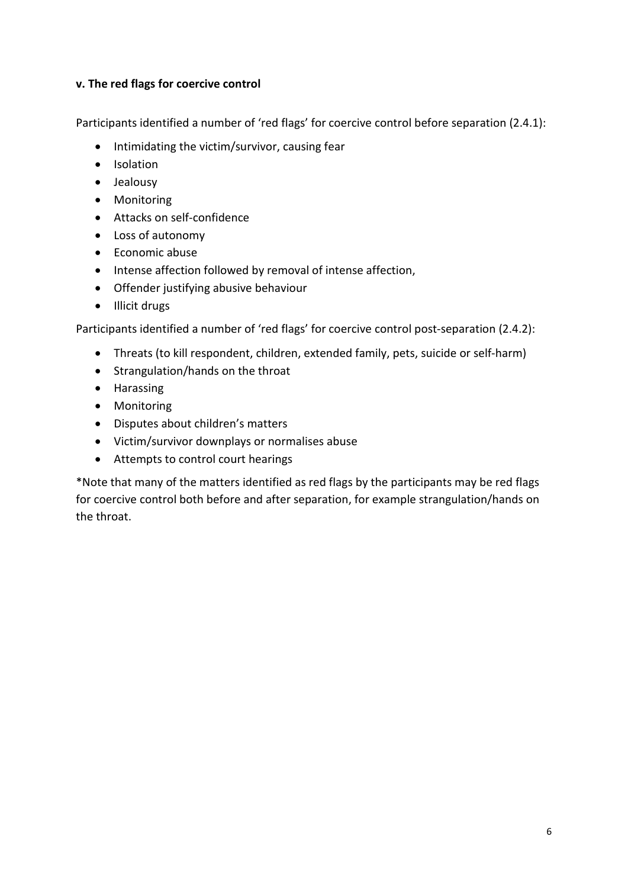**v. The red flags for coercive control**

Participants identified a number of 'red flags' for coercive control before separation (2.4.1):

- Intimidating the victim/survivor, causing fear
- Isolation
- Jealousy
- Monitoring
- Attacks on self-confidence
- Loss of autonomy
- Economic abuse
- Intense affection followed by removal of intense affection,
- Offender justifying abusive behaviour
- Illicit drugs

Participants identified a number of 'red flags' for coercive control post-separation (2.4.2):

- Threats (to kill respondent, children, extended family, pets, suicide or self-harm)
- Strangulation/hands on the throat
- Harassing
- Monitoring
- Disputes about children's matters
- Victim/survivor downplays or normalises abuse
- Attempts to control court hearings

*Note that many of the matters identified as red flags by the participants may be red flags for coercive control both before and after separation, for example strangulation/hands on the throat.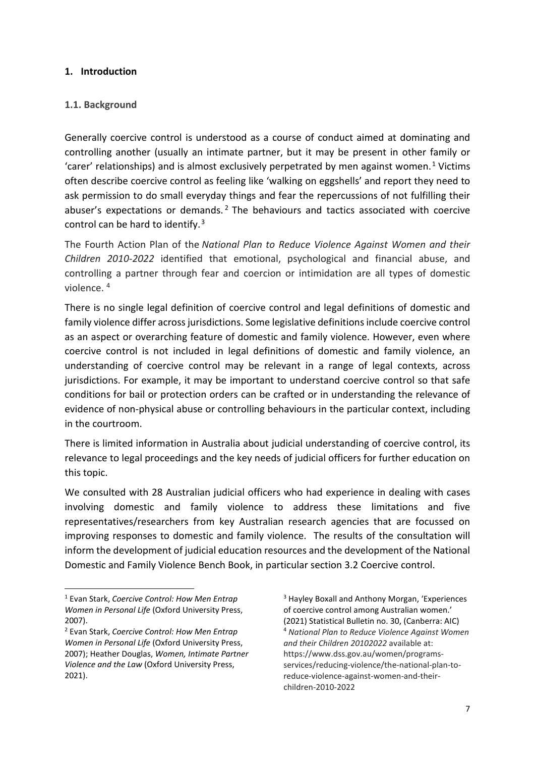## 1. Introduction

### 1.1. Background

Generally coercive control is understood as a course of conduct aimed at dominating and controlling another (usually an intimate partner, but it may be present in other family or 'carer' relationships) and is almost exclusively perpetrated by men against women.[1] Victims often describe coercive control as feeling like 'walking on eggshells' and report they need to ask permission to do small everyday things and fear the repercussions of not fulfilling their abuser's expectations or demands.[2] The behaviours and tactics associated with coercive control can be hard to identify.[3]

The Fourth Action Plan of the *National Plan to Reduce Violence Against Women and their Children 2010-2022* identified that emotional, psychological and financial abuse, and controlling a partner through fear and coercion or intimidation are all types of domestic violence.[4]

There is no single legal definition of coercive control and legal definitions of domestic and family violence differ across jurisdictions. Some legislative definitions include coercive control as an aspect or overarching feature of domestic and family violence. However, even where coercive control is not included in legal definitions of domestic and family violence, an understanding of coercive control may be relevant in a range of legal contexts, across jurisdictions. For example, it may be important to understand coercive control so that safe conditions for bail or protection orders can be crafted or in understanding the relevance of evidence of non-physical abuse or controlling behaviours in the particular context, including in the courtroom.

There is limited information in Australia about judicial understanding of coercive control, its relevance to legal proceedings and the key needs of judicial officers for further education on this topic.

We consulted with 28 Australian judicial officers who had experience in dealing with cases involving domestic and family violence to address these limitations and five representatives/researchers from key Australian research agencies that are focussed on improving responses to domestic and family violence. The results of the consultation will inform the development of judicial education resources and the development of the National Domestic and Family Violence Bench Book, in particular section 3.2 Coercive control.

---

[1] Evan Stark, *Coercive Control: How Men Entrap Women in Personal Life* (Oxford University Press, 2007).

[2] Evan Stark, *Coercive Control: How Men Entrap Women in Personal Life* (Oxford University Press, 2007); Heather Douglas, *Women, Intimate Partner Violence and the Law* (Oxford University Press, 2021).

[3] Hayley Boxall and Anthony Morgan, 'Experiences of coercive control among Australian women.' (2021) Statistical Bulletin no. 30, (Canberra: AIC)

[4] *National Plan to Reduce Violence Against Women and their Children 20102022* available at: https://www.dss.gov.au/women/programs-services/reducing-violence/the-national-plan-to-reduce-violence-against-women-and-their-children-2010-2022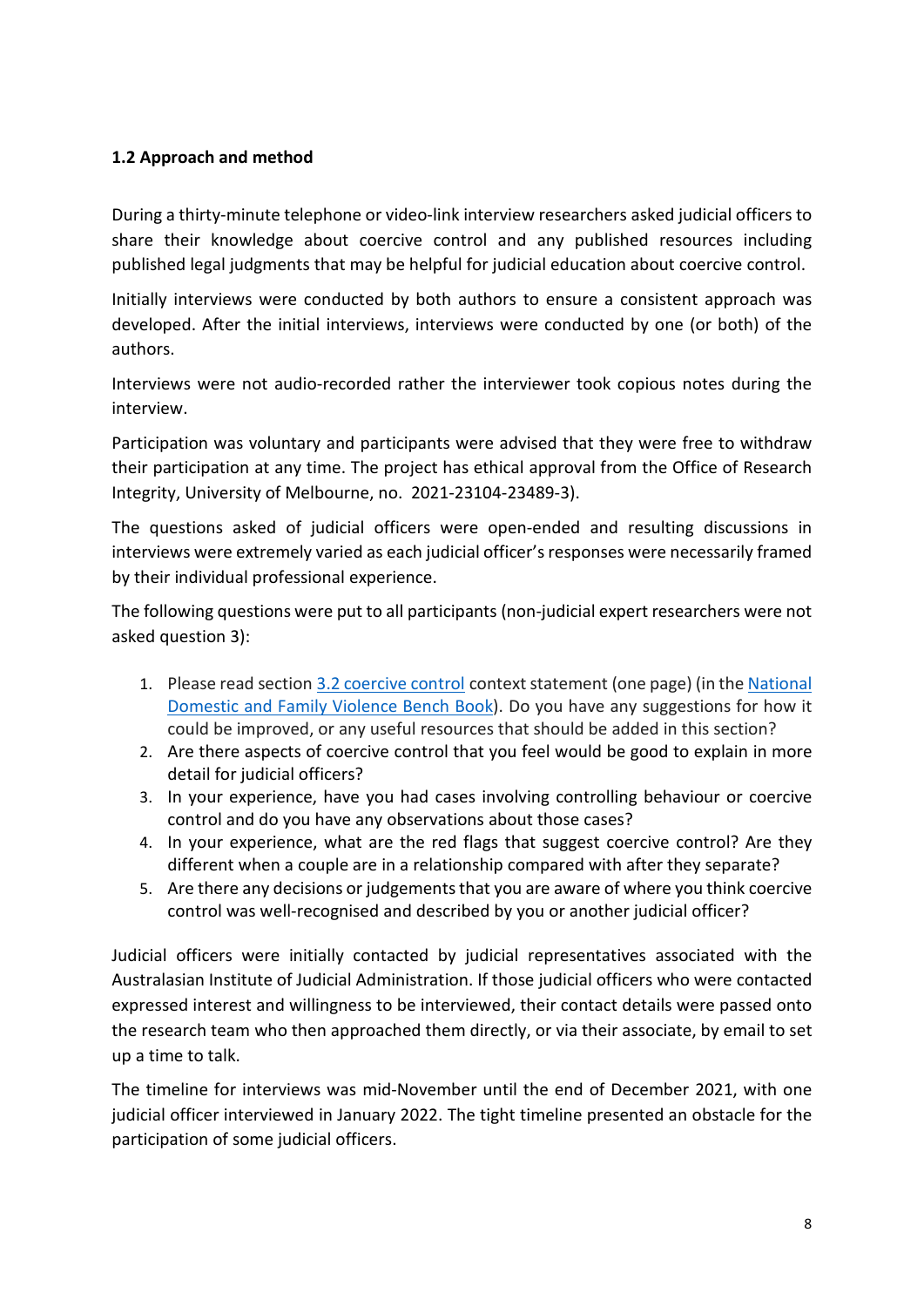### 1.2 Approach and method

During a thirty-minute telephone or video-link interview researchers asked judicial officers to share their knowledge about coercive control and any published resources including published legal judgments that may be helpful for judicial education about coercive control.

Initially interviews were conducted by both authors to ensure a consistent approach was developed. After the initial interviews, interviews were conducted by one (or both) of the authors.

Interviews were not audio-recorded rather the interviewer took copious notes during the interview.

Participation was voluntary and participants were advised that they were free to withdraw their participation at any time. The project has ethical approval from the Office of Research Integrity, University of Melbourne, no. 2021-23104-23489-3).

The questions asked of judicial officers were open-ended and resulting discussions in interviews were extremely varied as each judicial officer's responses were necessarily framed by their individual professional experience.

The following questions were put to all participants (non-judicial expert researchers were not asked question 3):

1. Please read section [3.2 coercive control](#) context statement (one page) (in the [National Domestic and Family Violence Bench Book](#)). Do you have any suggestions for how it could be improved, or any useful resources that should be added in this section?
2. Are there aspects of coercive control that you feel would be good to explain in more detail for judicial officers?
3. In your experience, have you had cases involving controlling behaviour or coercive control and do you have any observations about those cases?
4. In your experience, what are the red flags that suggest coercive control? Are they different when a couple are in a relationship compared with after they separate?
5. Are there any decisions or judgements that you are aware of where you think coercive control was well-recognised and described by you or another judicial officer?

Judicial officers were initially contacted by judicial representatives associated with the Australasian Institute of Judicial Administration. If those judicial officers who were contacted expressed interest and willingness to be interviewed, their contact details were passed onto the research team who then approached them directly, or via their associate, by email to set up a time to talk.

The timeline for interviews was mid-November until the end of December 2021, with one judicial officer interviewed in January 2022. The tight timeline presented an obstacle for the participation of some judicial officers.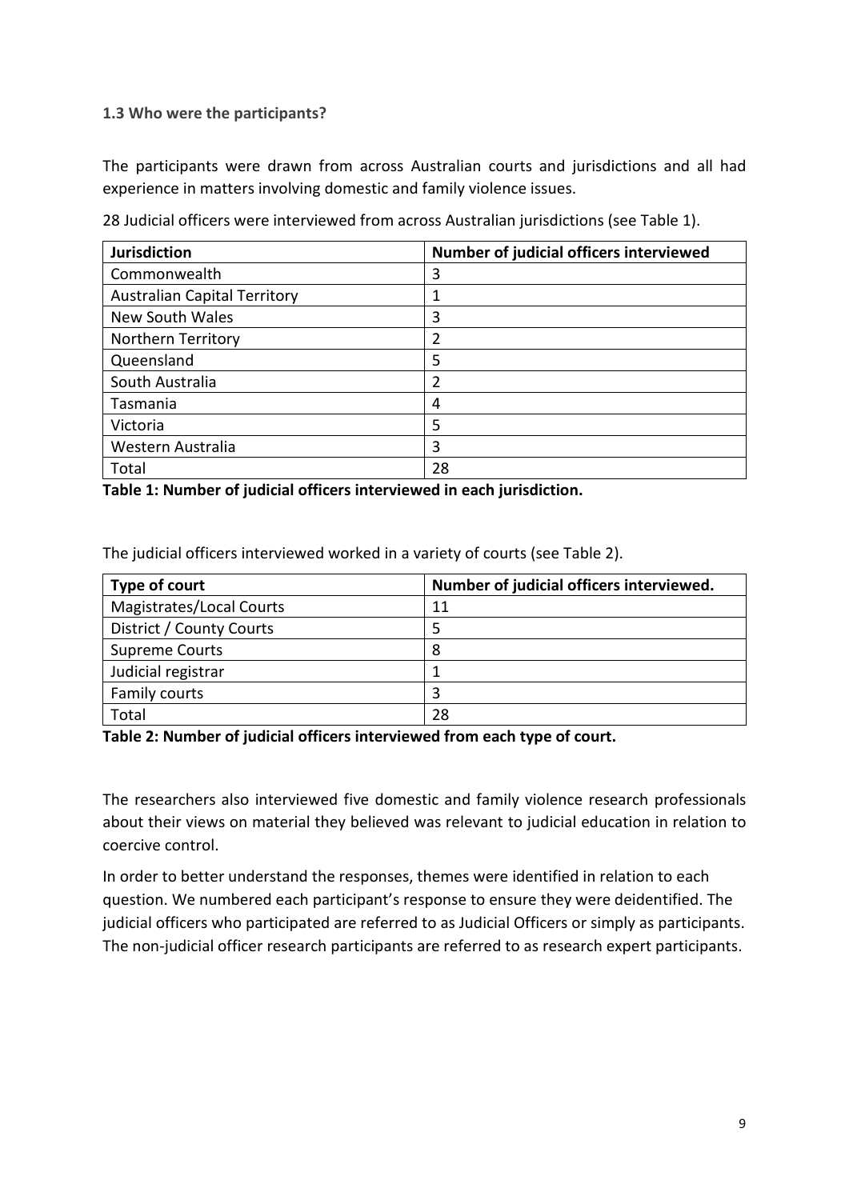### 1.3 Who were the participants?

The participants were drawn from across Australian courts and jurisdictions and all had experience in matters involving domestic and family violence issues.

28 Judicial officers were interviewed from across Australian jurisdictions (see Table 1).

| Jurisdiction | Number of judicial officers interviewed |
|---|---|
| Commonwealth | 3 |
| Australian Capital Territory | 1 |
| New South Wales | 3 |
| Northern Territory | 2 |
| Queensland | 5 |
| South Australia | 2 |
| Tasmania | 4 |
| Victoria | 5 |
| Western Australia | 3 |
| Total | 28 |

**Table 1: Number of judicial officers interviewed in each jurisdiction.**

The judicial officers interviewed worked in a variety of courts (see Table 2).

| Type of court | Number of judicial officers interviewed. |
|---|---|
| Magistrates/Local Courts | 11 |
| District / County Courts | 5 |
| Supreme Courts | 8 |
| Judicial registrar | 1 |
| Family courts | 3 |
| Total | 28 |

**Table 2: Number of judicial officers interviewed from each type of court.**

The researchers also interviewed five domestic and family violence research professionals about their views on material they believed was relevant to judicial education in relation to coercive control.

In order to better understand the responses, themes were identified in relation to each question. We numbered each participant's response to ensure they were deidentified. The judicial officers who participated are referred to as Judicial Officers or simply as participants. The non-judicial officer research participants are referred to as research expert participants.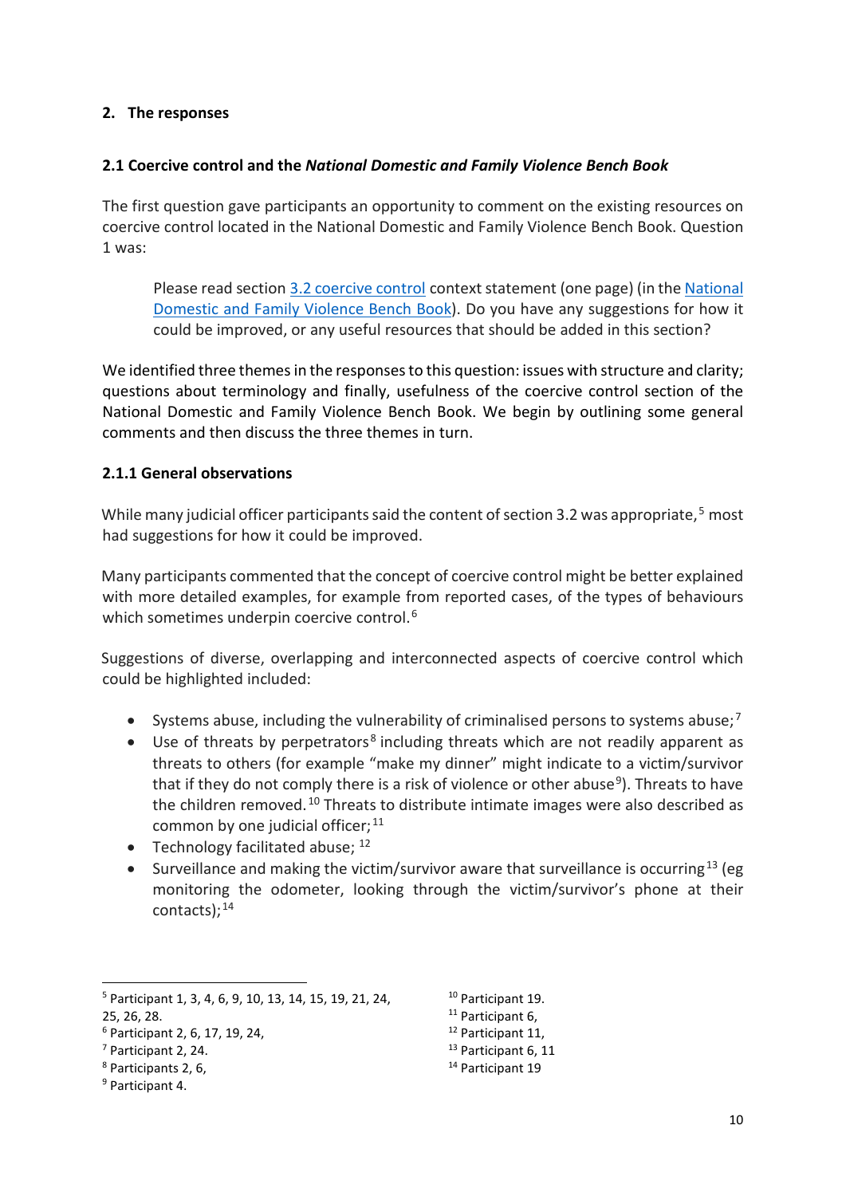## 2. The responses

### 2.1 Coercive control and the *National Domestic and Family Violence Bench Book*

The first question gave participants an opportunity to comment on the existing resources on coercive control located in the National Domestic and Family Violence Bench Book. Question 1 was:

> Please read section 3.2 coercive control context statement (one page) (in the National Domestic and Family Violence Bench Book). Do you have any suggestions for how it could be improved, or any useful resources that should be added in this section?

We identified three themes in the responses to this question: issues with structure and clarity; questions about terminology and finally, usefulness of the coercive control section of the National Domestic and Family Violence Bench Book. We begin by outlining some general comments and then discuss the three themes in turn.

### 2.1.1 General observations

While many judicial officer participants said the content of section 3.2 was appropriate,[5] most had suggestions for how it could be improved.

Many participants commented that the concept of coercive control might be better explained with more detailed examples, for example from reported cases, of the types of behaviours which sometimes underpin coercive control.[6]

Suggestions of diverse, overlapping and interconnected aspects of coercive control which could be highlighted included:

- Systems abuse, including the vulnerability of criminalised persons to systems abuse;[7]
- Use of threats by perpetrators[8] including threats which are not readily apparent as threats to others (for example "make my dinner" might indicate to a victim/survivor that if they do not comply there is a risk of violence or other abuse[9]). Threats to have the children removed.[10] Threats to distribute intimate images were also described as common by one judicial officer;[11]
- Technology facilitated abuse; [12]
- Surveillance and making the victim/survivor aware that surveillance is occurring[13] (eg monitoring the odometer, looking through the victim/survivor's phone at their contacts);[14]

---

[5] Participant 1, 3, 4, 6, 9, 10, 13, 14, 15, 19, 21, 24, 25, 26, 28.

[6] Participant 2, 6, 17, 19, 24,

[7] Participant 2, 24.

[8] Participants 2, 6,

[9] Participant 4.

[10] Participant 19.

[11] Participant 6,

[12] Participant 11,

[13] Participant 6, 11

[14] Participant 19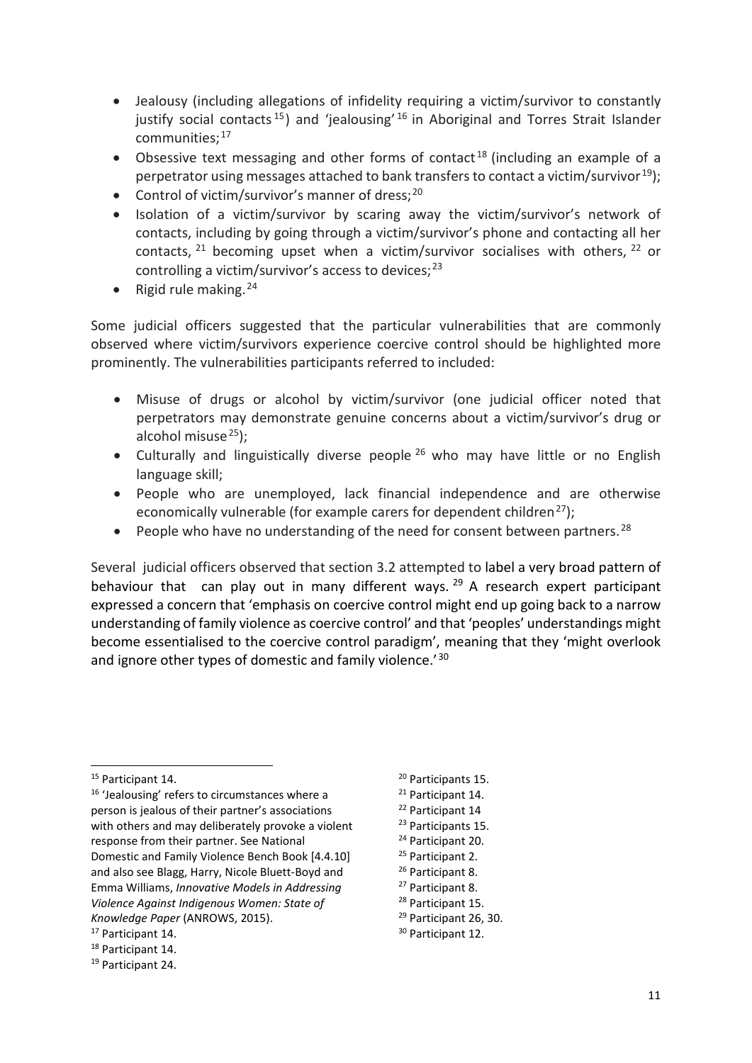- Jealousy (including allegations of infidelity requiring a victim/survivor to constantly justify social contacts[15]) and 'jealousing'[16] in Aboriginal and Torres Strait Islander communities;[17]
- Obsessive text messaging and other forms of contact[18] (including an example of a perpetrator using messages attached to bank transfers to contact a victim/survivor[19]);
- Control of victim/survivor's manner of dress;[20]
- Isolation of a victim/survivor by scaring away the victim/survivor's network of contacts, including by going through a victim/survivor's phone and contacting all her contacts,[21] becoming upset when a victim/survivor socialises with others,[22] or controlling a victim/survivor's access to devices;[23]
- Rigid rule making.[24]

Some judicial officers suggested that the particular vulnerabilities that are commonly observed where victim/survivors experience coercive control should be highlighted more prominently. The vulnerabilities participants referred to included:

- Misuse of drugs or alcohol by victim/survivor (one judicial officer noted that perpetrators may demonstrate genuine concerns about a victim/survivor's drug or alcohol misuse[25]);
- Culturally and linguistically diverse people[26] who may have little or no English language skill;
- People who are unemployed, lack financial independence and are otherwise economically vulnerable (for example carers for dependent children[27]);
- People who have no understanding of the need for consent between partners.[28]

Several judicial officers observed that section 3.2 attempted to label a very broad pattern of behaviour that can play out in many different ways.[29] A research expert participant expressed a concern that 'emphasis on coercive control might end up going back to a narrow understanding of family violence as coercive control' and that 'peoples' understandings might become essentialised to the coercive control paradigm', meaning that they 'might overlook and ignore other types of domestic and family violence.'[30]

---

[15] Participant 14.

[16] 'Jealousing' refers to circumstances where a person is jealous of their partner's associations with others and may deliberately provoke a violent response from their partner. See National Domestic and Family Violence Bench Book [4.4.10] and also see Blagg, Harry, Nicole Bluett-Boyd and Emma Williams, *Innovative Models in Addressing Violence Against Indigenous Women: State of Knowledge Paper* (ANROWS, 2015).

[17] Participant 14.

[18] Participant 14.

[19] Participant 24.

[20] Participants 15.

[21] Participant 14.

[22] Participant 14

[23] Participants 15.

[24] Participant 20.

[25] Participant 2.

[26] Participant 8.

[27] Participant 8.

[28] Participant 15.

[29] Participant 26, 30.

[30] Participant 12.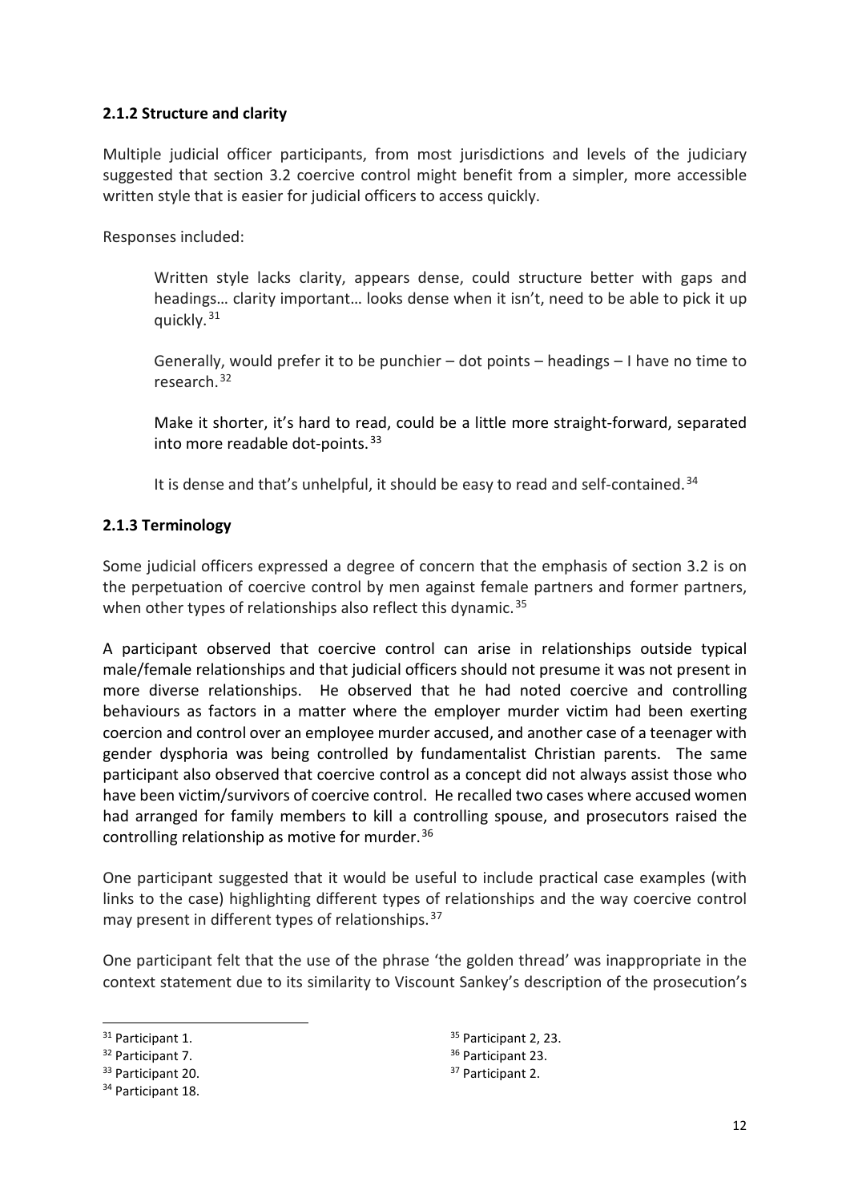### 2.1.2 Structure and clarity

Multiple judicial officer participants, from most jurisdictions and levels of the judiciary suggested that section 3.2 coercive control might benefit from a simpler, more accessible written style that is easier for judicial officers to access quickly.

Responses included:

> Written style lacks clarity, appears dense, could structure better with gaps and headings… clarity important… looks dense when it isn't, need to be able to pick it up quickly.[31]
>
> Generally, would prefer it to be punchier – dot points – headings – I have no time to research.[32]
>
> Make it shorter, it's hard to read, could be a little more straight-forward, separated into more readable dot-points.[33]
>
> It is dense and that's unhelpful, it should be easy to read and self-contained.[34]

### 2.1.3 Terminology

Some judicial officers expressed a degree of concern that the emphasis of section 3.2 is on the perpetuation of coercive control by men against female partners and former partners, when other types of relationships also reflect this dynamic.[35]

A participant observed that coercive control can arise in relationships outside typical male/female relationships and that judicial officers should not presume it was not present in more diverse relationships. He observed that he had noted coercive and controlling behaviours as factors in a matter where the employer murder victim had been exerting coercion and control over an employee murder accused, and another case of a teenager with gender dysphoria was being controlled by fundamentalist Christian parents. The same participant also observed that coercive control as a concept did not always assist those who have been victim/survivors of coercive control. He recalled two cases where accused women had arranged for family members to kill a controlling spouse, and prosecutors raised the controlling relationship as motive for murder.[36]

One participant suggested that it would be useful to include practical case examples (with links to the case) highlighting different types of relationships and the way coercive control may present in different types of relationships.[37]

One participant felt that the use of the phrase 'the golden thread' was inappropriate in the context statement due to its similarity to Viscount Sankey's description of the prosecution's

---

[31] Participant 1.

[32] Participant 7.

[33] Participant 20.

[34] Participant 18.

[35] Participant 2, 23.

[36] Participant 23.

[37] Participant 2.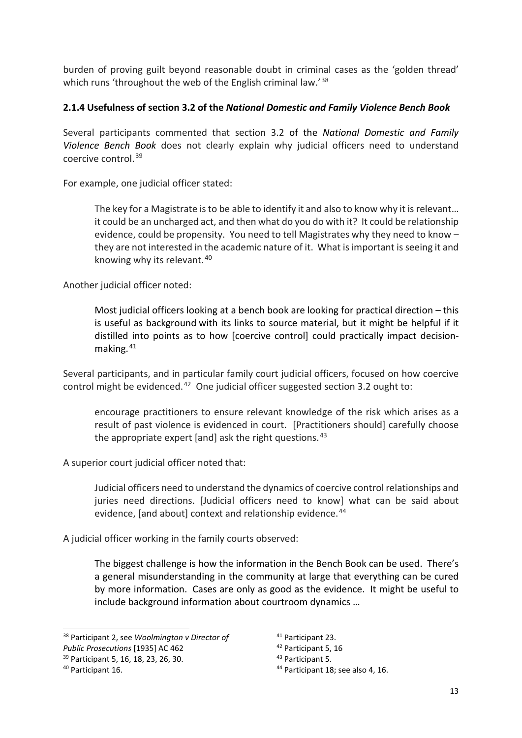burden of proving guilt beyond reasonable doubt in criminal cases as the 'golden thread' which runs 'throughout the web of the English criminal law.'[38]

### 2.1.4 Usefulness of section 3.2 of the *National Domestic and Family Violence Bench Book*

Several participants commented that section 3.2 of the *National Domestic and Family Violence Bench Book* does not clearly explain why judicial officers need to understand coercive control.[39]

For example, one judicial officer stated:

> The key for a Magistrate is to be able to identify it and also to know why it is relevant… it could be an uncharged act, and then what do you do with it? It could be relationship evidence, could be propensity. You need to tell Magistrates why they need to know – they are not interested in the academic nature of it. What is important is seeing it and knowing why its relevant.[40]

Another judicial officer noted:

> Most judicial officers looking at a bench book are looking for practical direction – this is useful as background with its links to source material, but it might be helpful if it distilled into points as to how [coercive control] could practically impact decision-making.[41]

Several participants, and in particular family court judicial officers, focused on how coercive control might be evidenced.[42] One judicial officer suggested section 3.2 ought to:

> encourage practitioners to ensure relevant knowledge of the risk which arises as a result of past violence is evidenced in court. [Practitioners should] carefully choose the appropriate expert [and] ask the right questions.[43]

A superior court judicial officer noted that:

> Judicial officers need to understand the dynamics of coercive control relationships and juries need directions. [Judicial officers need to know] what can be said about evidence, [and about] context and relationship evidence.[44]

A judicial officer working in the family courts observed:

> The biggest challenge is how the information in the Bench Book can be used. There's a general misunderstanding in the community at large that everything can be cured by more information. Cases are only as good as the evidence. It might be useful to include background information about courtroom dynamics …

---

[38] Participant 2, see *Woolmington v Director of Public Prosecutions* [1935] AC 462

[39] Participant 5, 16, 18, 23, 26, 30.

[40] Participant 16.

[41] Participant 23.

[42] Participant 5, 16

[43] Participant 5.

[44] Participant 18; see also 4, 16.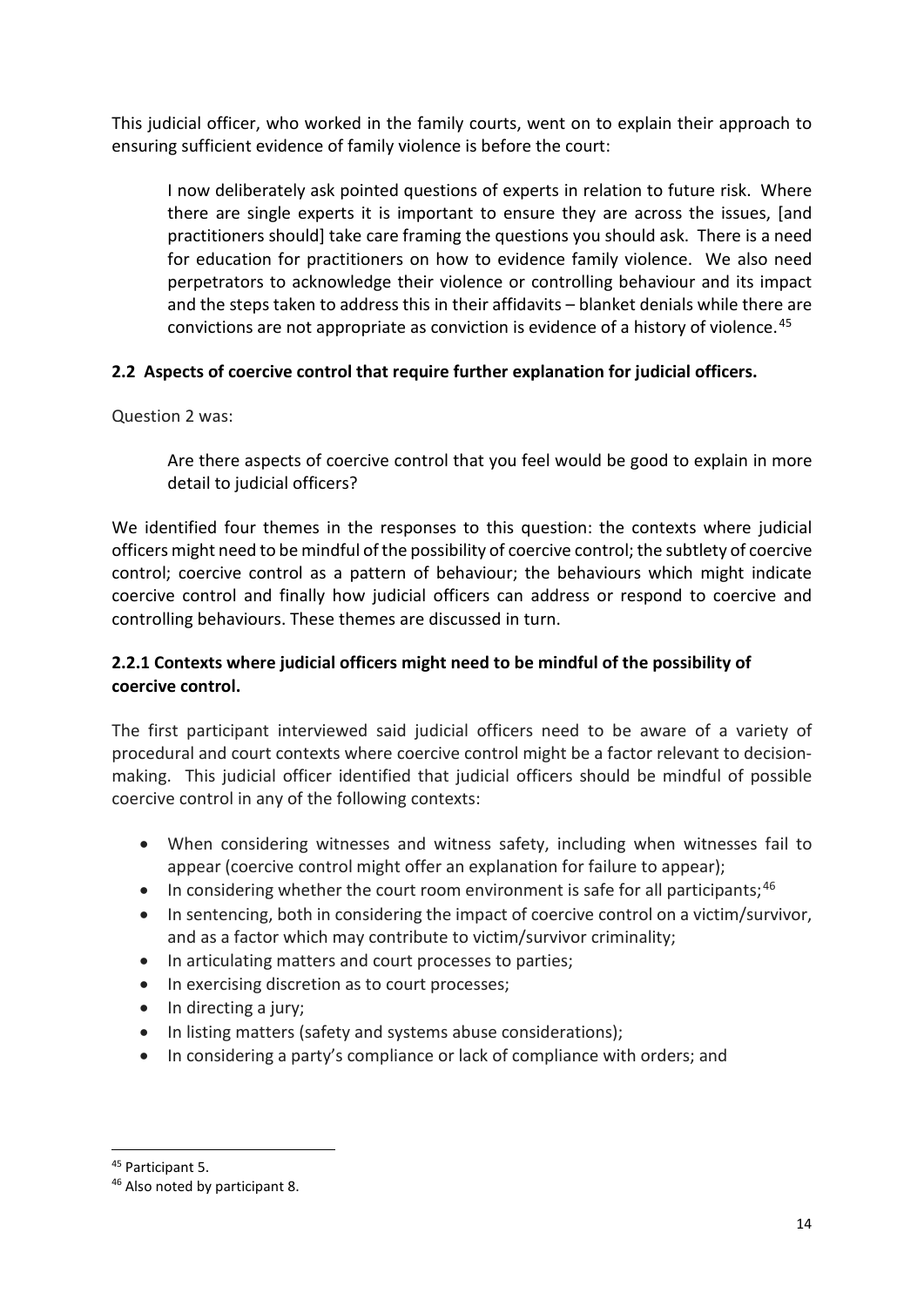This judicial officer, who worked in the family courts, went on to explain their approach to ensuring sufficient evidence of family violence is before the court:

> I now deliberately ask pointed questions of experts in relation to future risk. Where there are single experts it is important to ensure they are across the issues, [and practitioners should] take care framing the questions you should ask. There is a need for education for practitioners on how to evidence family violence. We also need perpetrators to acknowledge their violence or controlling behaviour and its impact and the steps taken to address this in their affidavits – blanket denials while there are convictions are not appropriate as conviction is evidence of a history of violence.[45]

### 2.2 Aspects of coercive control that require further explanation for judicial officers.

Question 2 was:

> Are there aspects of coercive control that you feel would be good to explain in more detail to judicial officers?

We identified four themes in the responses to this question: the contexts where judicial officers might need to be mindful of the possibility of coercive control; the subtlety of coercive control; coercive control as a pattern of behaviour; the behaviours which might indicate coercive control and finally how judicial officers can address or respond to coercive and controlling behaviours. These themes are discussed in turn.

#### 2.2.1 Contexts where judicial officers might need to be mindful of the possibility of coercive control.

The first participant interviewed said judicial officers need to be aware of a variety of procedural and court contexts where coercive control might be a factor relevant to decision-making. This judicial officer identified that judicial officers should be mindful of possible coercive control in any of the following contexts:

- When considering witnesses and witness safety, including when witnesses fail to appear (coercive control might offer an explanation for failure to appear);
- In considering whether the court room environment is safe for all participants;[46]
- In sentencing, both in considering the impact of coercive control on a victim/survivor, and as a factor which may contribute to victim/survivor criminality;
- In articulating matters and court processes to parties;
- In exercising discretion as to court processes;
- In directing a jury;
- In listing matters (safety and systems abuse considerations);
- In considering a party's compliance or lack of compliance with orders; and

---

[45] Participant 5.

[46] Also noted by participant 8.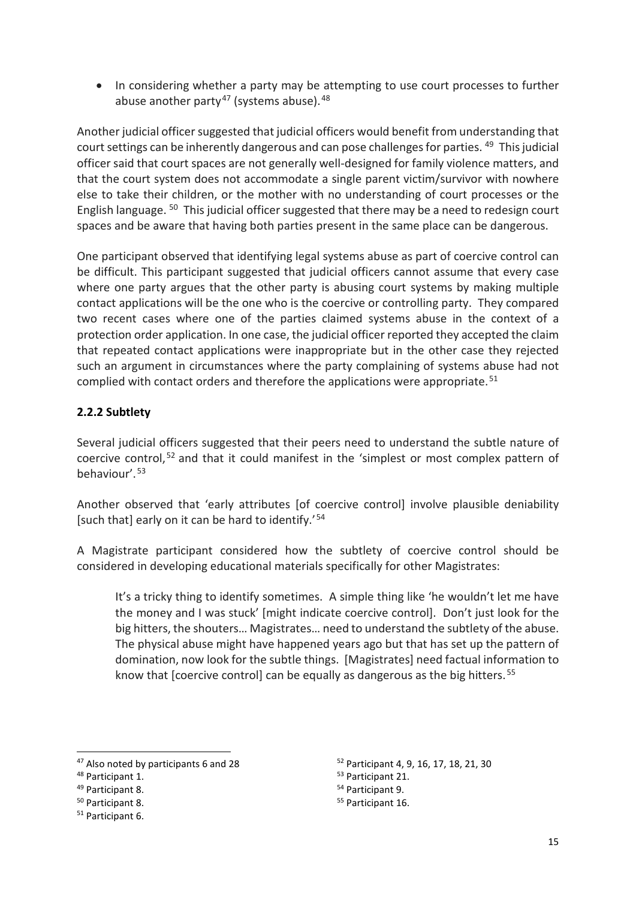- In considering whether a party may be attempting to use court processes to further abuse another party[47] (systems abuse).[48]

Another judicial officer suggested that judicial officers would benefit from understanding that court settings can be inherently dangerous and can pose challenges for parties. [49] This judicial officer said that court spaces are not generally well-designed for family violence matters, and that the court system does not accommodate a single parent victim/survivor with nowhere else to take their children, or the mother with no understanding of court processes or the English language. [50] This judicial officer suggested that there may be a need to redesign court spaces and be aware that having both parties present in the same place can be dangerous.

One participant observed that identifying legal systems abuse as part of coercive control can be difficult. This participant suggested that judicial officers cannot assume that every case where one party argues that the other party is abusing court systems by making multiple contact applications will be the one who is the coercive or controlling party. They compared two recent cases where one of the parties claimed systems abuse in the context of a protection order application. In one case, the judicial officer reported they accepted the claim that repeated contact applications were inappropriate but in the other case they rejected such an argument in circumstances where the party complaining of systems abuse had not complied with contact orders and therefore the applications were appropriate.[51]

### 2.2.2 Subtlety

Several judicial officers suggested that their peers need to understand the subtle nature of coercive control,[52] and that it could manifest in the 'simplest or most complex pattern of behaviour'.[53]

Another observed that 'early attributes [of coercive control] involve plausible deniability [such that] early on it can be hard to identify.'[54]

A Magistrate participant considered how the subtlety of coercive control should be considered in developing educational materials specifically for other Magistrates:

> It's a tricky thing to identify sometimes. A simple thing like 'he wouldn't let me have the money and I was stuck' [might indicate coercive control]. Don't just look for the big hitters, the shouters… Magistrates… need to understand the subtlety of the abuse. The physical abuse might have happened years ago but that has set up the pattern of domination, now look for the subtle things. [Magistrates] need factual information to know that [coercive control] can be equally as dangerous as the big hitters.[55]

---

[47] Also noted by participants 6 and 28

[48] Participant 1.

[49] Participant 8.

[50] Participant 8.

[51] Participant 6.

[52] Participant 4, 9, 16, 17, 18, 21, 30

[53] Participant 21.

[54] Participant 9.

[55] Participant 16.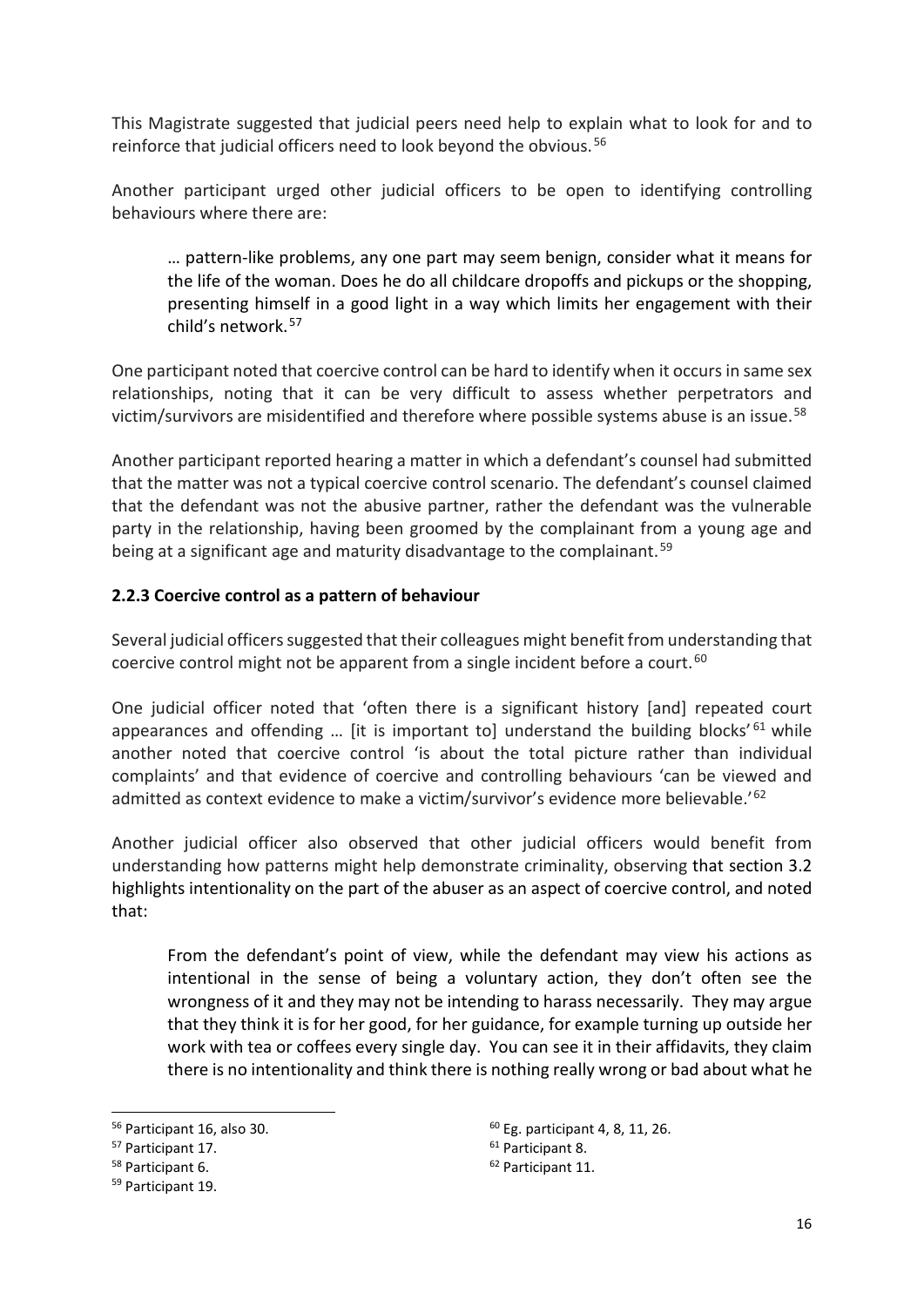This Magistrate suggested that judicial peers need help to explain what to look for and to reinforce that judicial officers need to look beyond the obvious.[56]

Another participant urged other judicial officers to be open to identifying controlling behaviours where there are:

> … pattern-like problems, any one part may seem benign, consider what it means for the life of the woman. Does he do all childcare dropoffs and pickups or the shopping, presenting himself in a good light in a way which limits her engagement with their child's network.[57]

One participant noted that coercive control can be hard to identify when it occurs in same sex relationships, noting that it can be very difficult to assess whether perpetrators and victim/survivors are misidentified and therefore where possible systems abuse is an issue.[58]

Another participant reported hearing a matter in which a defendant's counsel had submitted that the matter was not a typical coercive control scenario. The defendant's counsel claimed that the defendant was not the abusive partner, rather the defendant was the vulnerable party in the relationship, having been groomed by the complainant from a young age and being at a significant age and maturity disadvantage to the complainant.[59]

### 2.2.3 Coercive control as a pattern of behaviour

Several judicial officers suggested that their colleagues might benefit from understanding that coercive control might not be apparent from a single incident before a court.[60]

One judicial officer noted that 'often there is a significant history [and] repeated court appearances and offending … [it is important to] understand the building blocks'[61] while another noted that coercive control 'is about the total picture rather than individual complaints' and that evidence of coercive and controlling behaviours 'can be viewed and admitted as context evidence to make a victim/survivor's evidence more believable.'[62]

Another judicial officer also observed that other judicial officers would benefit from understanding how patterns might help demonstrate criminality, observing that section 3.2 highlights intentionality on the part of the abuser as an aspect of coercive control, and noted that:

> From the defendant's point of view, while the defendant may view his actions as intentional in the sense of being a voluntary action, they don't often see the wrongness of it and they may not be intending to harass necessarily. They may argue that they think it is for her good, for her guidance, for example turning up outside her work with tea or coffees every single day. You can see it in their affidavits, they claim there is no intentionality and think there is nothing really wrong or bad about what he

---

[56] Participant 16, also 30.

[57] Participant 17.

[58] Participant 6.

[59] Participant 19.

[60] Eg. participant 4, 8, 11, 26.

[61] Participant 8.

[62] Participant 11.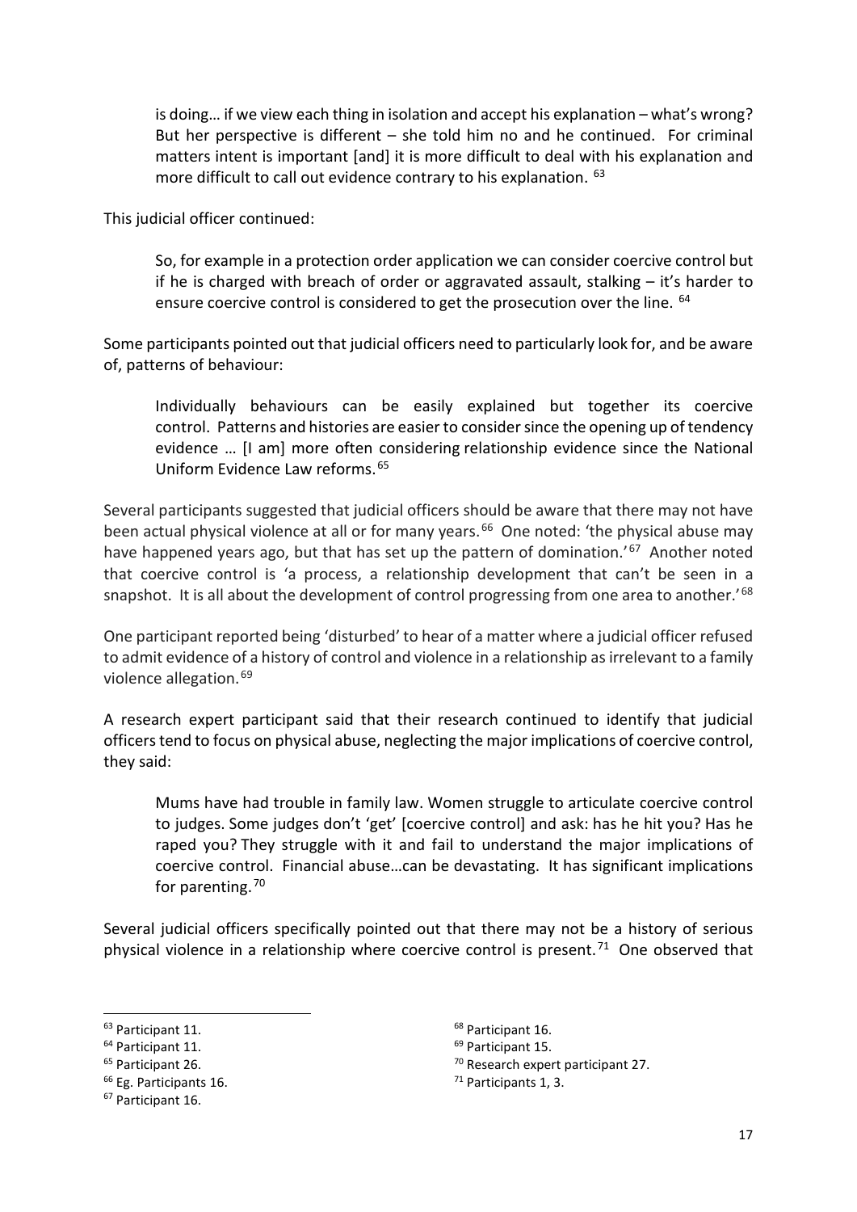> is doing… if we view each thing in isolation and accept his explanation – what's wrong? But her perspective is different – she told him no and he continued. For criminal matters intent is important [and] it is more difficult to deal with his explanation and more difficult to call out evidence contrary to his explanation. [63]

This judicial officer continued:

> So, for example in a protection order application we can consider coercive control but if he is charged with breach of order or aggravated assault, stalking – it's harder to ensure coercive control is considered to get the prosecution over the line. [64]

Some participants pointed out that judicial officers need to particularly look for, and be aware of, patterns of behaviour:

> Individually behaviours can be easily explained but together its coercive control. Patterns and histories are easier to consider since the opening up of tendency evidence … [I am] more often considering relationship evidence since the National Uniform Evidence Law reforms. [65]

Several participants suggested that judicial officers should be aware that there may not have been actual physical violence at all or for many years. [66] One noted: 'the physical abuse may have happened years ago, but that has set up the pattern of domination.' [67] Another noted that coercive control is 'a process, a relationship development that can't be seen in a snapshot. It is all about the development of control progressing from one area to another.' [68]

One participant reported being 'disturbed' to hear of a matter where a judicial officer refused to admit evidence of a history of control and violence in a relationship as irrelevant to a family violence allegation. [69]

A research expert participant said that their research continued to identify that judicial officers tend to focus on physical abuse, neglecting the major implications of coercive control, they said:

> Mums have had trouble in family law. Women struggle to articulate coercive control to judges. Some judges don't 'get' [coercive control] and ask: has he hit you? Has he raped you? They struggle with it and fail to understand the major implications of coercive control. Financial abuse…can be devastating. It has significant implications for parenting. [70]

Several judicial officers specifically pointed out that there may not be a history of serious physical violence in a relationship where coercive control is present. [71] One observed that

---

[63] Participant 11.

[64] Participant 11.

[65] Participant 26.

[66] Eg. Participants 16.

[67] Participant 16.

[68] Participant 16.

[69] Participant 15.

[70] Research expert participant 27.

[71] Participants 1, 3.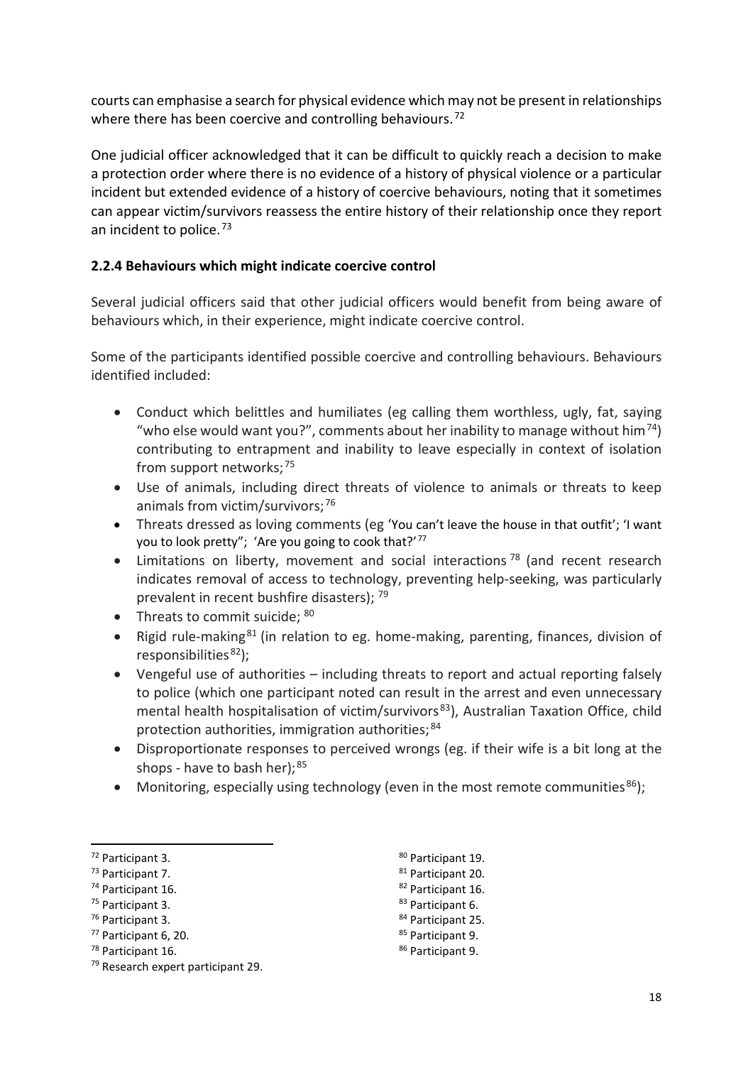courts can emphasise a search for physical evidence which may not be present in relationships where there has been coercive and controlling behaviours.[72]

One judicial officer acknowledged that it can be difficult to quickly reach a decision to make a protection order where there is no evidence of a history of physical violence or a particular incident but extended evidence of a history of coercive behaviours, noting that it sometimes can appear victim/survivors reassess the entire history of their relationship once they report an incident to police.[73]

### 2.2.4 Behaviours which might indicate coercive control

Several judicial officers said that other judicial officers would benefit from being aware of behaviours which, in their experience, might indicate coercive control.

Some of the participants identified possible coercive and controlling behaviours. Behaviours identified included:

- Conduct which belittles and humiliates (eg calling them worthless, ugly, fat, saying "who else would want you?", comments about her inability to manage without him[74]) contributing to entrapment and inability to leave especially in context of isolation from support networks;[75]
- Use of animals, including direct threats of violence to animals or threats to keep animals from victim/survivors;[76]
- Threats dressed as loving comments (eg 'You can't leave the house in that outfit'; 'I want you to look pretty"; 'Are you going to cook that?'[77]
- Limitations on liberty, movement and social interactions[78] (and recent research indicates removal of access to technology, preventing help-seeking, was particularly prevalent in recent bushfire disasters); [79]
- Threats to commit suicide; [80]
- Rigid rule-making[81] (in relation to eg. home-making, parenting, finances, division of responsibilities[82]);
- Vengeful use of authorities – including threats to report and actual reporting falsely to police (which one participant noted can result in the arrest and even unnecessary mental health hospitalisation of victim/survivors[83]), Australian Taxation Office, child protection authorities, immigration authorities;[84]
- Disproportionate responses to perceived wrongs (eg. if their wife is a bit long at the shops - have to bash her);[85]
- Monitoring, especially using technology (even in the most remote communities[86]);

---

[72] Participant 3.
[73] Participant 7.
[74] Participant 16.
[75] Participant 3.
[76] Participant 3.
[77] Participant 6, 20.
[78] Participant 16.
[79] Research expert participant 29.
[80] Participant 19.
[81] Participant 20.
[82] Participant 16.
[83] Participant 6.
[84] Participant 25.
[85] Participant 9.
[86] Participant 9.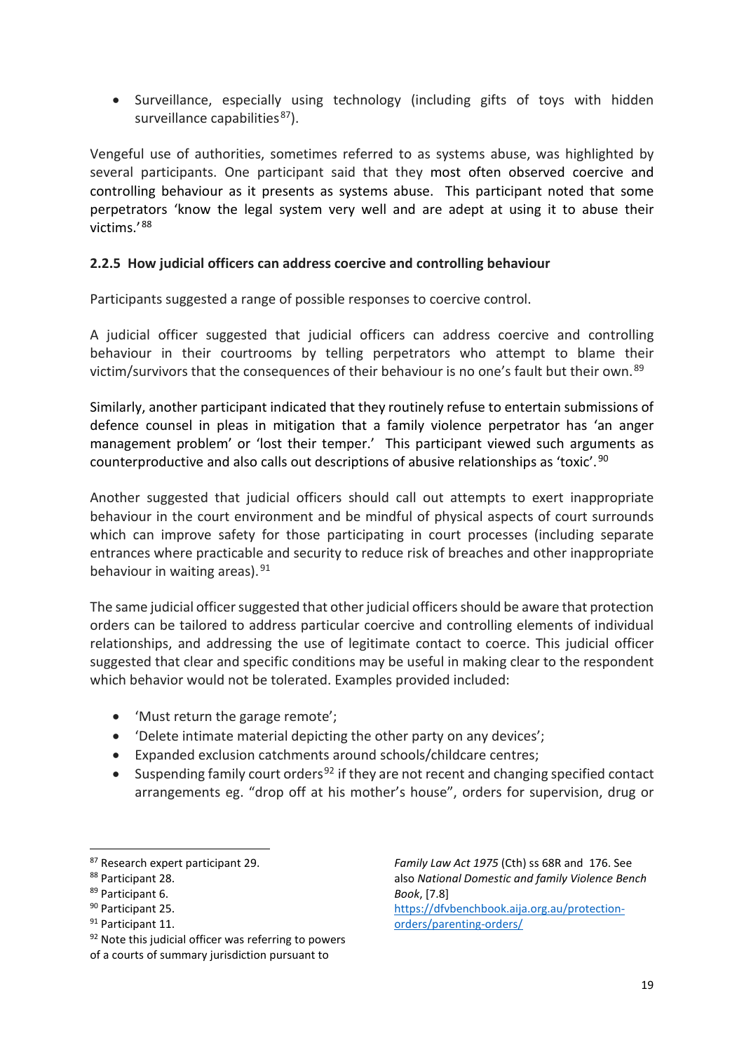- Surveillance, especially using technology (including gifts of toys with hidden surveillance capabilities[87]).

Vengeful use of authorities, sometimes referred to as systems abuse, was highlighted by several participants. One participant said that they most often observed coercive and controlling behaviour as it presents as systems abuse. This participant noted that some perpetrators 'know the legal system very well and are adept at using it to abuse their victims.'[88]

### 2.2.5 How judicial officers can address coercive and controlling behaviour

Participants suggested a range of possible responses to coercive control.

A judicial officer suggested that judicial officers can address coercive and controlling behaviour in their courtrooms by telling perpetrators who attempt to blame their victim/survivors that the consequences of their behaviour is no one's fault but their own.[89]

Similarly, another participant indicated that they routinely refuse to entertain submissions of defence counsel in pleas in mitigation that a family violence perpetrator has 'an anger management problem' or 'lost their temper.' This participant viewed such arguments as counterproductive and also calls out descriptions of abusive relationships as 'toxic'.[90]

Another suggested that judicial officers should call out attempts to exert inappropriate behaviour in the court environment and be mindful of physical aspects of court surrounds which can improve safety for those participating in court processes (including separate entrances where practicable and security to reduce risk of breaches and other inappropriate behaviour in waiting areas).[91]

The same judicial officer suggested that other judicial officers should be aware that protection orders can be tailored to address particular coercive and controlling elements of individual relationships, and addressing the use of legitimate contact to coerce. This judicial officer suggested that clear and specific conditions may be useful in making clear to the respondent which behavior would not be tolerated. Examples provided included:

- 'Must return the garage remote';
- 'Delete intimate material depicting the other party on any devices';
- Expanded exclusion catchments around schools/childcare centres;
- Suspending family court orders[92] if they are not recent and changing specified contact arrangements eg. "drop off at his mother's house", orders for supervision, drug or

---

[87] Research expert participant 29.

[88] Participant 28.

[89] Participant 6.

[90] Participant 25.

[91] Participant 11.

[92] Note this judicial officer was referring to powers of a courts of summary jurisdiction pursuant to *Family Law Act 1975* (Cth) ss 68R and 176. See also *National Domestic and family Violence Bench Book*, [7.8] https://dfvbenchbook.aija.org.au/protection-orders/parenting-orders/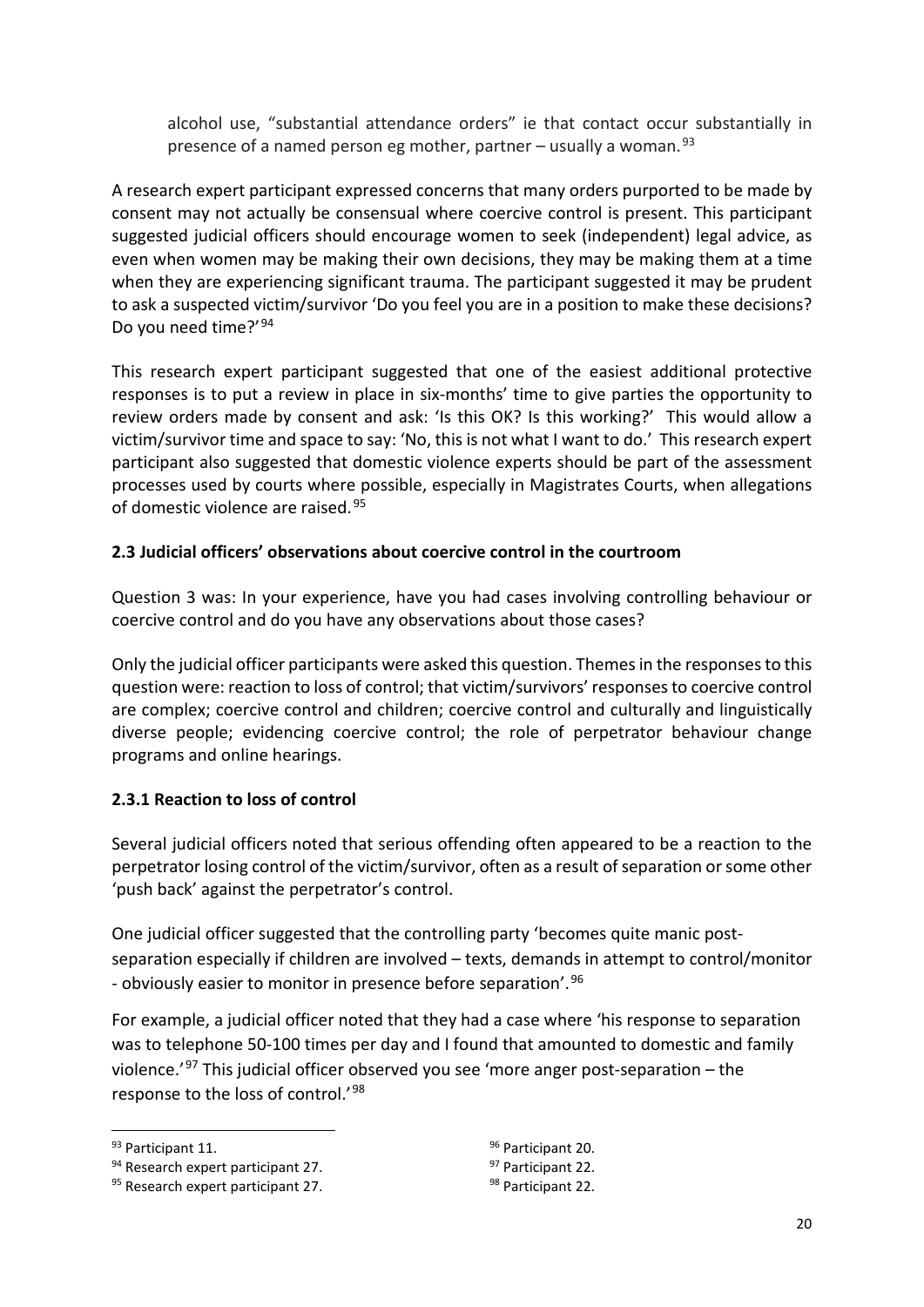> alcohol use, "substantial attendance orders" ie that contact occur substantially in presence of a named person eg mother, partner – usually a woman.[93]

A research expert participant expressed concerns that many orders purported to be made by consent may not actually be consensual where coercive control is present. This participant suggested judicial officers should encourage women to seek (independent) legal advice, as even when women may be making their own decisions, they may be making them at a time when they are experiencing significant trauma. The participant suggested it may be prudent to ask a suspected victim/survivor 'Do you feel you are in a position to make these decisions? Do you need time?'[94]

This research expert participant suggested that one of the easiest additional protective responses is to put a review in place in six-months' time to give parties the opportunity to review orders made by consent and ask: 'Is this OK? Is this working?' This would allow a victim/survivor time and space to say: 'No, this is not what I want to do.' This research expert participant also suggested that domestic violence experts should be part of the assessment processes used by courts where possible, especially in Magistrates Courts, when allegations of domestic violence are raised.[95]

### 2.3 Judicial officers' observations about coercive control in the courtroom

Question 3 was: In your experience, have you had cases involving controlling behaviour or coercive control and do you have any observations about those cases?

Only the judicial officer participants were asked this question. Themes in the responses to this question were: reaction to loss of control; that victim/survivors' responses to coercive control are complex; coercive control and children; coercive control and culturally and linguistically diverse people; evidencing coercive control; the role of perpetrator behaviour change programs and online hearings.

#### 2.3.1 Reaction to loss of control

Several judicial officers noted that serious offending often appeared to be a reaction to the perpetrator losing control of the victim/survivor, often as a result of separation or some other 'push back' against the perpetrator's control.

One judicial officer suggested that the controlling party 'becomes quite manic post-separation especially if children are involved – texts, demands in attempt to control/monitor - obviously easier to monitor in presence before separation'.[96]

For example, a judicial officer noted that they had a case where 'his response to separation was to telephone 50-100 times per day and I found that amounted to domestic and family violence.'[97] This judicial officer observed you see 'more anger post-separation – the response to the loss of control.'[98]

---

[93] Participant 11.

[94] Research expert participant 27.

[95] Research expert participant 27.

[96] Participant 20.

[97] Participant 22.

[98] Participant 22.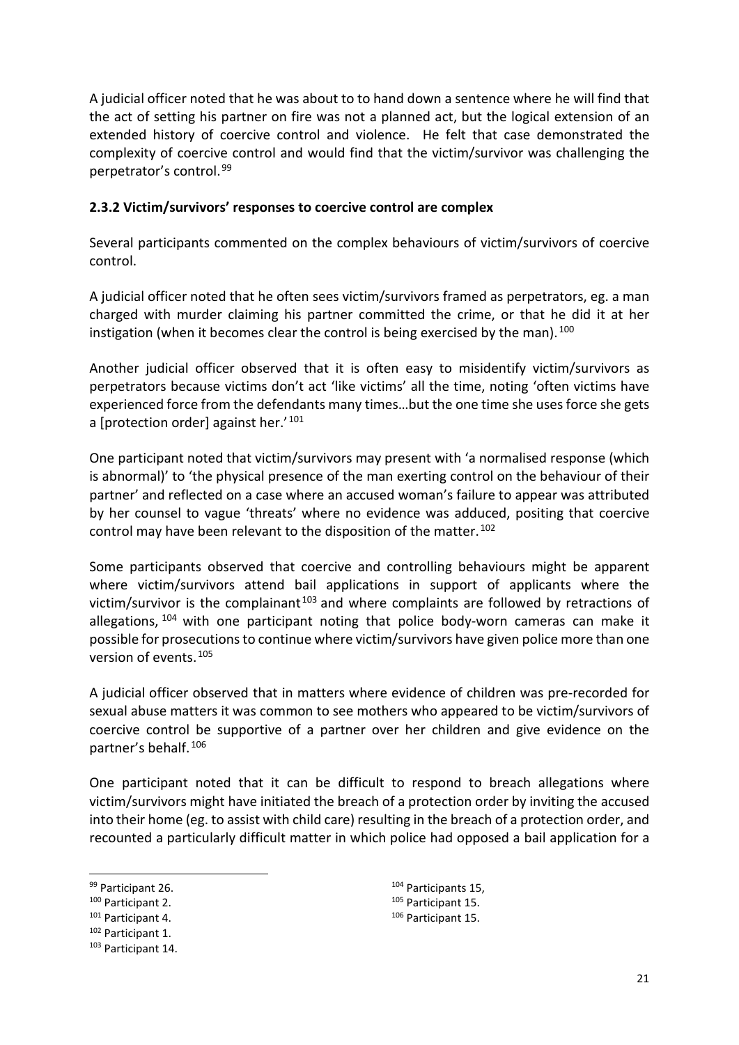A judicial officer noted that he was about to to hand down a sentence where he will find that the act of setting his partner on fire was not a planned act, but the logical extension of an extended history of coercive control and violence. He felt that case demonstrated the complexity of coercive control and would find that the victim/survivor was challenging the perpetrator's control.[99]

### 2.3.2 Victim/survivors' responses to coercive control are complex

Several participants commented on the complex behaviours of victim/survivors of coercive control.

A judicial officer noted that he often sees victim/survivors framed as perpetrators, eg. a man charged with murder claiming his partner committed the crime, or that he did it at her instigation (when it becomes clear the control is being exercised by the man).[100]

Another judicial officer observed that it is often easy to misidentify victim/survivors as perpetrators because victims don't act 'like victims' all the time, noting 'often victims have experienced force from the defendants many times…but the one time she uses force she gets a [protection order] against her.'[101]

One participant noted that victim/survivors may present with 'a normalised response (which is abnormal)' to 'the physical presence of the man exerting control on the behaviour of their partner' and reflected on a case where an accused woman's failure to appear was attributed by her counsel to vague 'threats' where no evidence was adduced, positing that coercive control may have been relevant to the disposition of the matter.[102]

Some participants observed that coercive and controlling behaviours might be apparent where victim/survivors attend bail applications in support of applicants where the victim/survivor is the complainant[103] and where complaints are followed by retractions of allegations,[104] with one participant noting that police body-worn cameras can make it possible for prosecutions to continue where victim/survivors have given police more than one version of events.[105]

A judicial officer observed that in matters where evidence of children was pre-recorded for sexual abuse matters it was common to see mothers who appeared to be victim/survivors of coercive control be supportive of a partner over her children and give evidence on the partner's behalf.[106]

One participant noted that it can be difficult to respond to breach allegations where victim/survivors might have initiated the breach of a protection order by inviting the accused into their home (eg. to assist with child care) resulting in the breach of a protection order, and recounted a particularly difficult matter in which police had opposed a bail application for a

---

[99] Participant 26.

[100] Participant 2.

[101] Participant 4.

[102] Participant 1.

[103] Participant 14.

[104] Participants 15,

[105] Participant 15.

[106] Participant 15.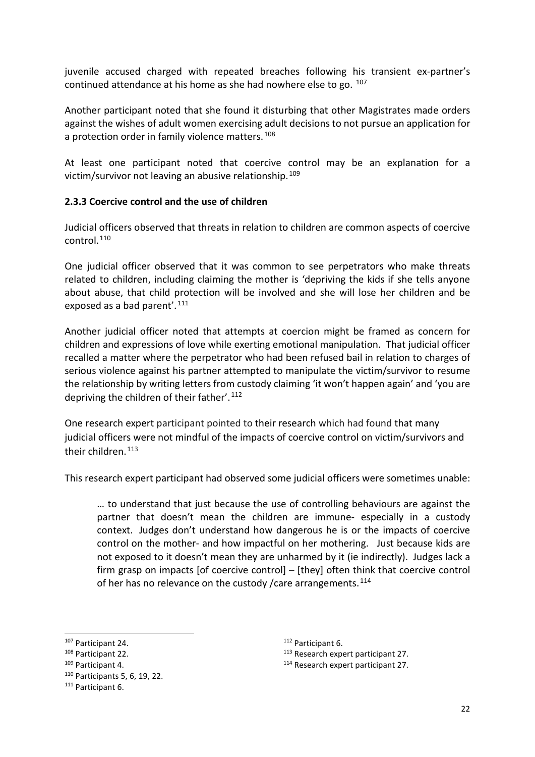juvenile accused charged with repeated breaches following his transient ex-partner's continued attendance at his home as she had nowhere else to go. [107]

Another participant noted that she found it disturbing that other Magistrates made orders against the wishes of adult women exercising adult decisions to not pursue an application for a protection order in family violence matters. [108]

At least one participant noted that coercive control may be an explanation for a victim/survivor not leaving an abusive relationship. [109]

### 2.3.3 Coercive control and the use of children

Judicial officers observed that threats in relation to children are common aspects of coercive control. [110]

One judicial officer observed that it was common to see perpetrators who make threats related to children, including claiming the mother is 'depriving the kids if she tells anyone about abuse, that child protection will be involved and she will lose her children and be exposed as a bad parent'. [111]

Another judicial officer noted that attempts at coercion might be framed as concern for children and expressions of love while exerting emotional manipulation. That judicial officer recalled a matter where the perpetrator who had been refused bail in relation to charges of serious violence against his partner attempted to manipulate the victim/survivor to resume the relationship by writing letters from custody claiming 'it won't happen again' and 'you are depriving the children of their father'. [112]

One research expert participant pointed to their research which had found that many judicial officers were not mindful of the impacts of coercive control on victim/survivors and their children. [113]

This research expert participant had observed some judicial officers were sometimes unable:

> … to understand that just because the use of controlling behaviours are against the partner that doesn't mean the children are immune- especially in a custody context. Judges don't understand how dangerous he is or the impacts of coercive control on the mother- and how impactful on her mothering. Just because kids are not exposed to it doesn't mean they are unharmed by it (ie indirectly). Judges lack a firm grasp on impacts [of coercive control] – [they] often think that coercive control of her has no relevance on the custody /care arrangements. [114]

---

[107] Participant 24.
[108] Participant 22.
[109] Participant 4.
[110] Participants 5, 6, 19, 22.
[111] Participant 6.
[112] Participant 6.
[113] Research expert participant 27.
[114] Research expert participant 27.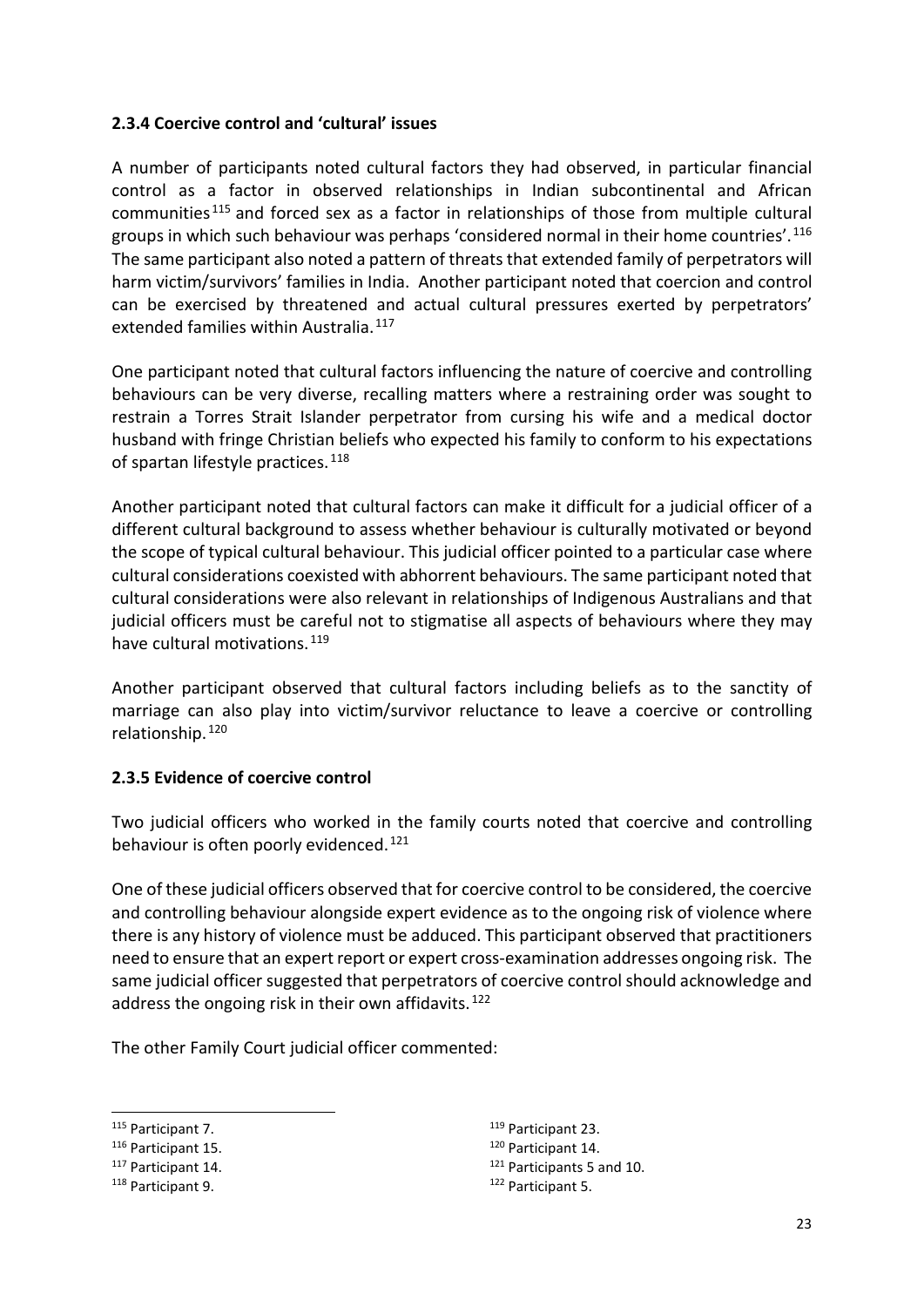### 2.3.4 Coercive control and 'cultural' issues

A number of participants noted cultural factors they had observed, in particular financial control as a factor in observed relationships in Indian subcontinental and African communities[115] and forced sex as a factor in relationships of those from multiple cultural groups in which such behaviour was perhaps 'considered normal in their home countries'.[116] The same participant also noted a pattern of threats that extended family of perpetrators will harm victim/survivors' families in India. Another participant noted that coercion and control can be exercised by threatened and actual cultural pressures exerted by perpetrators' extended families within Australia.[117]

One participant noted that cultural factors influencing the nature of coercive and controlling behaviours can be very diverse, recalling matters where a restraining order was sought to restrain a Torres Strait Islander perpetrator from cursing his wife and a medical doctor husband with fringe Christian beliefs who expected his family to conform to his expectations of spartan lifestyle practices.[118]

Another participant noted that cultural factors can make it difficult for a judicial officer of a different cultural background to assess whether behaviour is culturally motivated or beyond the scope of typical cultural behaviour. This judicial officer pointed to a particular case where cultural considerations coexisted with abhorrent behaviours. The same participant noted that cultural considerations were also relevant in relationships of Indigenous Australians and that judicial officers must be careful not to stigmatise all aspects of behaviours where they may have cultural motivations.[119]

Another participant observed that cultural factors including beliefs as to the sanctity of marriage can also play into victim/survivor reluctance to leave a coercive or controlling relationship.[120]

### 2.3.5 Evidence of coercive control

Two judicial officers who worked in the family courts noted that coercive and controlling behaviour is often poorly evidenced.[121]

One of these judicial officers observed that for coercive control to be considered, the coercive and controlling behaviour alongside expert evidence as to the ongoing risk of violence where there is any history of violence must be adduced. This participant observed that practitioners need to ensure that an expert report or expert cross-examination addresses ongoing risk. The same judicial officer suggested that perpetrators of coercive control should acknowledge and address the ongoing risk in their own affidavits.[122]

The other Family Court judicial officer commented:

---

[115] Participant 7.

[116] Participant 15.

[117] Participant 14.

[118] Participant 9.

[119] Participant 23.

[120] Participant 14.

[121] Participants 5 and 10.

[122] Participant 5.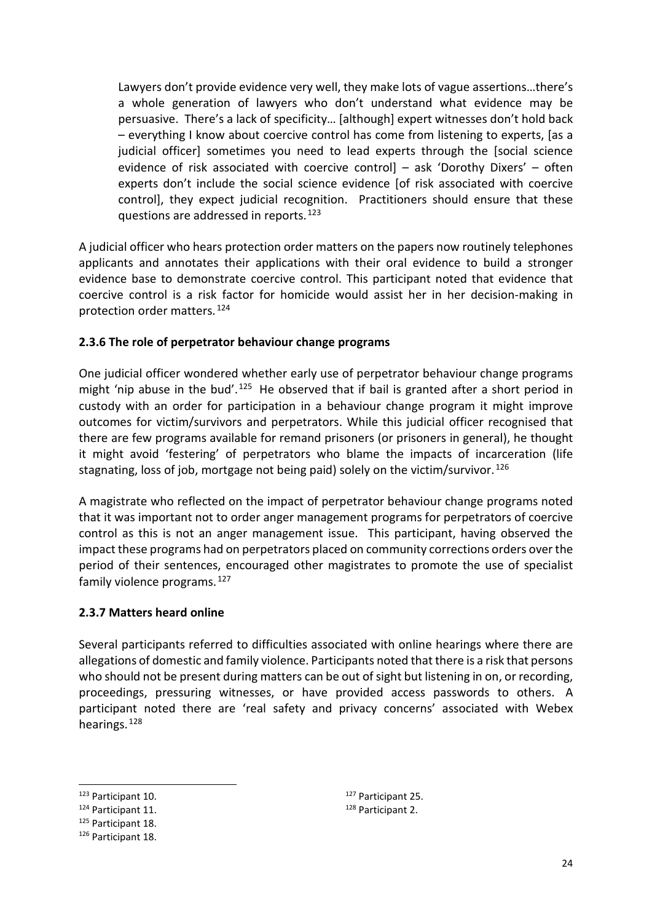> Lawyers don't provide evidence very well, they make lots of vague assertions…there's a whole generation of lawyers who don't understand what evidence may be persuasive. There's a lack of specificity… [although] expert witnesses don't hold back – everything I know about coercive control has come from listening to experts, [as a judicial officer] sometimes you need to lead experts through the [social science evidence of risk associated with coercive control] – ask 'Dorothy Dixers' – often experts don't include the social science evidence [of risk associated with coercive control], they expect judicial recognition. Practitioners should ensure that these questions are addressed in reports.[123]

A judicial officer who hears protection order matters on the papers now routinely telephones applicants and annotates their applications with their oral evidence to build a stronger evidence base to demonstrate coercive control. This participant noted that evidence that coercive control is a risk factor for homicide would assist her in her decision-making in protection order matters.[124]

### 2.3.6 The role of perpetrator behaviour change programs

One judicial officer wondered whether early use of perpetrator behaviour change programs might 'nip abuse in the bud'.[125] He observed that if bail is granted after a short period in custody with an order for participation in a behaviour change program it might improve outcomes for victim/survivors and perpetrators. While this judicial officer recognised that there are few programs available for remand prisoners (or prisoners in general), he thought it might avoid 'festering' of perpetrators who blame the impacts of incarceration (life stagnating, loss of job, mortgage not being paid) solely on the victim/survivor.[126]

A magistrate who reflected on the impact of perpetrator behaviour change programs noted that it was important not to order anger management programs for perpetrators of coercive control as this is not an anger management issue. This participant, having observed the impact these programs had on perpetrators placed on community corrections orders over the period of their sentences, encouraged other magistrates to promote the use of specialist family violence programs.[127]

### 2.3.7 Matters heard online

Several participants referred to difficulties associated with online hearings where there are allegations of domestic and family violence. Participants noted that there is a risk that persons who should not be present during matters can be out of sight but listening in on, or recording, proceedings, pressuring witnesses, or have provided access passwords to others. A participant noted there are 'real safety and privacy concerns' associated with Webex hearings.[128]

---

[123] Participant 10.

[124] Participant 11.

[125] Participant 18.

[126] Participant 18.

[127] Participant 25.

[128] Participant 2.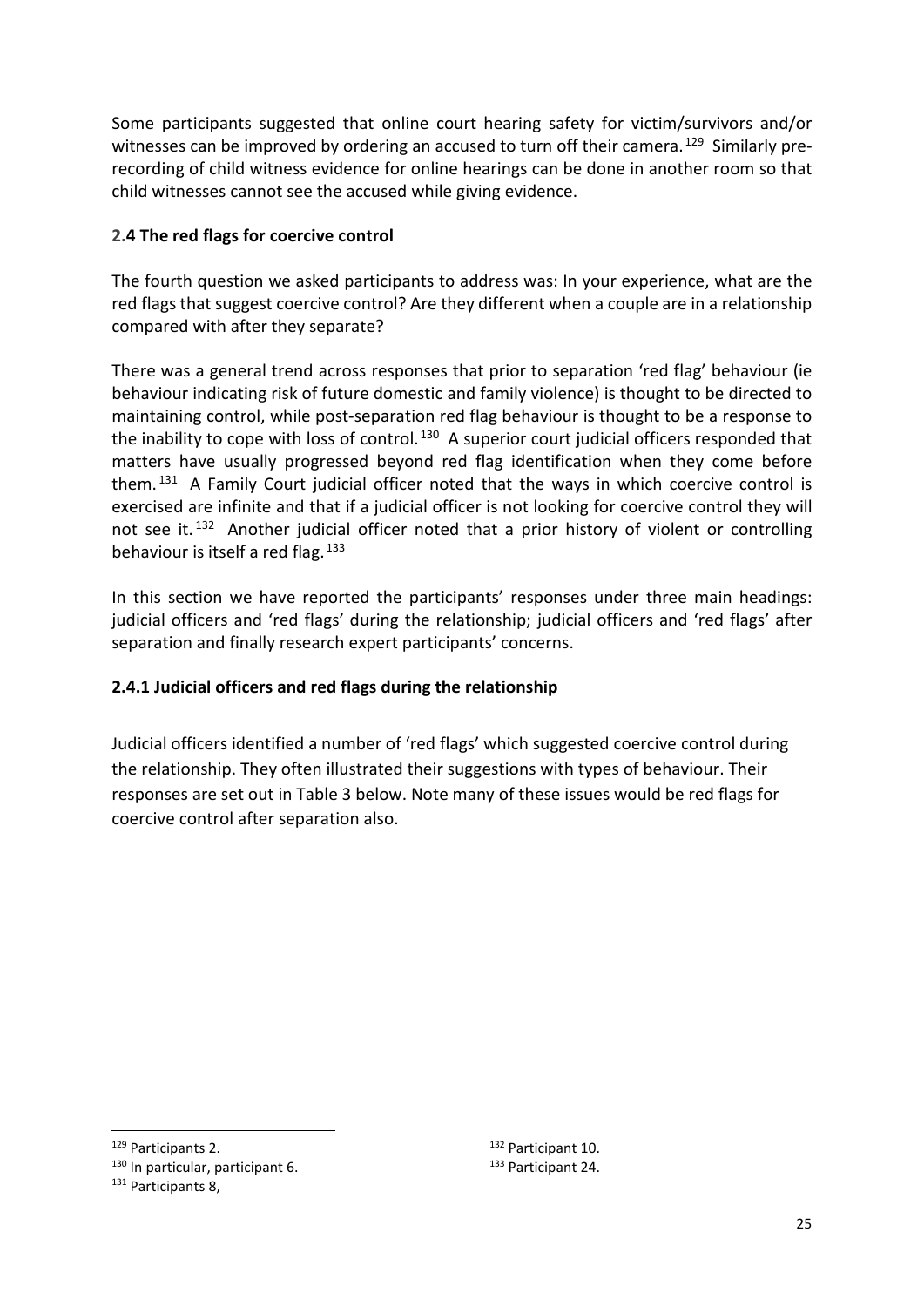Some participants suggested that online court hearing safety for victim/survivors and/or witnesses can be improved by ordering an accused to turn off their camera.[129] Similarly pre-recording of child witness evidence for online hearings can be done in another room so that child witnesses cannot see the accused while giving evidence.

### 2.4 The red flags for coercive control

The fourth question we asked participants to address was: In your experience, what are the red flags that suggest coercive control? Are they different when a couple are in a relationship compared with after they separate?

There was a general trend across responses that prior to separation 'red flag' behaviour (ie behaviour indicating risk of future domestic and family violence) is thought to be directed to maintaining control, while post-separation red flag behaviour is thought to be a response to the inability to cope with loss of control.[130] A superior court judicial officers responded that matters have usually progressed beyond red flag identification when they come before them.[131] A Family Court judicial officer noted that the ways in which coercive control is exercised are infinite and that if a judicial officer is not looking for coercive control they will not see it.[132] Another judicial officer noted that a prior history of violent or controlling behaviour is itself a red flag.[133]

In this section we have reported the participants' responses under three main headings: judicial officers and 'red flags' during the relationship; judicial officers and 'red flags' after separation and finally research expert participants' concerns.

#### 2.4.1 Judicial officers and red flags during the relationship

Judicial officers identified a number of 'red flags' which suggested coercive control during the relationship. They often illustrated their suggestions with types of behaviour. Their responses are set out in Table 3 below. Note many of these issues would be red flags for coercive control after separation also.

---

[129] Participants 2.

[130] In particular, participant 6.

[131] Participants 8,

[132] Participant 10.

[133] Participant 24.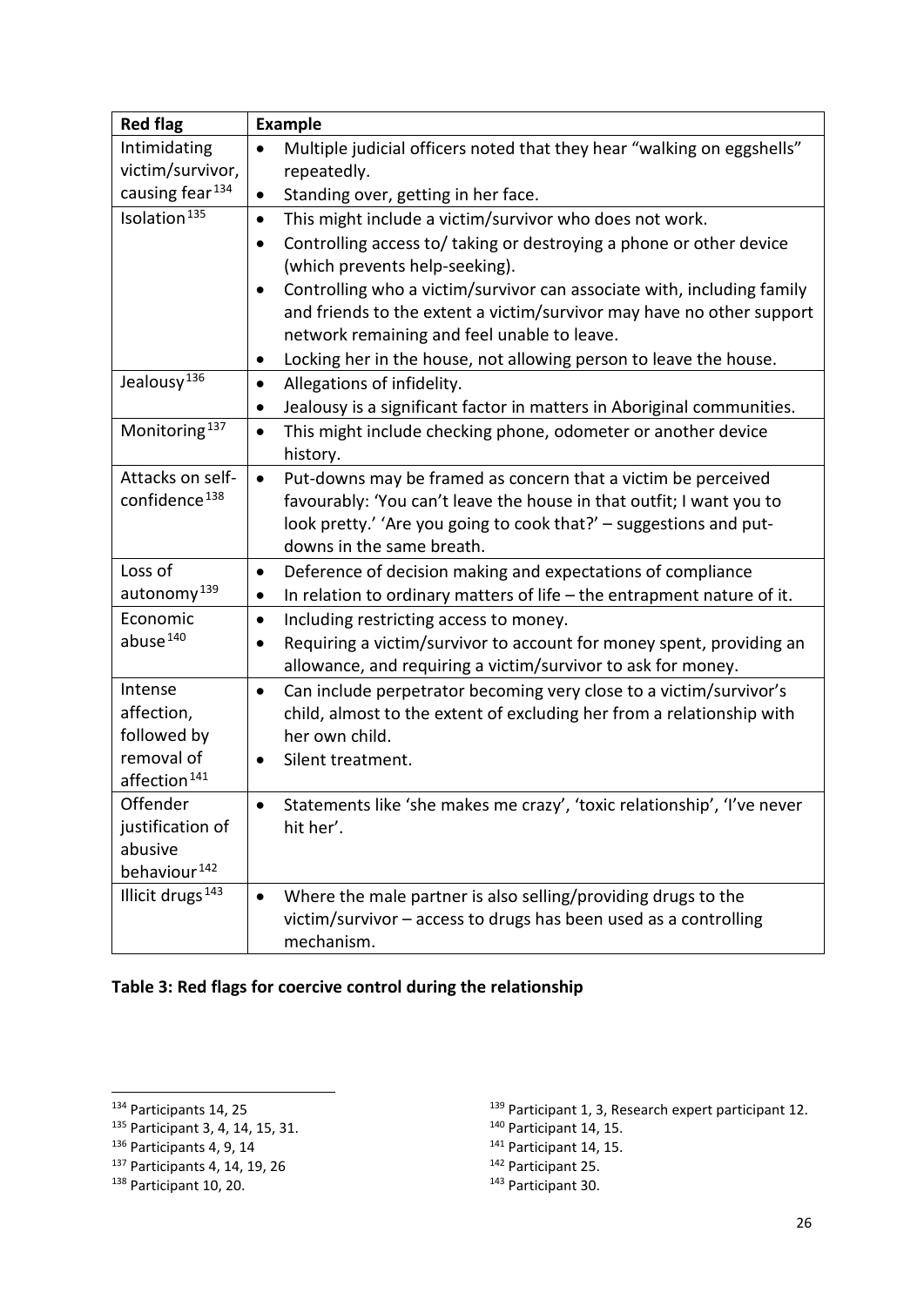| Red flag | Example |
|---|---|
| Intimidating victim/survivor, causing fear[134] | • Multiple judicial officers noted that they hear "walking on eggshells" repeatedly.<br>• Standing over, getting in her face. |
| Isolation[135] | • This might include a victim/survivor who does not work.<br>• Controlling access to/ taking or destroying a phone or other device (which prevents help-seeking).<br>• Controlling who a victim/survivor can associate with, including family and friends to the extent a victim/survivor may have no other support network remaining and feel unable to leave.<br>• Locking her in the house, not allowing person to leave the house. |
| Jealousy[136] | • Allegations of infidelity.<br>• Jealousy is a significant factor in matters in Aboriginal communities. |
| Monitoring[137] | • This might include checking phone, odometer or another device history. |
| Attacks on self-confidence[138] | • Put-downs may be framed as concern that a victim be perceived favourably: 'You can't leave the house in that outfit; I want you to look pretty.' 'Are you going to cook that?' – suggestions and put-downs in the same breath. |
| Loss of autonomy[139] | • Deference of decision making and expectations of compliance<br>• In relation to ordinary matters of life – the entrapment nature of it. |
| Economic abuse[140] | • Including restricting access to money.<br>• Requiring a victim/survivor to account for money spent, providing an allowance, and requiring a victim/survivor to ask for money. |
| Intense affection, followed by removal of affection[141] | • Can include perpetrator becoming very close to a victim/survivor's child, almost to the extent of excluding her from a relationship with her own child.<br>• Silent treatment. |
| Offender justification of abusive behaviour[142] | • Statements like 'she makes me crazy', 'toxic relationship', 'I've never hit her'. |
| Illicit drugs[143] | • Where the male partner is also selling/providing drugs to the victim/survivor – access to drugs has been used as a controlling mechanism. |

**Table 3: Red flags for coercive control during the relationship**

[134] Participants 14, 25
[135] Participant 3, 4, 14, 15, 31.
[136] Participants 4, 9, 14
[137] Participants 4, 14, 19, 26
[138] Participant 10, 20.
[139] Participant 1, 3, Research expert participant 12.
[140] Participant 14, 15.
[141] Participant 14, 15.
[142] Participant 25.
[143] Participant 30.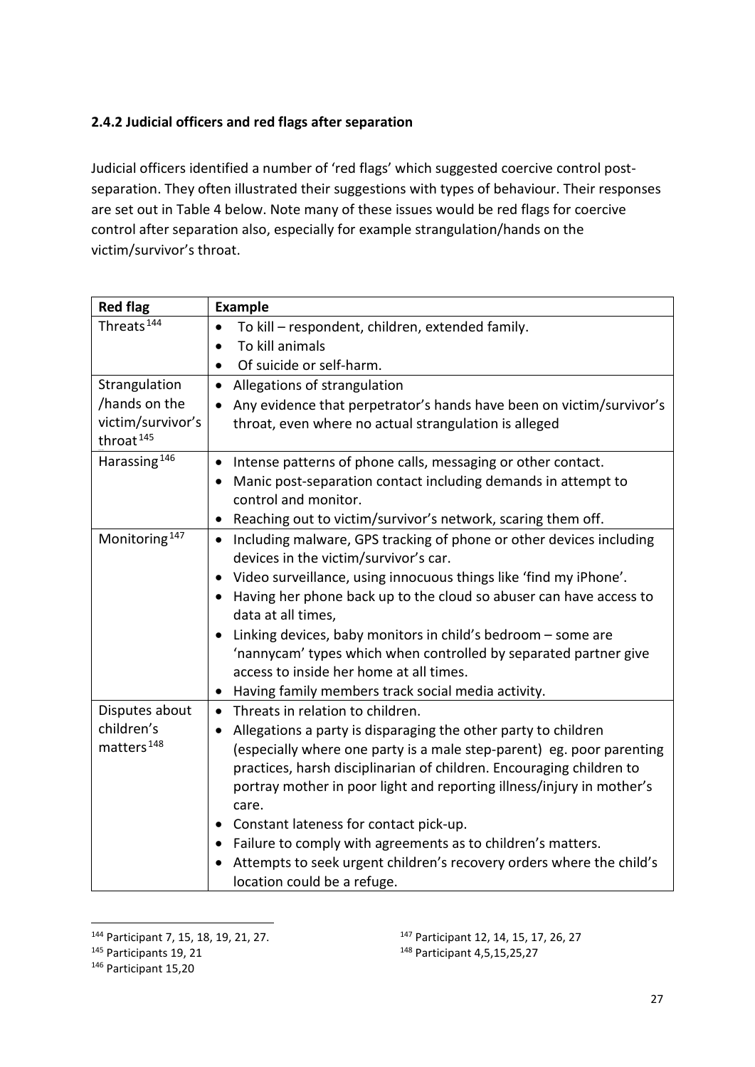### 2.4.2 Judicial officers and red flags after separation

Judicial officers identified a number of 'red flags' which suggested coercive control post-separation. They often illustrated their suggestions with types of behaviour. Their responses are set out in Table 4 below. Note many of these issues would be red flags for coercive control after separation also, especially for example strangulation/hands on the victim/survivor's throat.

| Red flag | Example |
|---|---|
| Threats[144] | • To kill – respondent, children, extended family.<br>• To kill animals<br>• Of suicide or self-harm. |
| Strangulation /hands on the victim/survivor's throat[145] | • Allegations of strangulation<br>• Any evidence that perpetrator's hands have been on victim/survivor's throat, even where no actual strangulation is alleged |
| Harassing[146] | • Intense patterns of phone calls, messaging or other contact.<br>• Manic post-separation contact including demands in attempt to control and monitor.<br>• Reaching out to victim/survivor's network, scaring them off. |
| Monitoring[147] | • Including malware, GPS tracking of phone or other devices including devices in the victim/survivor's car.<br>• Video surveillance, using innocuous things like 'find my iPhone'.<br>• Having her phone back up to the cloud so abuser can have access to data at all times,<br>• Linking devices, baby monitors in child's bedroom – some are 'nannycam' types which when controlled by separated partner give access to inside her home at all times.<br>• Having family members track social media activity. |
| Disputes about children's matters[148] | • Threats in relation to children.<br>• Allegations a party is disparaging the other party to children (especially where one party is a male step-parent) eg. poor parenting practices, harsh disciplinarian of children. Encouraging children to portray mother in poor light and reporting illness/injury in mother's care.<br>• Constant lateness for contact pick-up.<br>• Failure to comply with agreements as to children's matters.<br>• Attempts to seek urgent children's recovery orders where the child's location could be a refuge. |

[144] Participant 7, 15, 18, 19, 21, 27.

[145] Participants 19, 21

[146] Participant 15,20

[147] Participant 12, 14, 15, 17, 26, 27

[148] Participant 4,5,15,25,27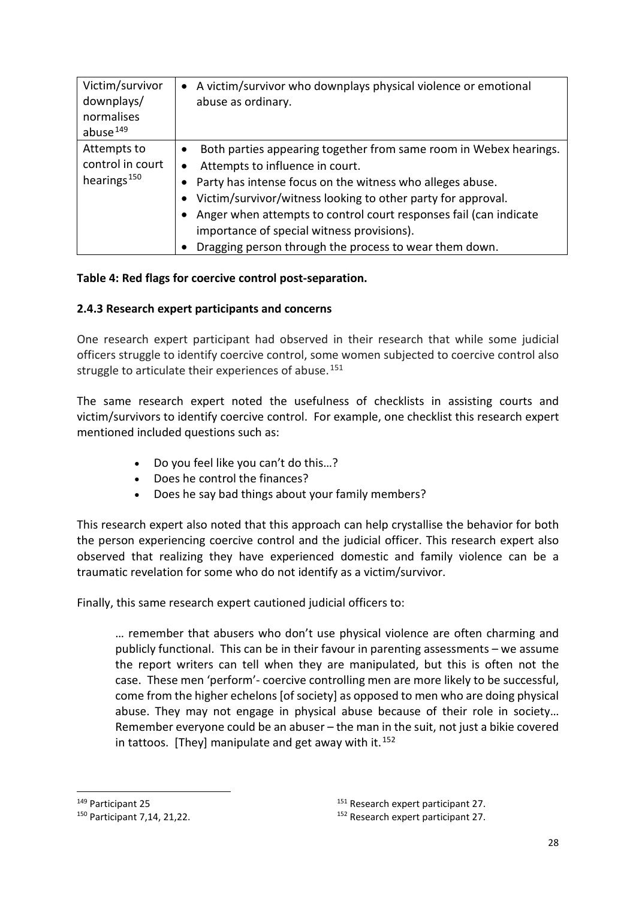| Victim/survivor downplays/ normalises abuse[149] | • A victim/survivor who downplays physical violence or emotional abuse as ordinary. |
|---|---|
| Attempts to control in court hearings[150] | • Both parties appearing together from same room in Webex hearings.<br>• Attempts to influence in court.<br>• Party has intense focus on the witness who alleges abuse.<br>• Victim/survivor/witness looking to other party for approval.<br>• Anger when attempts to control court responses fail (can indicate importance of special witness provisions).<br>• Dragging person through the process to wear them down. |

**Table 4: Red flags for coercive control post-separation.**

### 2.4.3 Research expert participants and concerns

One research expert participant had observed in their research that while some judicial officers struggle to identify coercive control, some women subjected to coercive control also struggle to articulate their experiences of abuse.[151]

The same research expert noted the usefulness of checklists in assisting courts and victim/survivors to identify coercive control. For example, one checklist this research expert mentioned included questions such as:

- Do you feel like you can't do this…?
- Does he control the finances?
- Does he say bad things about your family members?

This research expert also noted that this approach can help crystallise the behavior for both the person experiencing coercive control and the judicial officer. This research expert also observed that realizing they have experienced domestic and family violence can be a traumatic revelation for some who do not identify as a victim/survivor.

Finally, this same research expert cautioned judicial officers to:

> … remember that abusers who don't use physical violence are often charming and publicly functional. This can be in their favour in parenting assessments – we assume the report writers can tell when they are manipulated, but this is often not the case. These men 'perform'- coercive controlling men are more likely to be successful, come from the higher echelons [of society] as opposed to men who are doing physical abuse. They may not engage in physical abuse because of their role in society… Remember everyone could be an abuser – the man in the suit, not just a bikie covered in tattoos. [They] manipulate and get away with it.[152]

---

[149] Participant 25

[150] Participant 7,14, 21,22.

[151] Research expert participant 27.

[152] Research expert participant 27.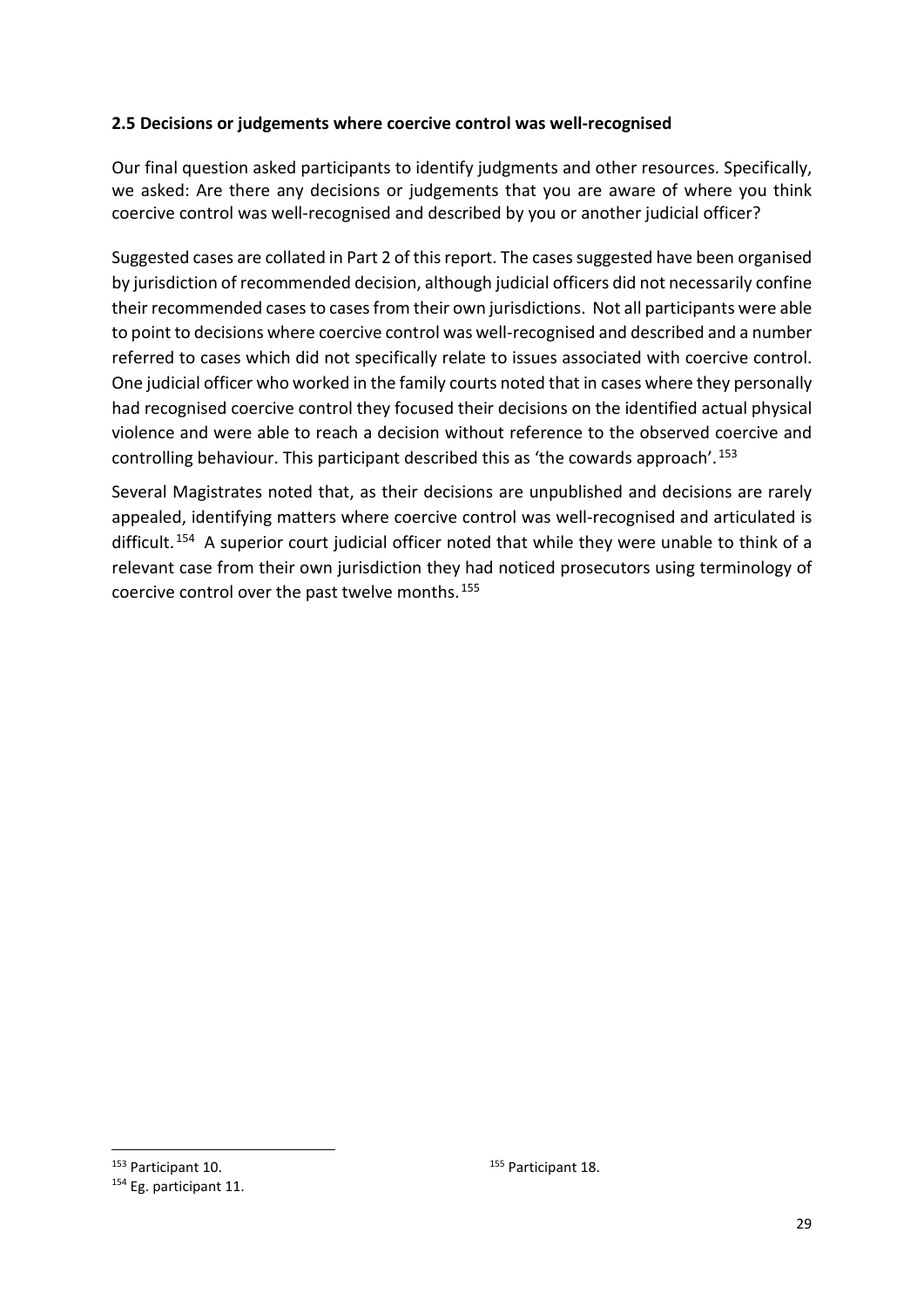### 2.5 Decisions or judgements where coercive control was well-recognised

Our final question asked participants to identify judgments and other resources. Specifically, we asked: Are there any decisions or judgements that you are aware of where you think coercive control was well-recognised and described by you or another judicial officer?

Suggested cases are collated in Part 2 of this report. The cases suggested have been organised by jurisdiction of recommended decision, although judicial officers did not necessarily confine their recommended cases to cases from their own jurisdictions. Not all participants were able to point to decisions where coercive control was well-recognised and described and a number referred to cases which did not specifically relate to issues associated with coercive control. One judicial officer who worked in the family courts noted that in cases where they personally had recognised coercive control they focused their decisions on the identified actual physical violence and were able to reach a decision without reference to the observed coercive and controlling behaviour. This participant described this as 'the cowards approach'.[153]

Several Magistrates noted that, as their decisions are unpublished and decisions are rarely appealed, identifying matters where coercive control was well-recognised and articulated is difficult.[154] A superior court judicial officer noted that while they were unable to think of a relevant case from their own jurisdiction they had noticed prosecutors using terminology of coercive control over the past twelve months.[155]

---

[153] Participant 10.

[154] Eg. participant 11.

[155] Participant 18.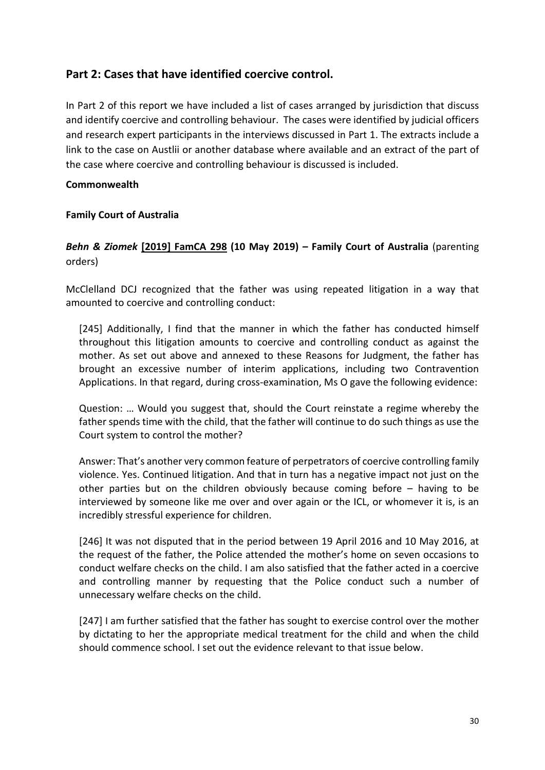## Part 2: Cases that have identified coercive control.

In Part 2 of this report we have included a list of cases arranged by jurisdiction that discuss and identify coercive and controlling behaviour. The cases were identified by judicial officers and research expert participants in the interviews discussed in Part 1. The extracts include a link to the case on Austlii or another database where available and an extract of the part of the case where coercive and controlling behaviour is discussed is included.

**Commonwealth**

**Family Court of Australia**

***Behn & Ziomek* [2019] FamCA 298 (10 May 2019) – Family Court of Australia** (parenting orders)

McClelland DCJ recognized that the father was using repeated litigation in a way that amounted to coercive and controlling conduct:

> [245] Additionally, I find that the manner in which the father has conducted himself throughout this litigation amounts to coercive and controlling conduct as against the mother. As set out above and annexed to these Reasons for Judgment, the father has brought an excessive number of interim applications, including two Contravention Applications. In that regard, during cross-examination, Ms O gave the following evidence:
>
> Question: … Would you suggest that, should the Court reinstate a regime whereby the father spends time with the child, that the father will continue to do such things as use the Court system to control the mother?
>
> Answer: That's another very common feature of perpetrators of coercive controlling family violence. Yes. Continued litigation. And that in turn has a negative impact not just on the other parties but on the children obviously because coming before – having to be interviewed by someone like me over and over again or the ICL, or whomever it is, is an incredibly stressful experience for children.
>
> [246] It was not disputed that in the period between 19 April 2016 and 10 May 2016, at the request of the father, the Police attended the mother's home on seven occasions to conduct welfare checks on the child. I am also satisfied that the father acted in a coercive and controlling manner by requesting that the Police conduct such a number of unnecessary welfare checks on the child.
>
> [247] I am further satisfied that the father has sought to exercise control over the mother by dictating to her the appropriate medical treatment for the child and when the child should commence school. I set out the evidence relevant to that issue below.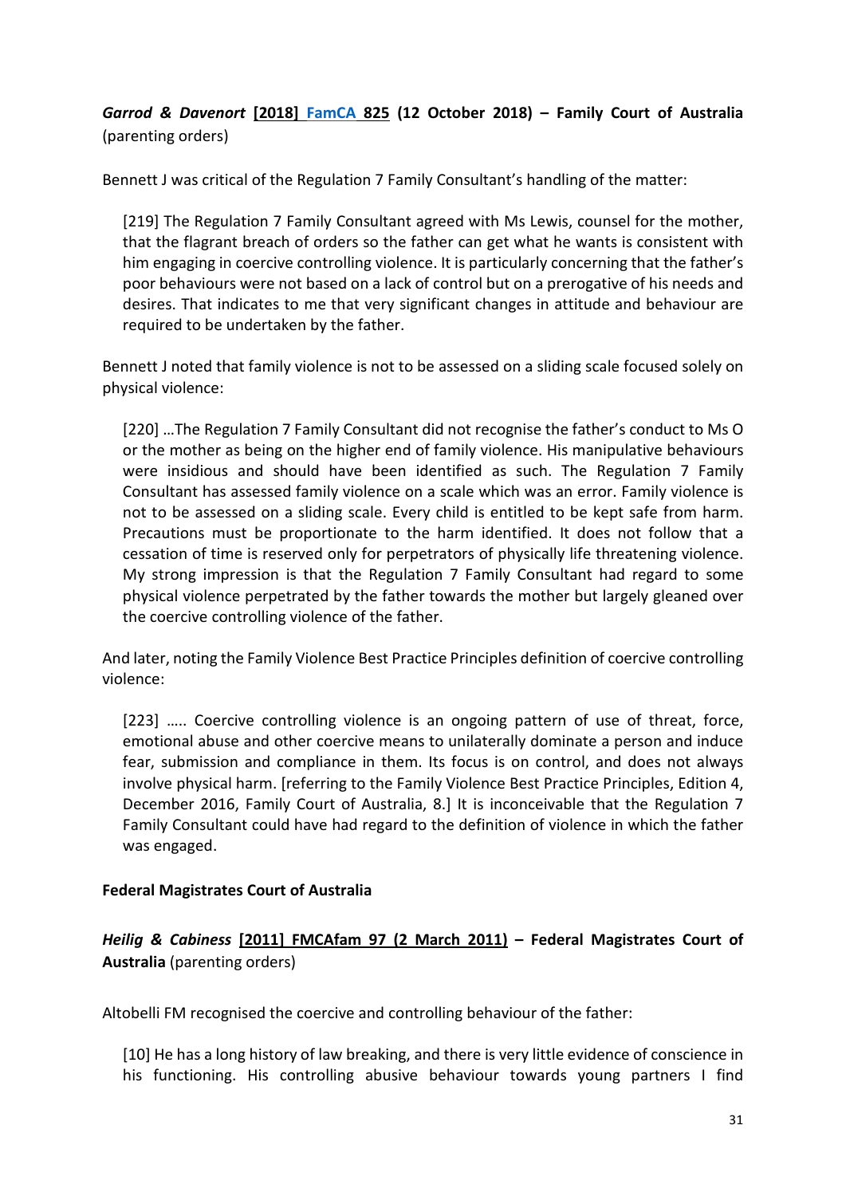***Garrod & Davenort* [2018] FamCA 825 (12 October 2018) – Family Court of Australia** (parenting orders)

Bennett J was critical of the Regulation 7 Family Consultant's handling of the matter:

> [219] The Regulation 7 Family Consultant agreed with Ms Lewis, counsel for the mother, that the flagrant breach of orders so the father can get what he wants is consistent with him engaging in coercive controlling violence. It is particularly concerning that the father's poor behaviours were not based on a lack of control but on a prerogative of his needs and desires. That indicates to me that very significant changes in attitude and behaviour are required to be undertaken by the father.

Bennett J noted that family violence is not to be assessed on a sliding scale focused solely on physical violence:

> [220] …The Regulation 7 Family Consultant did not recognise the father's conduct to Ms O or the mother as being on the higher end of family violence. His manipulative behaviours were insidious and should have been identified as such. The Regulation 7 Family Consultant has assessed family violence on a scale which was an error. Family violence is not to be assessed on a sliding scale. Every child is entitled to be kept safe from harm. Precautions must be proportionate to the harm identified. It does not follow that a cessation of time is reserved only for perpetrators of physically life threatening violence. My strong impression is that the Regulation 7 Family Consultant had regard to some physical violence perpetrated by the father towards the mother but largely gleaned over the coercive controlling violence of the father.

And later, noting the Family Violence Best Practice Principles definition of coercive controlling violence:

> [223] ….. Coercive controlling violence is an ongoing pattern of use of threat, force, emotional abuse and other coercive means to unilaterally dominate a person and induce fear, submission and compliance in them. Its focus is on control, and does not always involve physical harm. [referring to the Family Violence Best Practice Principles, Edition 4, December 2016, Family Court of Australia, 8.] It is inconceivable that the Regulation 7 Family Consultant could have had regard to the definition of violence in which the father was engaged.

**Federal Magistrates Court of Australia**

***Heilig & Cabiness* [2011] FMCAfam 97 (2 March 2011) – Federal Magistrates Court of Australia** (parenting orders)

Altobelli FM recognised the coercive and controlling behaviour of the father:

> [10] He has a long history of law breaking, and there is very little evidence of conscience in his functioning. His controlling abusive behaviour towards young partners I find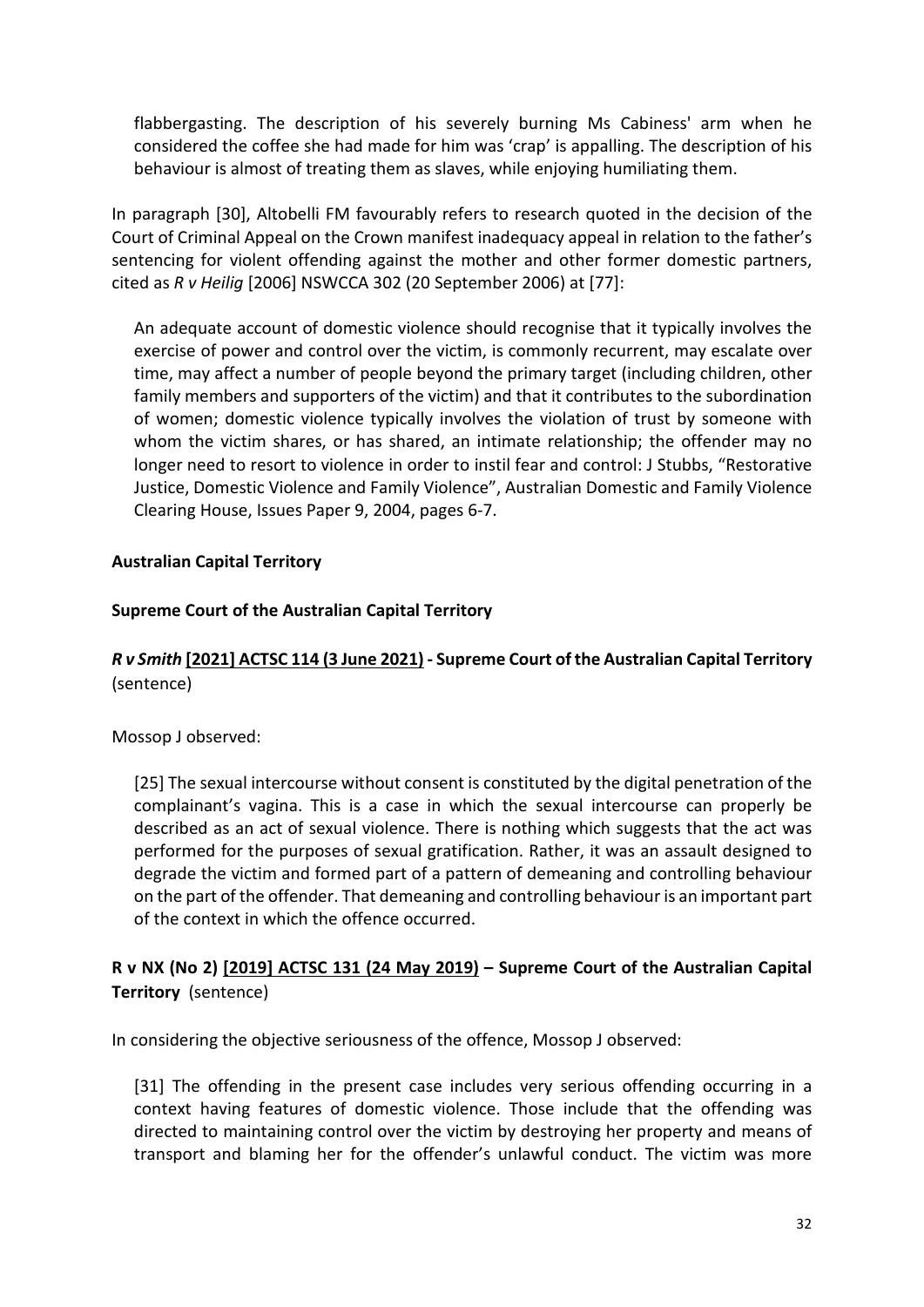flabbergasting. The description of his severely burning Ms Cabiness' arm when he considered the coffee she had made for him was 'crap' is appalling. The description of his behaviour is almost of treating them as slaves, while enjoying humiliating them.

In paragraph [30], Altobelli FM favourably refers to research quoted in the decision of the Court of Criminal Appeal on the Crown manifest inadequacy appeal in relation to the father's sentencing for violent offending against the mother and other former domestic partners, cited as *R v Heilig* [2006] NSWCCA 302 (20 September 2006) at [77]:

> An adequate account of domestic violence should recognise that it typically involves the exercise of power and control over the victim, is commonly recurrent, may escalate over time, may affect a number of people beyond the primary target (including children, other family members and supporters of the victim) and that it contributes to the subordination of women; domestic violence typically involves the violation of trust by someone with whom the victim shares, or has shared, an intimate relationship; the offender may no longer need to resort to violence in order to instil fear and control: J Stubbs, "Restorative Justice, Domestic Violence and Family Violence", Australian Domestic and Family Violence Clearing House, Issues Paper 9, 2004, pages 6-7.

**Australian Capital Territory**

**Supreme Court of the Australian Capital Territory**

***R v Smith* [2021] ACTSC 114 (3 June 2021) - Supreme Court of the Australian Capital Territory** (sentence)

Mossop J observed:

> [25] The sexual intercourse without consent is constituted by the digital penetration of the complainant's vagina. This is a case in which the sexual intercourse can properly be described as an act of sexual violence. There is nothing which suggests that the act was performed for the purposes of sexual gratification. Rather, it was an assault designed to degrade the victim and formed part of a pattern of demeaning and controlling behaviour on the part of the offender. That demeaning and controlling behaviour is an important part of the context in which the offence occurred.

**R v NX (No 2) [2019] ACTSC 131 (24 May 2019) – Supreme Court of the Australian Capital Territory** (sentence)

In considering the objective seriousness of the offence, Mossop J observed:

> [31] The offending in the present case includes very serious offending occurring in a context having features of domestic violence. Those include that the offending was directed to maintaining control over the victim by destroying her property and means of transport and blaming her for the offender's unlawful conduct. The victim was more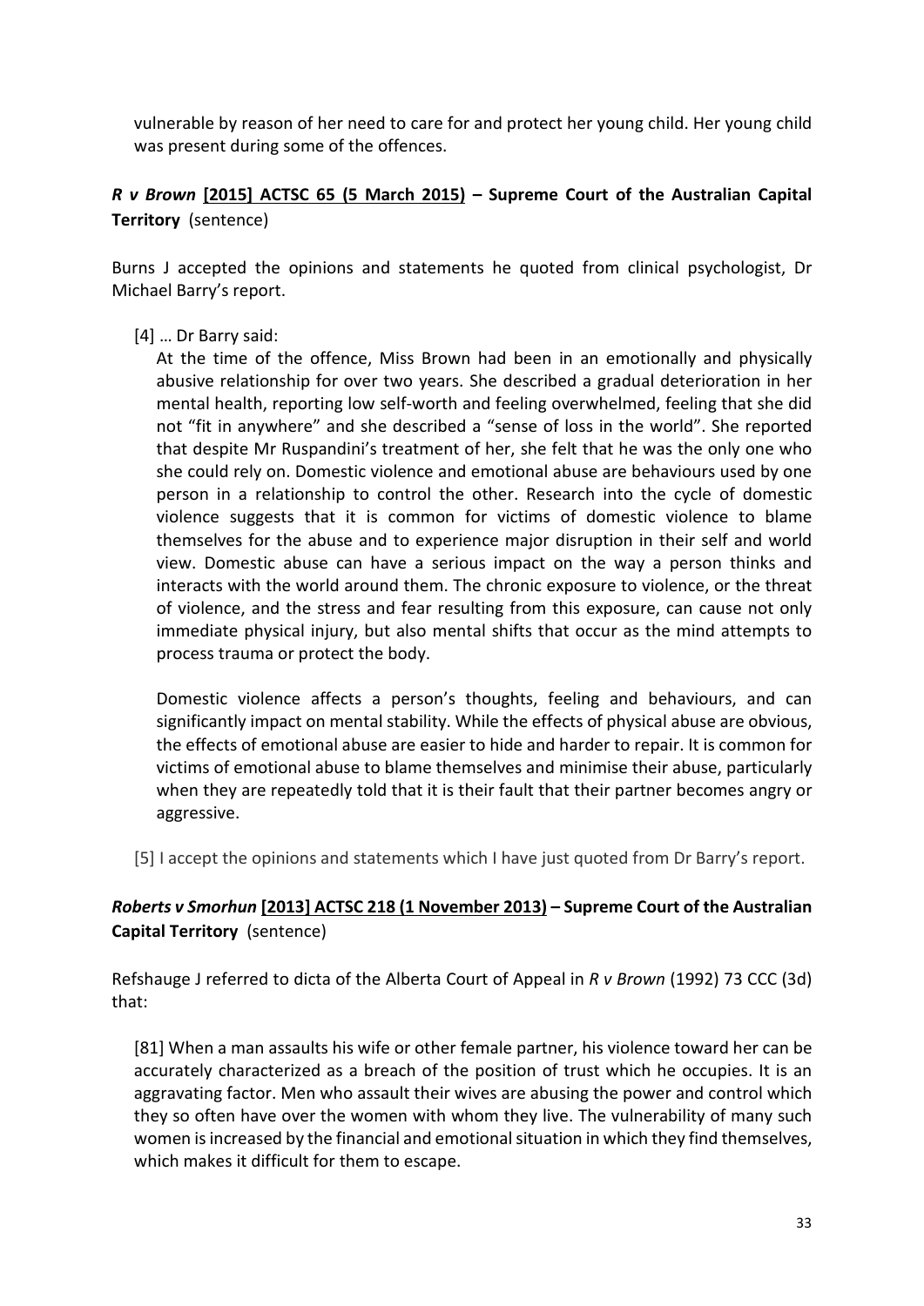vulnerable by reason of her need to care for and protect her young child. Her young child was present during some of the offences.

### *R v Brown* [2015] ACTSC 65 (5 March 2015) – Supreme Court of the Australian Capital Territory (sentence)

Burns J accepted the opinions and statements he quoted from clinical psychologist, Dr Michael Barry's report.

> [4] … Dr Barry said:
>
> At the time of the offence, Miss Brown had been in an emotionally and physically abusive relationship for over two years. She described a gradual deterioration in her mental health, reporting low self-worth and feeling overwhelmed, feeling that she did not "fit in anywhere" and she described a "sense of loss in the world". She reported that despite Mr Ruspandini's treatment of her, she felt that he was the only one who she could rely on. Domestic violence and emotional abuse are behaviours used by one person in a relationship to control the other. Research into the cycle of domestic violence suggests that it is common for victims of domestic violence to blame themselves for the abuse and to experience major disruption in their self and world view. Domestic abuse can have a serious impact on the way a person thinks and interacts with the world around them. The chronic exposure to violence, or the threat of violence, and the stress and fear resulting from this exposure, can cause not only immediate physical injury, but also mental shifts that occur as the mind attempts to process trauma or protect the body.
>
> Domestic violence affects a person's thoughts, feeling and behaviours, and can significantly impact on mental stability. While the effects of physical abuse are obvious, the effects of emotional abuse are easier to hide and harder to repair. It is common for victims of emotional abuse to blame themselves and minimise their abuse, particularly when they are repeatedly told that it is their fault that their partner becomes angry or aggressive.
>
> [5] I accept the opinions and statements which I have just quoted from Dr Barry's report.

### *Roberts v Smorhun* [2013] ACTSC 218 (1 November 2013) – Supreme Court of the Australian Capital Territory (sentence)

Refshauge J referred to dicta of the Alberta Court of Appeal in *R v Brown* (1992) 73 CCC (3d) that:

> [81] When a man assaults his wife or other female partner, his violence toward her can be accurately characterized as a breach of the position of trust which he occupies. It is an aggravating factor. Men who assault their wives are abusing the power and control which they so often have over the women with whom they live. The vulnerability of many such women is increased by the financial and emotional situation in which they find themselves, which makes it difficult for them to escape.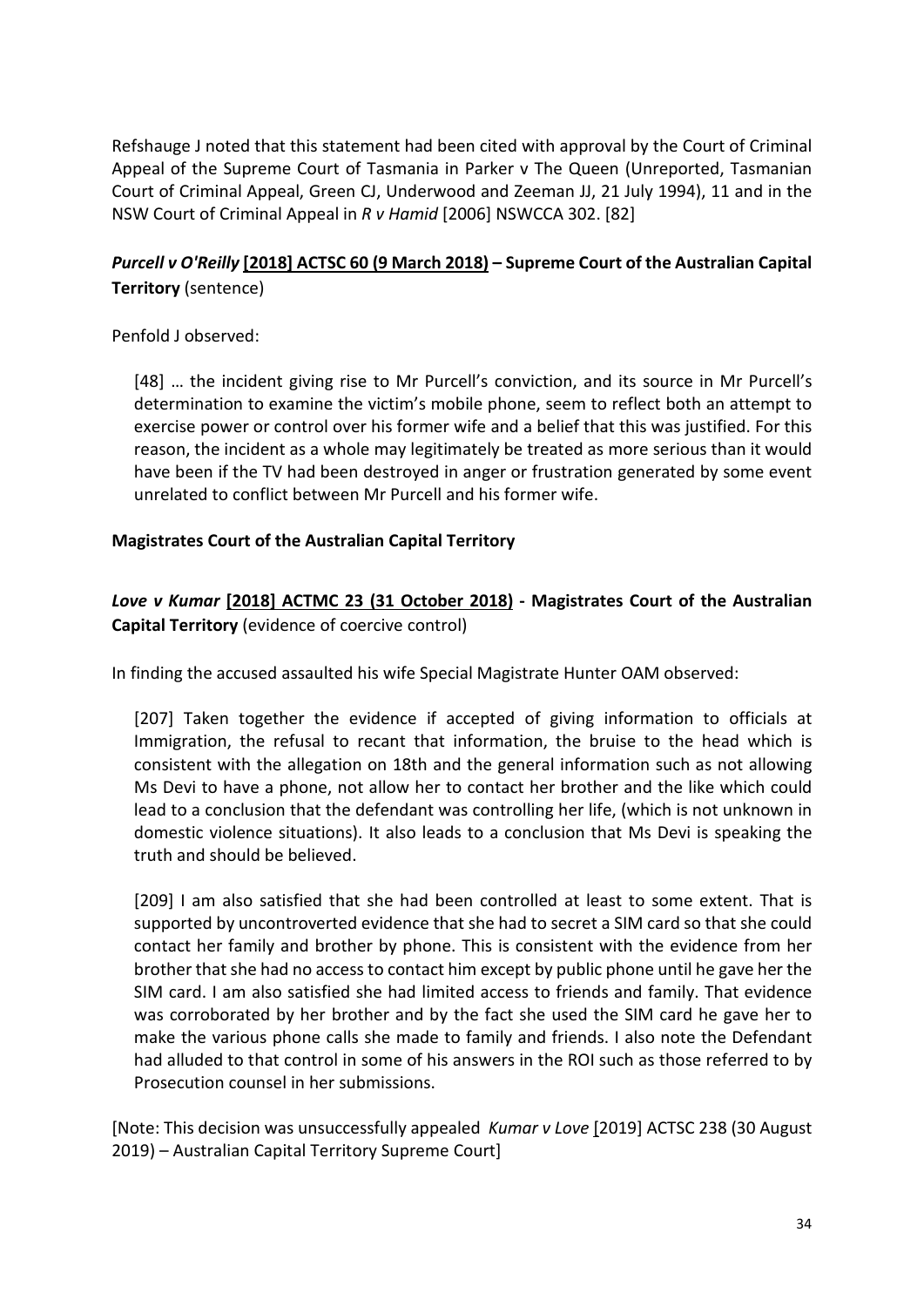Refshauge J noted that this statement had been cited with approval by the Court of Criminal Appeal of the Supreme Court of Tasmania in Parker v The Queen (Unreported, Tasmanian Court of Criminal Appeal, Green CJ, Underwood and Zeeman JJ, 21 July 1994), 11 and in the NSW Court of Criminal Appeal in *R v Hamid* [2006] NSWCCA 302. [82]

***Purcell v O'Reilly*** **[2018] ACTSC 60 (9 March 2018) – Supreme Court of the Australian Capital Territory** (sentence)

Penfold J observed:

> [48] … the incident giving rise to Mr Purcell's conviction, and its source in Mr Purcell's determination to examine the victim's mobile phone, seem to reflect both an attempt to exercise power or control over his former wife and a belief that this was justified. For this reason, the incident as a whole may legitimately be treated as more serious than it would have been if the TV had been destroyed in anger or frustration generated by some event unrelated to conflict between Mr Purcell and his former wife.

**Magistrates Court of the Australian Capital Territory**

***Love v Kumar*** **[2018] ACTMC 23 (31 October 2018) - Magistrates Court of the Australian Capital Territory** (evidence of coercive control)

In finding the accused assaulted his wife Special Magistrate Hunter OAM observed:

> [207] Taken together the evidence if accepted of giving information to officials at Immigration, the refusal to recant that information, the bruise to the head which is consistent with the allegation on 18th and the general information such as not allowing Ms Devi to have a phone, not allow her to contact her brother and the like which could lead to a conclusion that the defendant was controlling her life, (which is not unknown in domestic violence situations). It also leads to a conclusion that Ms Devi is speaking the truth and should be believed.
>
> [209] I am also satisfied that she had been controlled at least to some extent. That is supported by uncontroverted evidence that she had to secret a SIM card so that she could contact her family and brother by phone. This is consistent with the evidence from her brother that she had no access to contact him except by public phone until he gave her the SIM card. I am also satisfied she had limited access to friends and family. That evidence was corroborated by her brother and by the fact she used the SIM card he gave her to make the various phone calls she made to family and friends. I also note the Defendant had alluded to that control in some of his answers in the ROI such as those referred to by Prosecution counsel in her submissions.

[Note: This decision was unsuccessfully appealed *Kumar v Love* [2019] ACTSC 238 (30 August 2019) – Australian Capital Territory Supreme Court]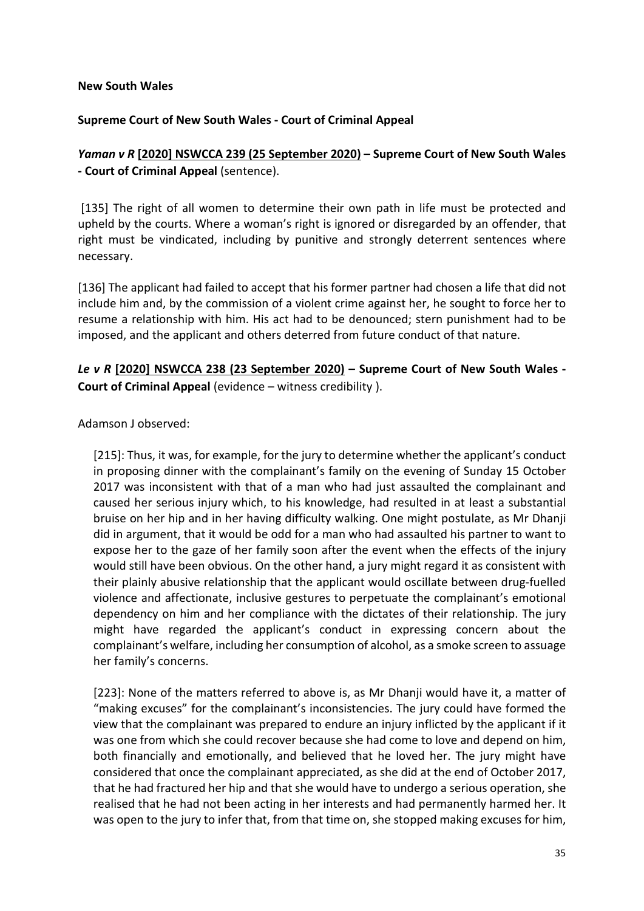**New South Wales**

**Supreme Court of New South Wales - Court of Criminal Appeal**

***Yaman v R* [2020] NSWCCA 239 (25 September 2020) – Supreme Court of New South Wales - Court of Criminal Appeal** (sentence).

[135] The right of all women to determine their own path in life must be protected and upheld by the courts. Where a woman's right is ignored or disregarded by an offender, that right must be vindicated, including by punitive and strongly deterrent sentences where necessary.

[136] The applicant had failed to accept that his former partner had chosen a life that did not include him and, by the commission of a violent crime against her, he sought to force her to resume a relationship with him. His act had to be denounced; stern punishment had to be imposed, and the applicant and others deterred from future conduct of that nature.

***Le v R* [2020] NSWCCA 238 (23 September 2020) – Supreme Court of New South Wales - Court of Criminal Appeal** (evidence – witness credibility ).

Adamson J observed:

> [215]: Thus, it was, for example, for the jury to determine whether the applicant's conduct in proposing dinner with the complainant's family on the evening of Sunday 15 October 2017 was inconsistent with that of a man who had just assaulted the complainant and caused her serious injury which, to his knowledge, had resulted in at least a substantial bruise on her hip and in her having difficulty walking. One might postulate, as Mr Dhanji did in argument, that it would be odd for a man who had assaulted his partner to want to expose her to the gaze of her family soon after the event when the effects of the injury would still have been obvious. On the other hand, a jury might regard it as consistent with their plainly abusive relationship that the applicant would oscillate between drug-fuelled violence and affectionate, inclusive gestures to perpetuate the complainant's emotional dependency on him and her compliance with the dictates of their relationship. The jury might have regarded the applicant's conduct in expressing concern about the complainant's welfare, including her consumption of alcohol, as a smoke screen to assuage her family's concerns.
>
> [223]: None of the matters referred to above is, as Mr Dhanji would have it, a matter of "making excuses" for the complainant's inconsistencies. The jury could have formed the view that the complainant was prepared to endure an injury inflicted by the applicant if it was one from which she could recover because she had come to love and depend on him, both financially and emotionally, and believed that he loved her. The jury might have considered that once the complainant appreciated, as she did at the end of October 2017, that he had fractured her hip and that she would have to undergo a serious operation, she realised that he had not been acting in her interests and had permanently harmed her. It was open to the jury to infer that, from that time on, she stopped making excuses for him,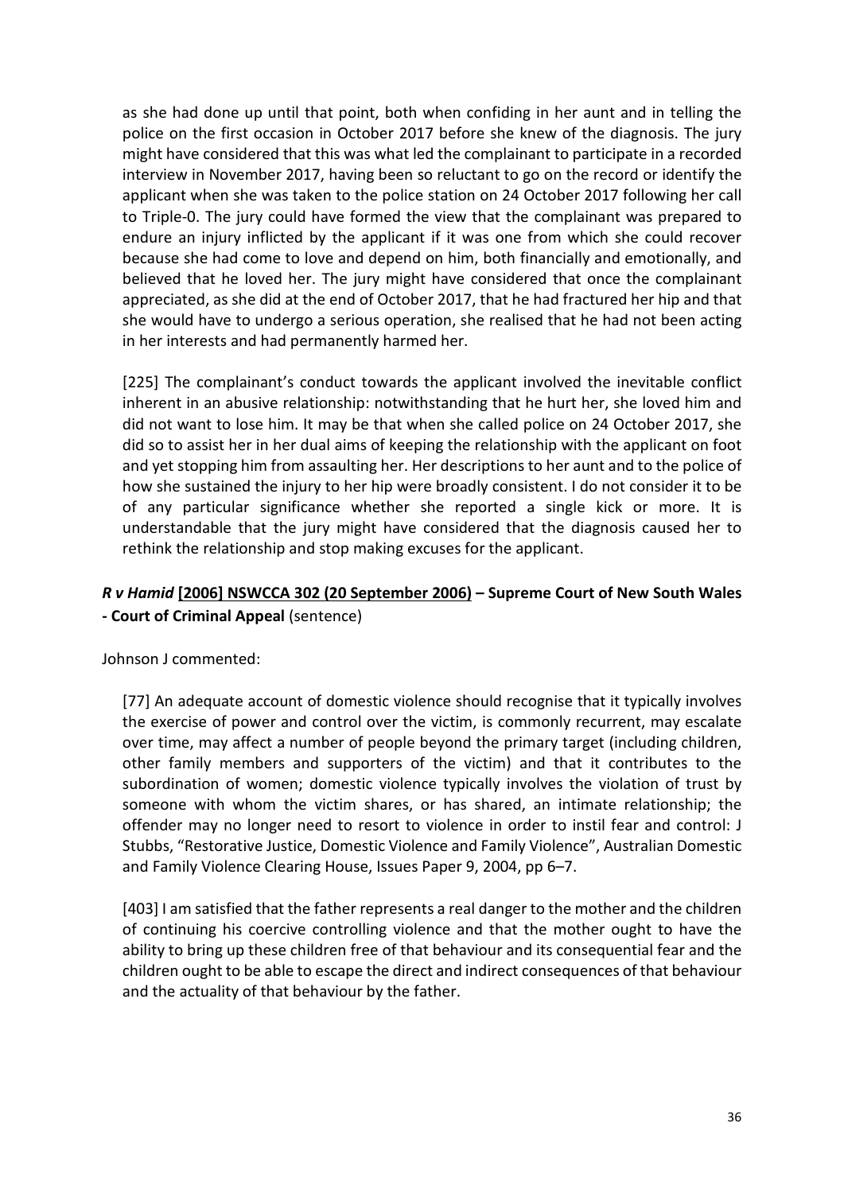as she had done up until that point, both when confiding in her aunt and in telling the police on the first occasion in October 2017 before she knew of the diagnosis. The jury might have considered that this was what led the complainant to participate in a recorded interview in November 2017, having been so reluctant to go on the record or identify the applicant when she was taken to the police station on 24 October 2017 following her call to Triple-0. The jury could have formed the view that the complainant was prepared to endure an injury inflicted by the applicant if it was one from which she could recover because she had come to love and depend on him, both financially and emotionally, and believed that he loved her. The jury might have considered that once the complainant appreciated, as she did at the end of October 2017, that he had fractured her hip and that she would have to undergo a serious operation, she realised that he had not been acting in her interests and had permanently harmed her.

[225] The complainant's conduct towards the applicant involved the inevitable conflict inherent in an abusive relationship: notwithstanding that he hurt her, she loved him and did not want to lose him. It may be that when she called police on 24 October 2017, she did so to assist her in her dual aims of keeping the relationship with the applicant on foot and yet stopping him from assaulting her. Her descriptions to her aunt and to the police of how she sustained the injury to her hip were broadly consistent. I do not consider it to be of any particular significance whether she reported a single kick or more. It is understandable that the jury might have considered that the diagnosis caused her to rethink the relationship and stop making excuses for the applicant.

### ***R v Hamid* [2006] NSWCCA 302 (20 September 2006) – Supreme Court of New South Wales - Court of Criminal Appeal** (sentence)

Johnson J commented:

[77] An adequate account of domestic violence should recognise that it typically involves the exercise of power and control over the victim, is commonly recurrent, may escalate over time, may affect a number of people beyond the primary target (including children, other family members and supporters of the victim) and that it contributes to the subordination of women; domestic violence typically involves the violation of trust by someone with whom the victim shares, or has shared, an intimate relationship; the offender may no longer need to resort to violence in order to instil fear and control: J Stubbs, "Restorative Justice, Domestic Violence and Family Violence", Australian Domestic and Family Violence Clearing House, Issues Paper 9, 2004, pp 6–7.

[403] I am satisfied that the father represents a real danger to the mother and the children of continuing his coercive controlling violence and that the mother ought to have the ability to bring up these children free of that behaviour and its consequential fear and the children ought to be able to escape the direct and indirect consequences of that behaviour and the actuality of that behaviour by the father.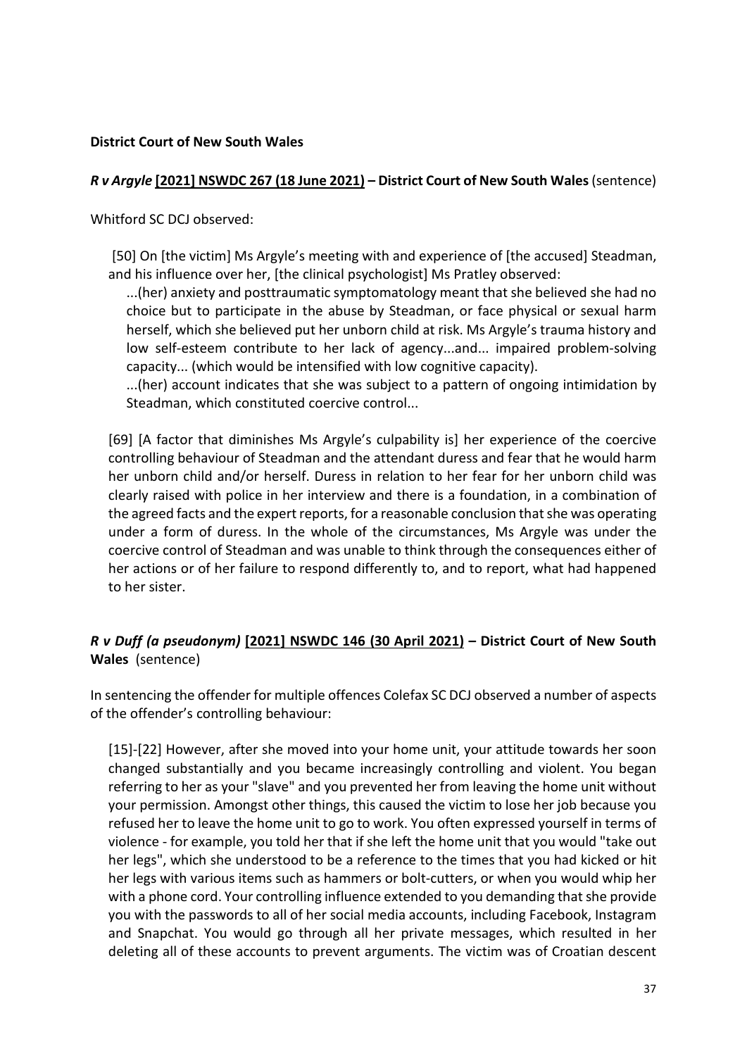**District Court of New South Wales**

***R v Argyle* [2021] NSWDC 267 (18 June 2021) – District Court of New South Wales** (sentence)

Whitford SC DCJ observed:

> [50] On [the victim] Ms Argyle's meeting with and experience of [the accused] Steadman, and his influence over her, [the clinical psychologist] Ms Pratley observed:
>
> > ...(her) anxiety and posttraumatic symptomatology meant that she believed she had no choice but to participate in the abuse by Steadman, or face physical or sexual harm herself, which she believed put her unborn child at risk. Ms Argyle's trauma history and low self-esteem contribute to her lack of agency...and... impaired problem-solving capacity... (which would be intensified with low cognitive capacity).
> >
> > ...(her) account indicates that she was subject to a pattern of ongoing intimidation by Steadman, which constituted coercive control...
>
> [69] [A factor that diminishes Ms Argyle's culpability is] her experience of the coercive controlling behaviour of Steadman and the attendant duress and fear that he would harm her unborn child and/or herself. Duress in relation to her fear for her unborn child was clearly raised with police in her interview and there is a foundation, in a combination of the agreed facts and the expert reports, for a reasonable conclusion that she was operating under a form of duress. In the whole of the circumstances, Ms Argyle was under the coercive control of Steadman and was unable to think through the consequences either of her actions or of her failure to respond differently to, and to report, what had happened to her sister.

***R v Duff (a pseudonym)* [2021] NSWDC 146 (30 April 2021) – District Court of New South Wales** (sentence)

In sentencing the offender for multiple offences Colefax SC DCJ observed a number of aspects of the offender's controlling behaviour:

> [15]-[22] However, after she moved into your home unit, your attitude towards her soon changed substantially and you became increasingly controlling and violent. You began referring to her as your "slave" and you prevented her from leaving the home unit without your permission. Amongst other things, this caused the victim to lose her job because you refused her to leave the home unit to go to work. You often expressed yourself in terms of violence - for example, you told her that if she left the home unit that you would "take out her legs", which she understood to be a reference to the times that you had kicked or hit her legs with various items such as hammers or bolt-cutters, or when you would whip her with a phone cord. Your controlling influence extended to you demanding that she provide you with the passwords to all of her social media accounts, including Facebook, Instagram and Snapchat. You would go through all her private messages, which resulted in her deleting all of these accounts to prevent arguments. The victim was of Croatian descent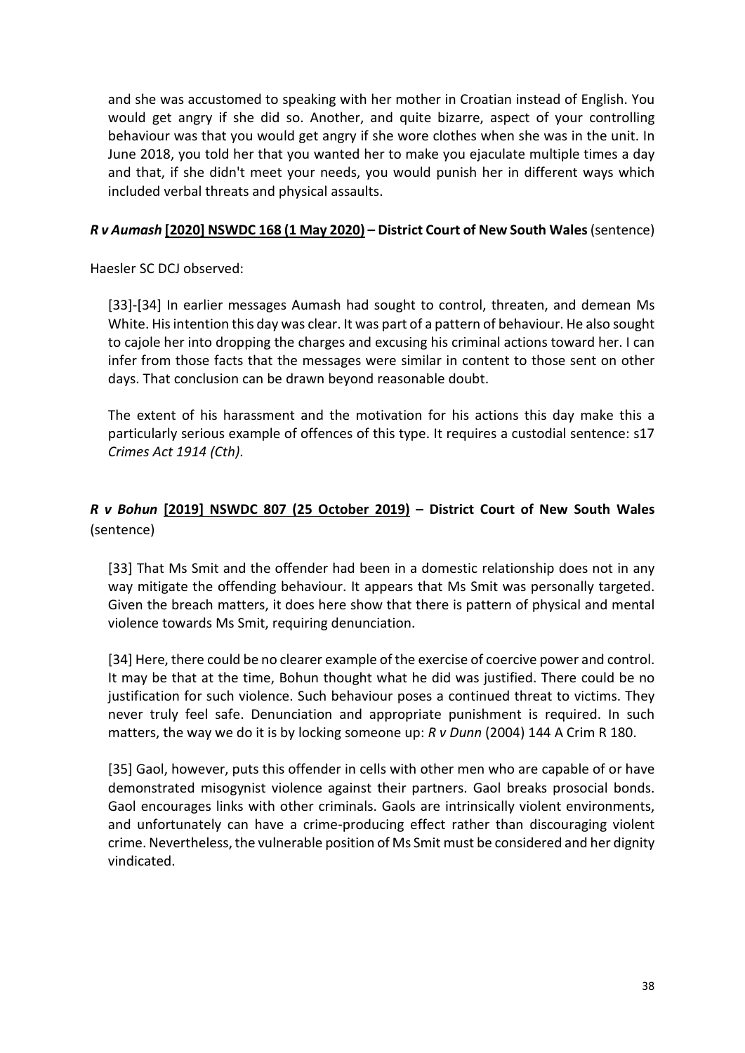and she was accustomed to speaking with her mother in Croatian instead of English. You would get angry if she did so. Another, and quite bizarre, aspect of your controlling behaviour was that you would get angry if she wore clothes when she was in the unit. In June 2018, you told her that you wanted her to make you ejaculate multiple times a day and that, if she didn't meet your needs, you would punish her in different ways which included verbal threats and physical assaults.

### *R v Aumash* [2020] NSWDC 168 (1 May 2020) – District Court of New South Wales (sentence)

Haesler SC DCJ observed:

> [33]-[34] In earlier messages Aumash had sought to control, threaten, and demean Ms White. His intention this day was clear. It was part of a pattern of behaviour. He also sought to cajole her into dropping the charges and excusing his criminal actions toward her. I can infer from those facts that the messages were similar in content to those sent on other days. That conclusion can be drawn beyond reasonable doubt.
>
> The extent of his harassment and the motivation for his actions this day make this a particularly serious example of offences of this type. It requires a custodial sentence: s17 *Crimes Act 1914 (Cth)*.

### *R v Bohun* [2019] NSWDC 807 (25 October 2019) – District Court of New South Wales (sentence)

> [33] That Ms Smit and the offender had been in a domestic relationship does not in any way mitigate the offending behaviour. It appears that Ms Smit was personally targeted. Given the breach matters, it does here show that there is pattern of physical and mental violence towards Ms Smit, requiring denunciation.
>
> [34] Here, there could be no clearer example of the exercise of coercive power and control. It may be that at the time, Bohun thought what he did was justified. There could be no justification for such violence. Such behaviour poses a continued threat to victims. They never truly feel safe. Denunciation and appropriate punishment is required. In such matters, the way we do it is by locking someone up: *R v Dunn* (2004) 144 A Crim R 180.
>
> [35] Gaol, however, puts this offender in cells with other men who are capable of or have demonstrated misogynist violence against their partners. Gaol breaks prosocial bonds. Gaol encourages links with other criminals. Gaols are intrinsically violent environments, and unfortunately can have a crime-producing effect rather than discouraging violent crime. Nevertheless, the vulnerable position of Ms Smit must be considered and her dignity vindicated.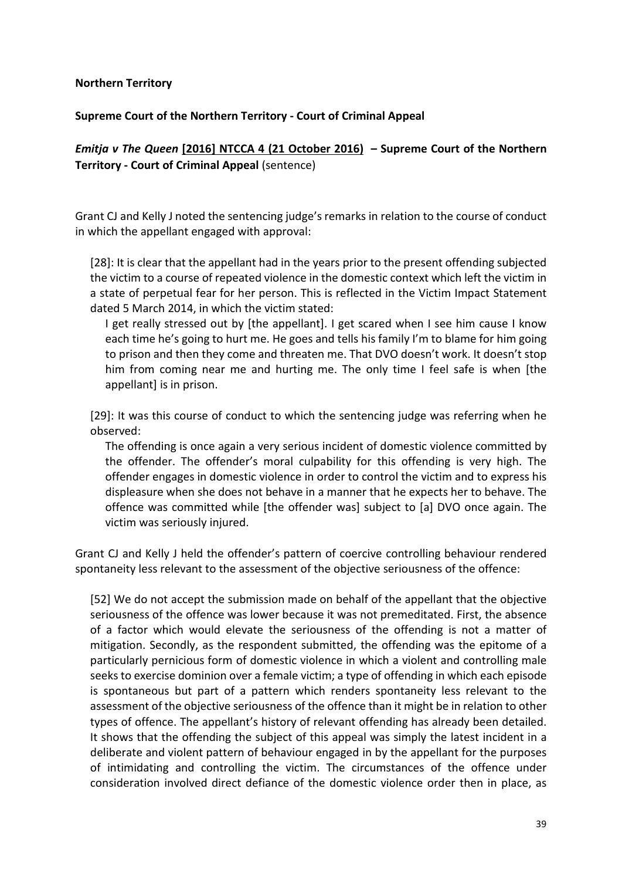**Northern Territory**

**Supreme Court of the Northern Territory - Court of Criminal Appeal**

***Emitja v The Queen* [2016] NTCCA 4 (21 October 2016) – Supreme Court of the Northern Territory - Court of Criminal Appeal** (sentence)

Grant CJ and Kelly J noted the sentencing judge's remarks in relation to the course of conduct in which the appellant engaged with approval:

> [28]: It is clear that the appellant had in the years prior to the present offending subjected the victim to a course of repeated violence in the domestic context which left the victim in a state of perpetual fear for her person. This is reflected in the Victim Impact Statement dated 5 March 2014, in which the victim stated:
>
> > I get really stressed out by [the appellant]. I get scared when I see him cause I know each time he's going to hurt me. He goes and tells his family I'm to blame for him going to prison and then they come and threaten me. That DVO doesn't work. It doesn't stop him from coming near me and hurting me. The only time I feel safe is when [the appellant] is in prison.
>
> [29]: It was this course of conduct to which the sentencing judge was referring when he observed:
>
> > The offending is once again a very serious incident of domestic violence committed by the offender. The offender's moral culpability for this offending is very high. The offender engages in domestic violence in order to control the victim and to express his displeasure when she does not behave in a manner that he expects her to behave. The offence was committed while [the offender was] subject to [a] DVO once again. The victim was seriously injured.

Grant CJ and Kelly J held the offender's pattern of coercive controlling behaviour rendered spontaneity less relevant to the assessment of the objective seriousness of the offence:

> [52] We do not accept the submission made on behalf of the appellant that the objective seriousness of the offence was lower because it was not premeditated. First, the absence of a factor which would elevate the seriousness of the offending is not a matter of mitigation. Secondly, as the respondent submitted, the offending was the epitome of a particularly pernicious form of domestic violence in which a violent and controlling male seeks to exercise dominion over a female victim; a type of offending in which each episode is spontaneous but part of a pattern which renders spontaneity less relevant to the assessment of the objective seriousness of the offence than it might be in relation to other types of offence. The appellant's history of relevant offending has already been detailed. It shows that the offending the subject of this appeal was simply the latest incident in a deliberate and violent pattern of behaviour engaged in by the appellant for the purposes of intimidating and controlling the victim. The circumstances of the offence under consideration involved direct defiance of the domestic violence order then in place, as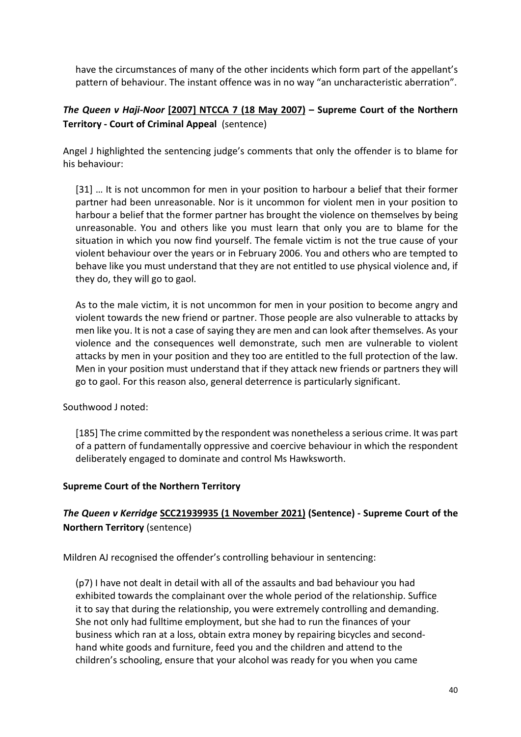have the circumstances of many of the other incidents which form part of the appellant's pattern of behaviour. The instant offence was in no way "an uncharacteristic aberration".

### *The Queen v Haji-Noor* [2007] NTCCA 7 (18 May 2007) – Supreme Court of the Northern Territory - Court of Criminal Appeal (sentence)

Angel J highlighted the sentencing judge's comments that only the offender is to blame for his behaviour:

> [31] … It is not uncommon for men in your position to harbour a belief that their former partner had been unreasonable. Nor is it uncommon for violent men in your position to harbour a belief that the former partner has brought the violence on themselves by being unreasonable. You and others like you must learn that only you are to blame for the situation in which you now find yourself. The female victim is not the true cause of your violent behaviour over the years or in February 2006. You and others who are tempted to behave like you must understand that they are not entitled to use physical violence and, if they do, they will go to gaol.
>
> As to the male victim, it is not uncommon for men in your position to become angry and violent towards the new friend or partner. Those people are also vulnerable to attacks by men like you. It is not a case of saying they are men and can look after themselves. As your violence and the consequences well demonstrate, such men are vulnerable to violent attacks by men in your position and they too are entitled to the full protection of the law. Men in your position must understand that if they attack new friends or partners they will go to gaol. For this reason also, general deterrence is particularly significant.

Southwood J noted:

> [185] The crime committed by the respondent was nonetheless a serious crime. It was part of a pattern of fundamentally oppressive and coercive behaviour in which the respondent deliberately engaged to dominate and control Ms Hawksworth.

## Supreme Court of the Northern Territory

### *The Queen v Kerridge* SCC21939935 (1 November 2021) (Sentence) - Supreme Court of the Northern Territory (sentence)

Mildren AJ recognised the offender's controlling behaviour in sentencing:

> (p7) I have not dealt in detail with all of the assaults and bad behaviour you had exhibited towards the complainant over the whole period of the relationship. Suffice it to say that during the relationship, you were extremely controlling and demanding. She not only had fulltime employment, but she had to run the finances of your business which ran at a loss, obtain extra money by repairing bicycles and second-hand white goods and furniture, feed you and the children and attend to the children's schooling, ensure that your alcohol was ready for you when you came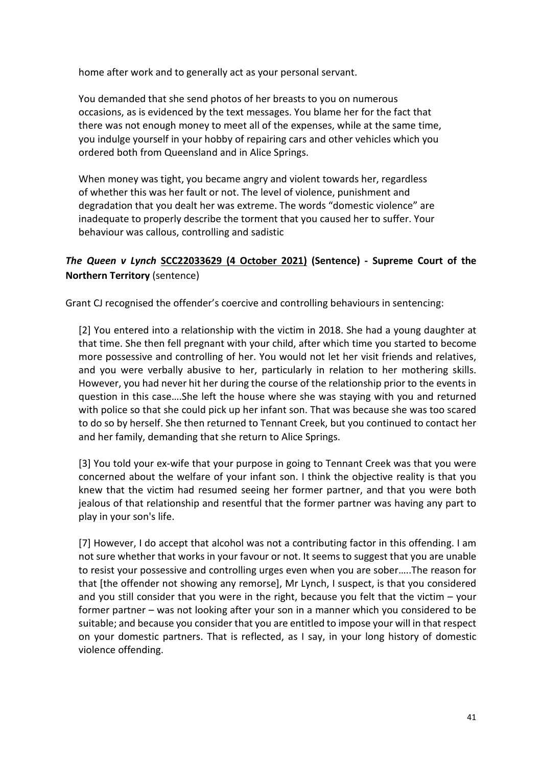home after work and to generally act as your personal servant.

> You demanded that she send photos of her breasts to you on numerous occasions, as is evidenced by the text messages. You blame her for the fact that there was not enough money to meet all of the expenses, while at the same time, you indulge yourself in your hobby of repairing cars and other vehicles which you ordered both from Queensland and in Alice Springs.
>
> When money was tight, you became angry and violent towards her, regardless of whether this was her fault or not. The level of violence, punishment and degradation that you dealt her was extreme. The words "domestic violence" are inadequate to properly describe the torment that you caused her to suffer. Your behaviour was callous, controlling and sadistic

### ***The Queen v Lynch*** **SCC22033629 (4 October 2021) (Sentence) - Supreme Court of the Northern Territory** (sentence)

Grant CJ recognised the offender's coercive and controlling behaviours in sentencing:

> [2] You entered into a relationship with the victim in 2018. She had a young daughter at that time. She then fell pregnant with your child, after which time you started to become more possessive and controlling of her. You would not let her visit friends and relatives, and you were verbally abusive to her, particularly in relation to her mothering skills. However, you had never hit her during the course of the relationship prior to the events in question in this case….She left the house where she was staying with you and returned with police so that she could pick up her infant son. That was because she was too scared to do so by herself. She then returned to Tennant Creek, but you continued to contact her and her family, demanding that she return to Alice Springs.
>
> [3] You told your ex-wife that your purpose in going to Tennant Creek was that you were concerned about the welfare of your infant son. I think the objective reality is that you knew that the victim had resumed seeing her former partner, and that you were both jealous of that relationship and resentful that the former partner was having any part to play in your son's life.
>
> [7] However, I do accept that alcohol was not a contributing factor in this offending. I am not sure whether that works in your favour or not. It seems to suggest that you are unable to resist your possessive and controlling urges even when you are sober…..The reason for that [the offender not showing any remorse], Mr Lynch, I suspect, is that you considered and you still consider that you were in the right, because you felt that the victim – your former partner – was not looking after your son in a manner which you considered to be suitable; and because you consider that you are entitled to impose your will in that respect on your domestic partners. That is reflected, as I say, in your long history of domestic violence offending.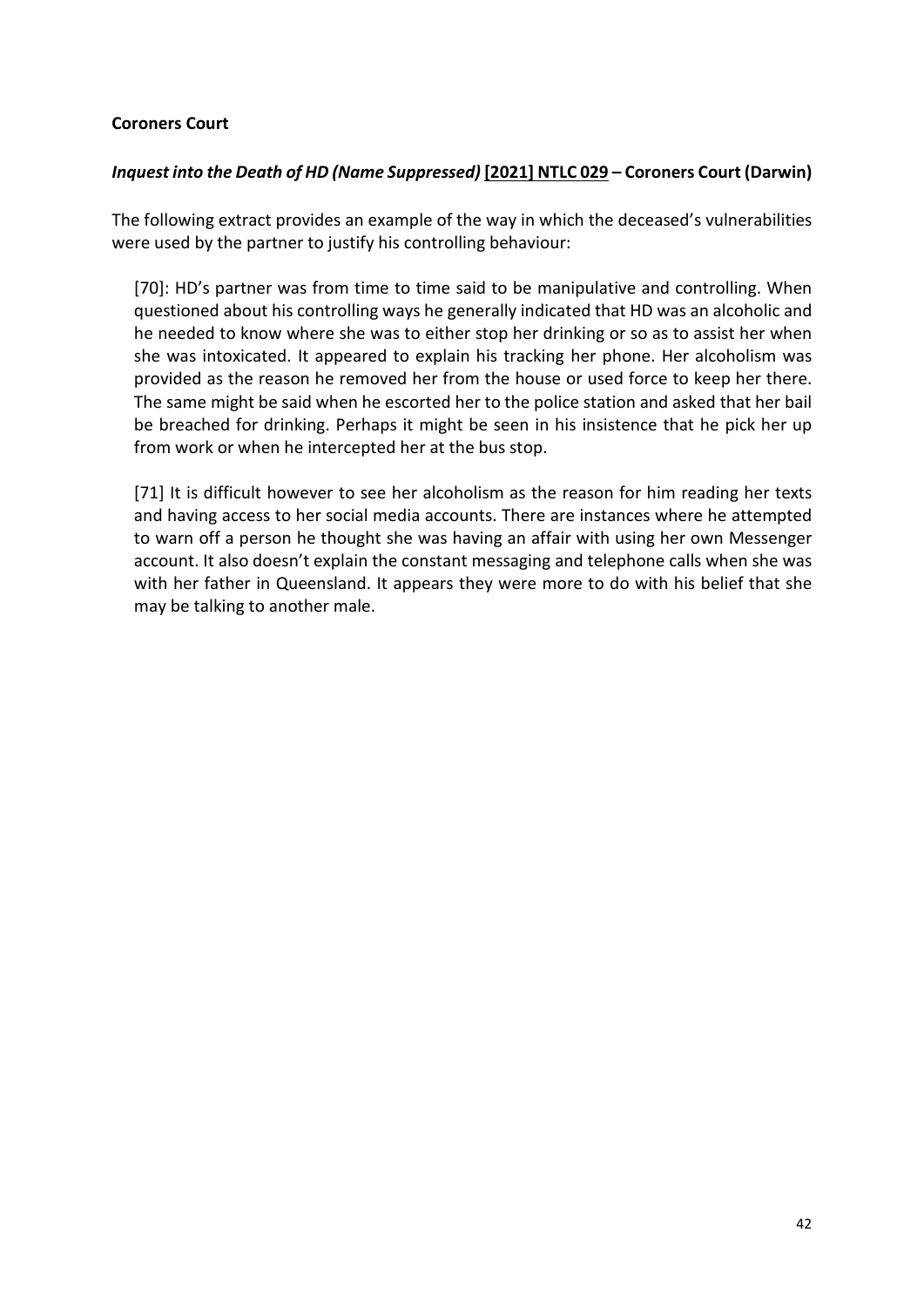**Coroners Court**

***Inquest into the Death of HD (Name Suppressed)* [2021] NTLC 029 – Coroners Court (Darwin)**

The following extract provides an example of the way in which the deceased's vulnerabilities were used by the partner to justify his controlling behaviour:

> [70]: HD's partner was from time to time said to be manipulative and controlling. When questioned about his controlling ways he generally indicated that HD was an alcoholic and he needed to know where she was to either stop her drinking or so as to assist her when she was intoxicated. It appeared to explain his tracking her phone. Her alcoholism was provided as the reason he removed her from the house or used force to keep her there. The same might be said when he escorted her to the police station and asked that her bail be breached for drinking. Perhaps it might be seen in his insistence that he pick her up from work or when he intercepted her at the bus stop.
>
> [71] It is difficult however to see her alcoholism as the reason for him reading her texts and having access to her social media accounts. There are instances where he attempted to warn off a person he thought she was having an affair with using her own Messenger account. It also doesn't explain the constant messaging and telephone calls when she was with her father in Queensland. It appears they were more to do with his belief that she may be talking to another male.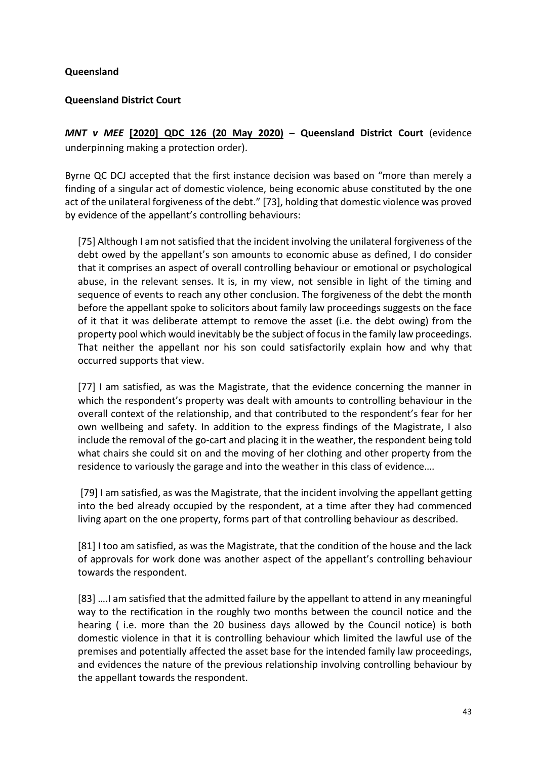**Queensland**

**Queensland District Court**

***MNT v MEE* [2020] QDC 126 (20 May 2020) – Queensland District Court** (evidence underpinning making a protection order).

Byrne QC DCJ accepted that the first instance decision was based on "more than merely a finding of a singular act of domestic violence, being economic abuse constituted by the one act of the unilateral forgiveness of the debt." [73], holding that domestic violence was proved by evidence of the appellant's controlling behaviours:

> [75] Although I am not satisfied that the incident involving the unilateral forgiveness of the debt owed by the appellant's son amounts to economic abuse as defined, I do consider that it comprises an aspect of overall controlling behaviour or emotional or psychological abuse, in the relevant senses. It is, in my view, not sensible in light of the timing and sequence of events to reach any other conclusion. The forgiveness of the debt the month before the appellant spoke to solicitors about family law proceedings suggests on the face of it that it was deliberate attempt to remove the asset (i.e. the debt owing) from the property pool which would inevitably be the subject of focus in the family law proceedings. That neither the appellant nor his son could satisfactorily explain how and why that occurred supports that view.
>
> [77] I am satisfied, as was the Magistrate, that the evidence concerning the manner in which the respondent's property was dealt with amounts to controlling behaviour in the overall context of the relationship, and that contributed to the respondent's fear for her own wellbeing and safety. In addition to the express findings of the Magistrate, I also include the removal of the go-cart and placing it in the weather, the respondent being told what chairs she could sit on and the moving of her clothing and other property from the residence to variously the garage and into the weather in this class of evidence….
>
> [79] I am satisfied, as was the Magistrate, that the incident involving the appellant getting into the bed already occupied by the respondent, at a time after they had commenced living apart on the one property, forms part of that controlling behaviour as described.
>
> [81] I too am satisfied, as was the Magistrate, that the condition of the house and the lack of approvals for work done was another aspect of the appellant's controlling behaviour towards the respondent.
>
> [83] ….I am satisfied that the admitted failure by the appellant to attend in any meaningful way to the rectification in the roughly two months between the council notice and the hearing ( i.e. more than the 20 business days allowed by the Council notice) is both domestic violence in that it is controlling behaviour which limited the lawful use of the premises and potentially affected the asset base for the intended family law proceedings, and evidences the nature of the previous relationship involving controlling behaviour by the appellant towards the respondent.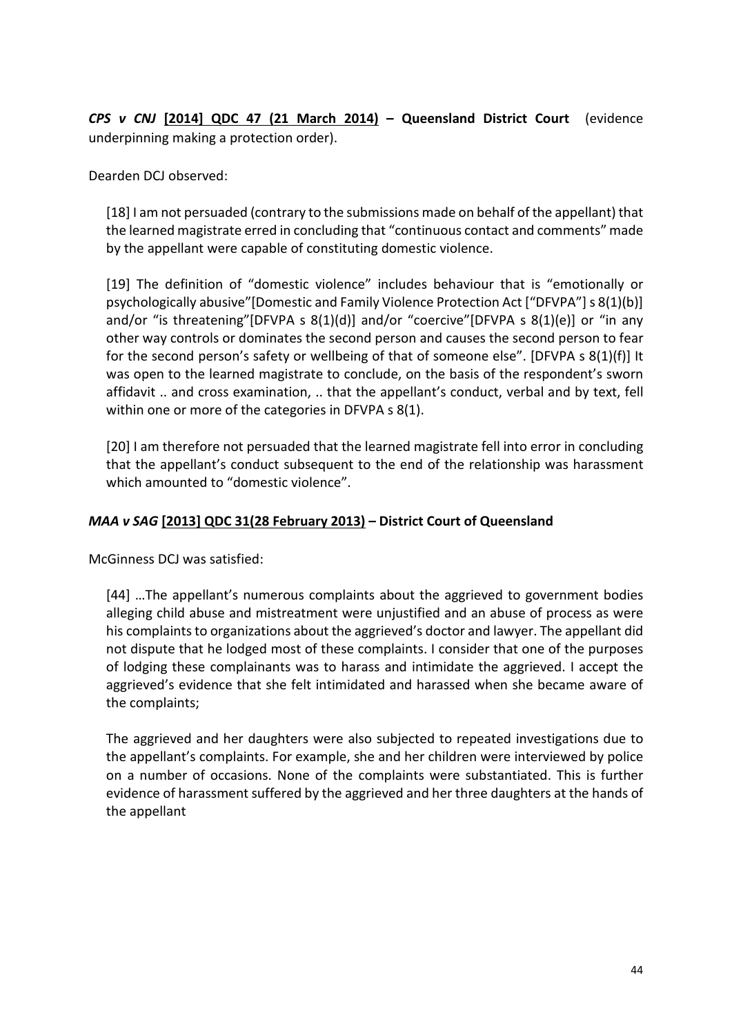***CPS v CNJ* [2014] QDC 47 (21 March 2014) – Queensland District Court** (evidence underpinning making a protection order).

Dearden DCJ observed:

> [18] I am not persuaded (contrary to the submissions made on behalf of the appellant) that the learned magistrate erred in concluding that "continuous contact and comments" made by the appellant were capable of constituting domestic violence.
>
> [19] The definition of "domestic violence" includes behaviour that is "emotionally or psychologically abusive"[Domestic and Family Violence Protection Act ["DFVPA"] s 8(1)(b)] and/or "is threatening"[DFVPA s 8(1)(d)] and/or "coercive"[DFVPA s 8(1)(e)] or "in any other way controls or dominates the second person and causes the second person to fear for the second person's safety or wellbeing of that of someone else". [DFVPA s 8(1)(f)] It was open to the learned magistrate to conclude, on the basis of the respondent's sworn affidavit .. and cross examination, .. that the appellant's conduct, verbal and by text, fell within one or more of the categories in DFVPA s 8(1).
>
> [20] I am therefore not persuaded that the learned magistrate fell into error in concluding that the appellant's conduct subsequent to the end of the relationship was harassment which amounted to "domestic violence".

### *MAA v SAG* [2013] QDC 31(28 February 2013) – District Court of Queensland

McGinness DCJ was satisfied:

> [44] …The appellant's numerous complaints about the aggrieved to government bodies alleging child abuse and mistreatment were unjustified and an abuse of process as were his complaints to organizations about the aggrieved's doctor and lawyer. The appellant did not dispute that he lodged most of these complaints. I consider that one of the purposes of lodging these complainants was to harass and intimidate the aggrieved. I accept the aggrieved's evidence that she felt intimidated and harassed when she became aware of the complaints;
>
> The aggrieved and her daughters were also subjected to repeated investigations due to the appellant's complaints. For example, she and her children were interviewed by police on a number of occasions. None of the complaints were substantiated. This is further evidence of harassment suffered by the aggrieved and her three daughters at the hands of the appellant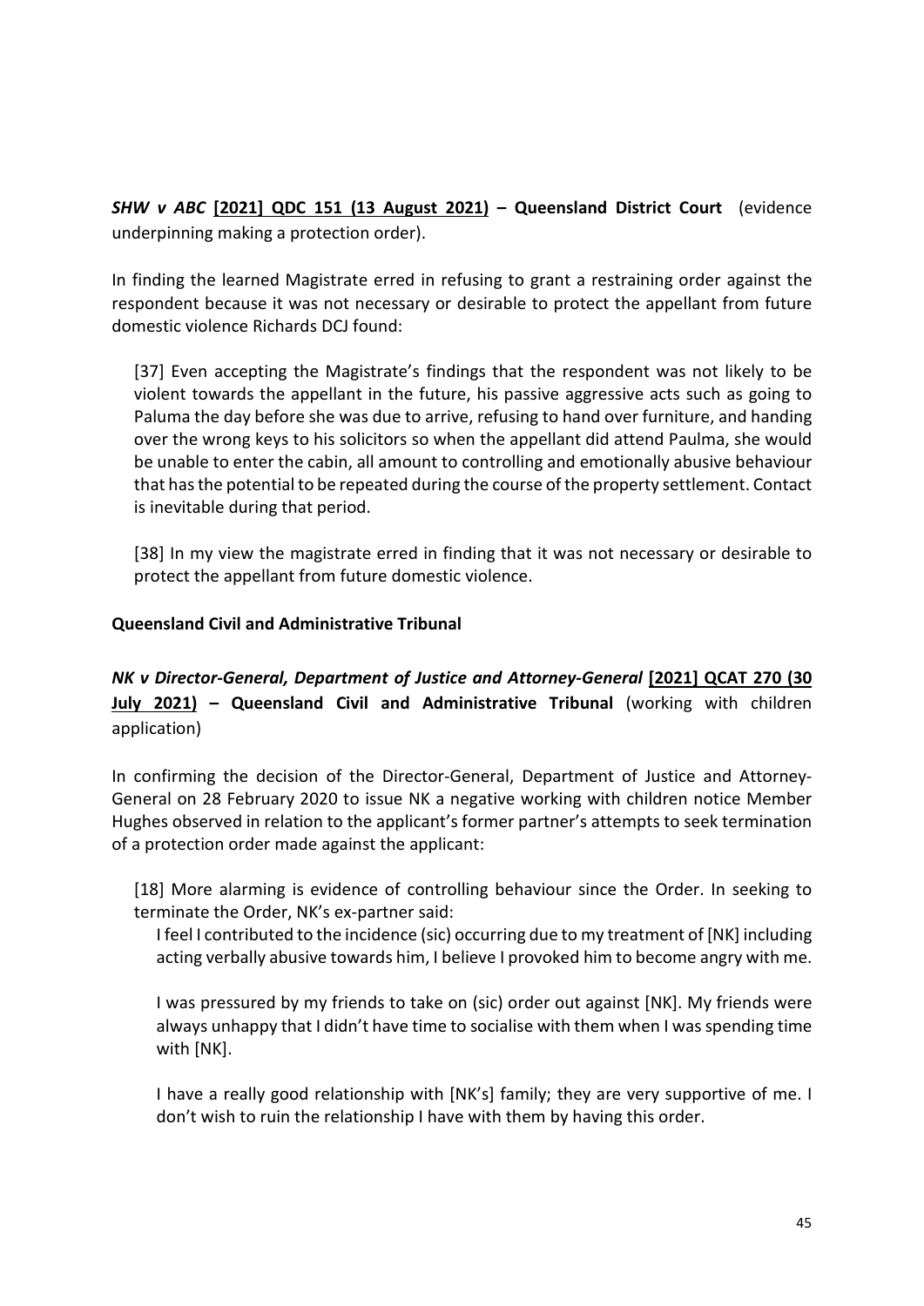***SHW v ABC* [2021] QDC 151 (13 August 2021) – Queensland District Court** (evidence underpinning making a protection order).

In finding the learned Magistrate erred in refusing to grant a restraining order against the respondent because it was not necessary or desirable to protect the appellant from future domestic violence Richards DCJ found:

> [37] Even accepting the Magistrate's findings that the respondent was not likely to be violent towards the appellant in the future, his passive aggressive acts such as going to Paluma the day before she was due to arrive, refusing to hand over furniture, and handing over the wrong keys to his solicitors so when the appellant did attend Paulma, she would be unable to enter the cabin, all amount to controlling and emotionally abusive behaviour that has the potential to be repeated during the course of the property settlement. Contact is inevitable during that period.
>
> [38] In my view the magistrate erred in finding that it was not necessary or desirable to protect the appellant from future domestic violence.

**Queensland Civil and Administrative Tribunal**

***NK v Director-General, Department of Justice and Attorney-General* [2021] QCAT 270 (30 July 2021) – Queensland Civil and Administrative Tribunal** (working with children application)

In confirming the decision of the Director-General, Department of Justice and Attorney-General on 28 February 2020 to issue NK a negative working with children notice Member Hughes observed in relation to the applicant's former partner's attempts to seek termination of a protection order made against the applicant:

> [18] More alarming is evidence of controlling behaviour since the Order. In seeking to terminate the Order, NK's ex-partner said:
>
> > I feel I contributed to the incidence (sic) occurring due to my treatment of [NK] including acting verbally abusive towards him, I believe I provoked him to become angry with me.
> >
> > I was pressured by my friends to take on (sic) order out against [NK]. My friends were always unhappy that I didn't have time to socialise with them when I was spending time with [NK].
> >
> > I have a really good relationship with [NK's] family; they are very supportive of me. I don't wish to ruin the relationship I have with them by having this order.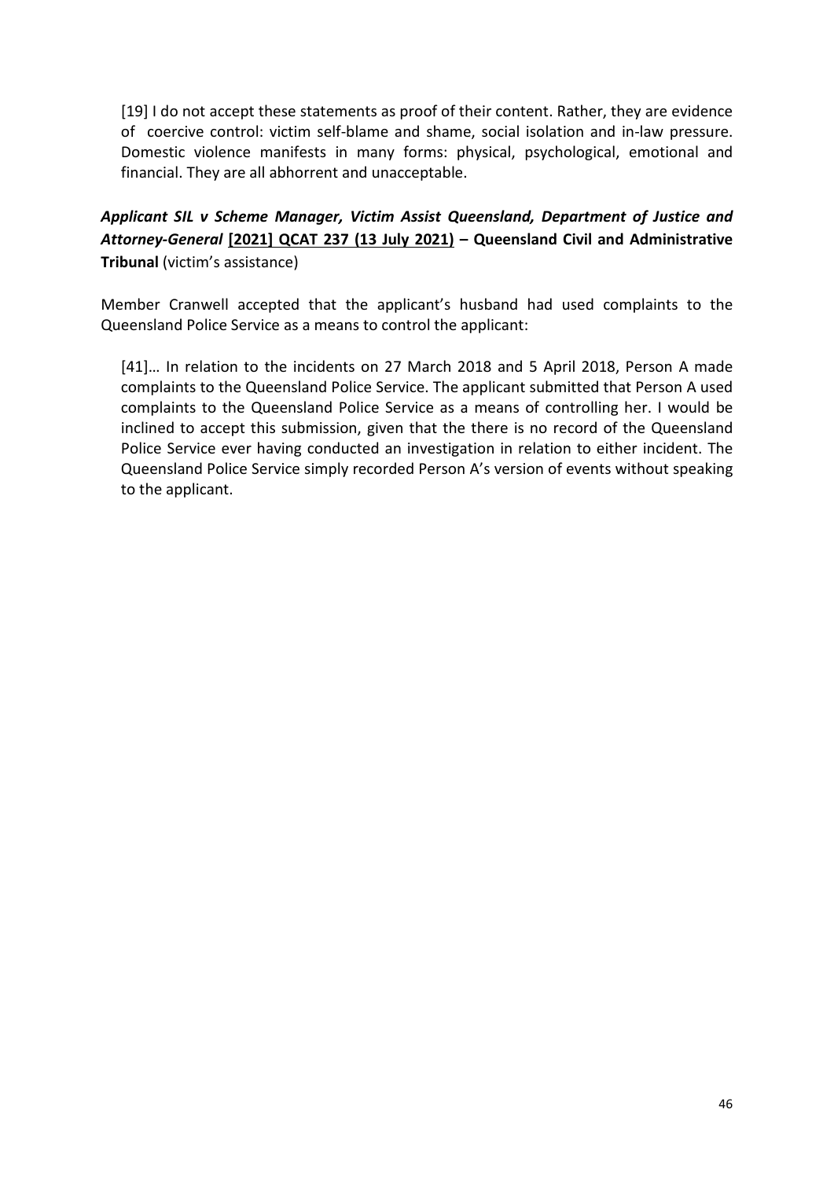> [19] I do not accept these statements as proof of their content. Rather, they are evidence of coercive control: victim self-blame and shame, social isolation and in-law pressure. Domestic violence manifests in many forms: physical, psychological, emotional and financial. They are all abhorrent and unacceptable.

***Applicant SIL v Scheme Manager, Victim Assist Queensland, Department of Justice and Attorney-General* [2021] QCAT 237 (13 July 2021) – Queensland Civil and Administrative Tribunal** (victim's assistance)

Member Cranwell accepted that the applicant's husband had used complaints to the Queensland Police Service as a means to control the applicant:

> [41]… In relation to the incidents on 27 March 2018 and 5 April 2018, Person A made complaints to the Queensland Police Service. The applicant submitted that Person A used complaints to the Queensland Police Service as a means of controlling her. I would be inclined to accept this submission, given that the there is no record of the Queensland Police Service ever having conducted an investigation in relation to either incident. The Queensland Police Service simply recorded Person A's version of events without speaking to the applicant.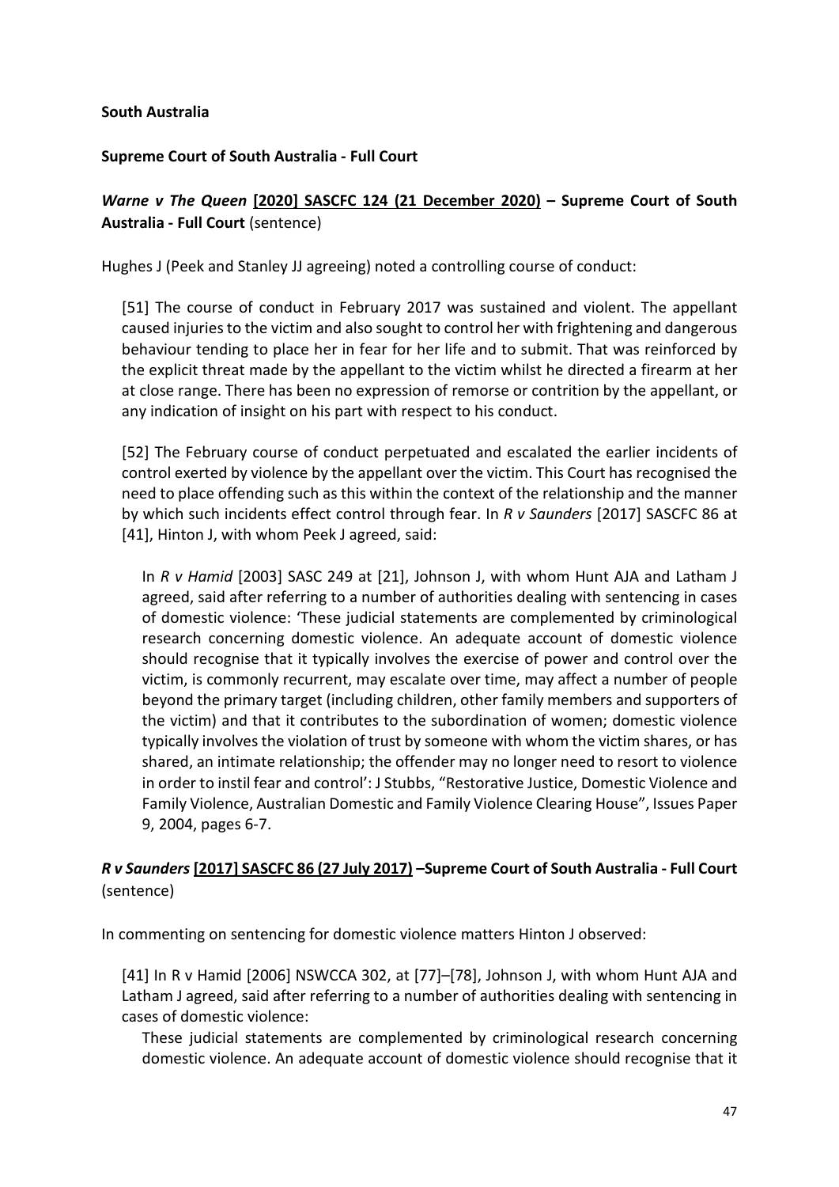**South Australia**

**Supreme Court of South Australia - Full Court**

***Warne v The Queen* [2020] SASCFC 124 (21 December 2020) – Supreme Court of South Australia - Full Court** (sentence)

Hughes J (Peek and Stanley JJ agreeing) noted a controlling course of conduct:

> [51] The course of conduct in February 2017 was sustained and violent. The appellant caused injuries to the victim and also sought to control her with frightening and dangerous behaviour tending to place her in fear for her life and to submit. That was reinforced by the explicit threat made by the appellant to the victim whilst he directed a firearm at her at close range. There has been no expression of remorse or contrition by the appellant, or any indication of insight on his part with respect to his conduct.
>
> [52] The February course of conduct perpetuated and escalated the earlier incidents of control exerted by violence by the appellant over the victim. This Court has recognised the need to place offending such as this within the context of the relationship and the manner by which such incidents effect control through fear. In *R v Saunders* [2017] SASCFC 86 at [41], Hinton J, with whom Peek J agreed, said:
>
>> In *R v Hamid* [2003] SASC 249 at [21], Johnson J, with whom Hunt AJA and Latham J agreed, said after referring to a number of authorities dealing with sentencing in cases of domestic violence: 'These judicial statements are complemented by criminological research concerning domestic violence. An adequate account of domestic violence should recognise that it typically involves the exercise of power and control over the victim, is commonly recurrent, may escalate over time, may affect a number of people beyond the primary target (including children, other family members and supporters of the victim) and that it contributes to the subordination of women; domestic violence typically involves the violation of trust by someone with whom the victim shares, or has shared, an intimate relationship; the offender may no longer need to resort to violence in order to instil fear and control': J Stubbs, "Restorative Justice, Domestic Violence and Family Violence, Australian Domestic and Family Violence Clearing House", Issues Paper 9, 2004, pages 6-7.

***R v Saunders* [2017] SASCFC 86 (27 July 2017) –Supreme Court of South Australia - Full Court** (sentence)

In commenting on sentencing for domestic violence matters Hinton J observed:

> [41] In R v Hamid [2006] NSWCCA 302, at [77]–[78], Johnson J, with whom Hunt AJA and Latham J agreed, said after referring to a number of authorities dealing with sentencing in cases of domestic violence:
>
>> These judicial statements are complemented by criminological research concerning domestic violence. An adequate account of domestic violence should recognise that it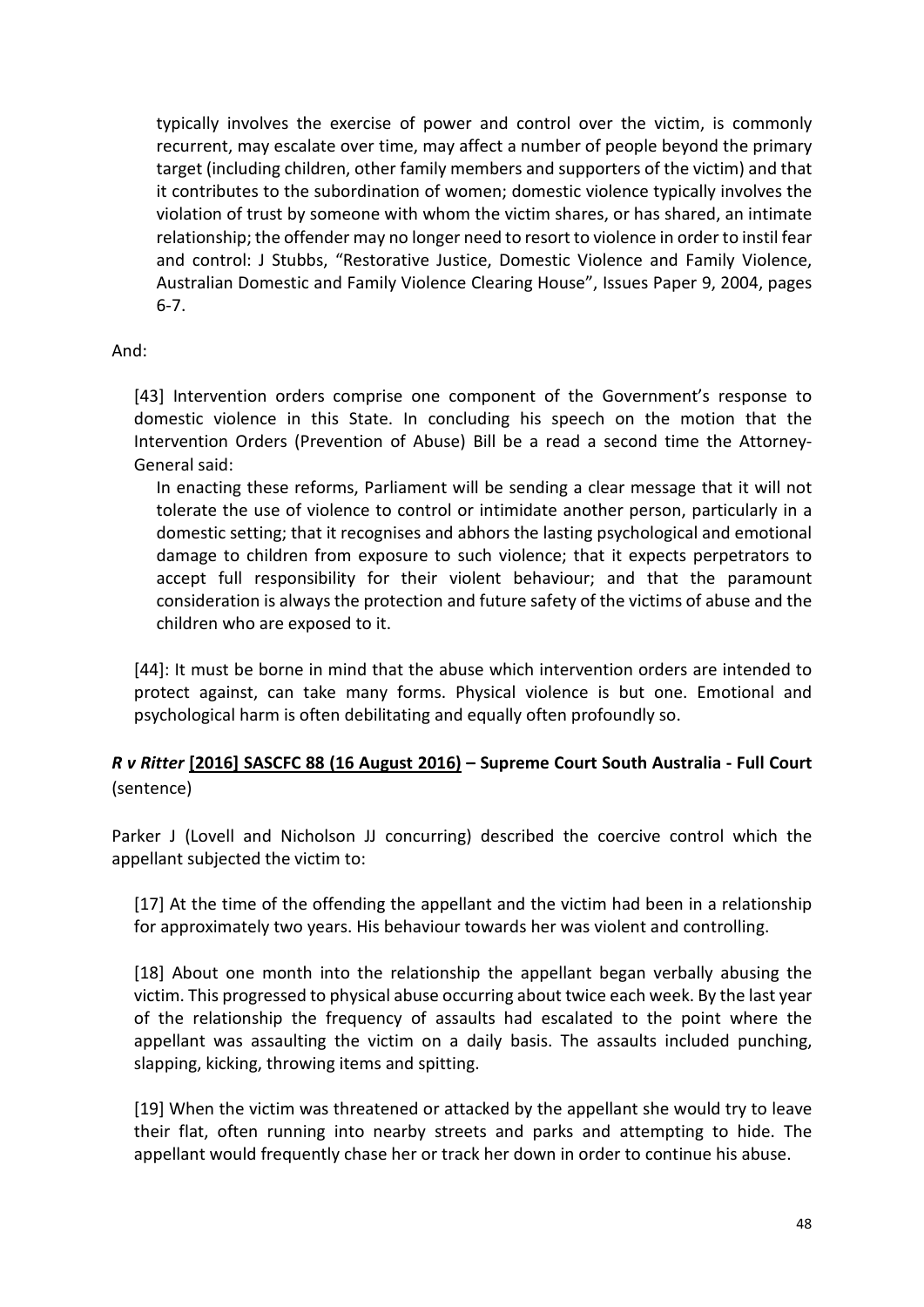> typically involves the exercise of power and control over the victim, is commonly recurrent, may escalate over time, may affect a number of people beyond the primary target (including children, other family members and supporters of the victim) and that it contributes to the subordination of women; domestic violence typically involves the violation of trust by someone with whom the victim shares, or has shared, an intimate relationship; the offender may no longer need to resort to violence in order to instil fear and control: J Stubbs, "Restorative Justice, Domestic Violence and Family Violence, Australian Domestic and Family Violence Clearing House", Issues Paper 9, 2004, pages 6-7.

And:

> [43] Intervention orders comprise one component of the Government's response to domestic violence in this State. In concluding his speech on the motion that the Intervention Orders (Prevention of Abuse) Bill be a read a second time the Attorney-General said:
>
> > In enacting these reforms, Parliament will be sending a clear message that it will not tolerate the use of violence to control or intimidate another person, particularly in a domestic setting; that it recognises and abhors the lasting psychological and emotional damage to children from exposure to such violence; that it expects perpetrators to accept full responsibility for their violent behaviour; and that the paramount consideration is always the protection and future safety of the victims of abuse and the children who are exposed to it.
>
> [44]: It must be borne in mind that the abuse which intervention orders are intended to protect against, can take many forms. Physical violence is but one. Emotional and psychological harm is often debilitating and equally often profoundly so.

### ***R v Ritter* [2016] SASCFC 88 (16 August 2016) – Supreme Court South Australia - Full Court** (sentence)

Parker J (Lovell and Nicholson JJ concurring) described the coercive control which the appellant subjected the victim to:

> [17] At the time of the offending the appellant and the victim had been in a relationship for approximately two years. His behaviour towards her was violent and controlling.
>
> [18] About one month into the relationship the appellant began verbally abusing the victim. This progressed to physical abuse occurring about twice each week. By the last year of the relationship the frequency of assaults had escalated to the point where the appellant was assaulting the victim on a daily basis. The assaults included punching, slapping, kicking, throwing items and spitting.
>
> [19] When the victim was threatened or attacked by the appellant she would try to leave their flat, often running into nearby streets and parks and attempting to hide. The appellant would frequently chase her or track her down in order to continue his abuse.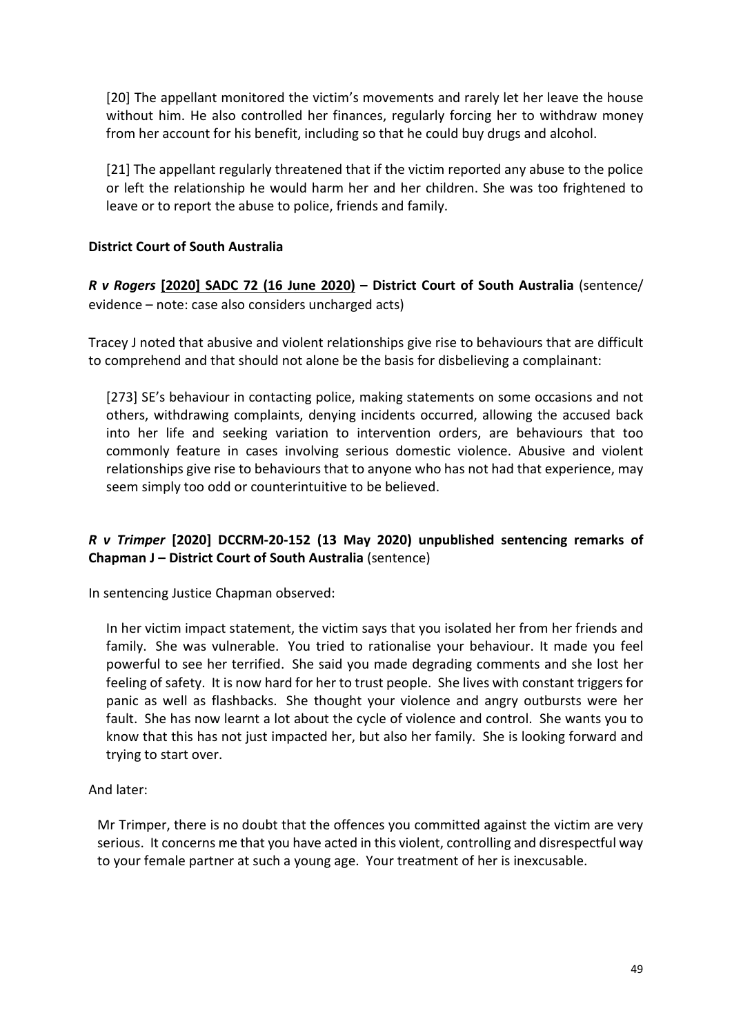> [20] The appellant monitored the victim's movements and rarely let her leave the house without him. He also controlled her finances, regularly forcing her to withdraw money from her account for his benefit, including so that he could buy drugs and alcohol.
>
> [21] The appellant regularly threatened that if the victim reported any abuse to the police or left the relationship he would harm her and her children. She was too frightened to leave or to report the abuse to police, friends and family.

### District Court of South Australia

***R v Rogers* [2020] SADC 72 (16 June 2020) – District Court of South Australia** (sentence/ evidence – note: case also considers uncharged acts)

Tracey J noted that abusive and violent relationships give rise to behaviours that are difficult to comprehend and that should not alone be the basis for disbelieving a complainant:

> [273] SE's behaviour in contacting police, making statements on some occasions and not others, withdrawing complaints, denying incidents occurred, allowing the accused back into her life and seeking variation to intervention orders, are behaviours that too commonly feature in cases involving serious domestic violence. Abusive and violent relationships give rise to behaviours that to anyone who has not had that experience, may seem simply too odd or counterintuitive to be believed.

***R v Trimper* [2020] DCCRM-20-152 (13 May 2020) unpublished sentencing remarks of Chapman J – District Court of South Australia** (sentence)

In sentencing Justice Chapman observed:

> In her victim impact statement, the victim says that you isolated her from her friends and family. She was vulnerable. You tried to rationalise your behaviour. It made you feel powerful to see her terrified. She said you made degrading comments and she lost her feeling of safety. It is now hard for her to trust people. She lives with constant triggers for panic as well as flashbacks. She thought your violence and angry outbursts were her fault. She has now learnt a lot about the cycle of violence and control. She wants you to know that this has not just impacted her, but also her family. She is looking forward and trying to start over.

And later:

> Mr Trimper, there is no doubt that the offences you committed against the victim are very serious. It concerns me that you have acted in this violent, controlling and disrespectful way to your female partner at such a young age. Your treatment of her is inexcusable.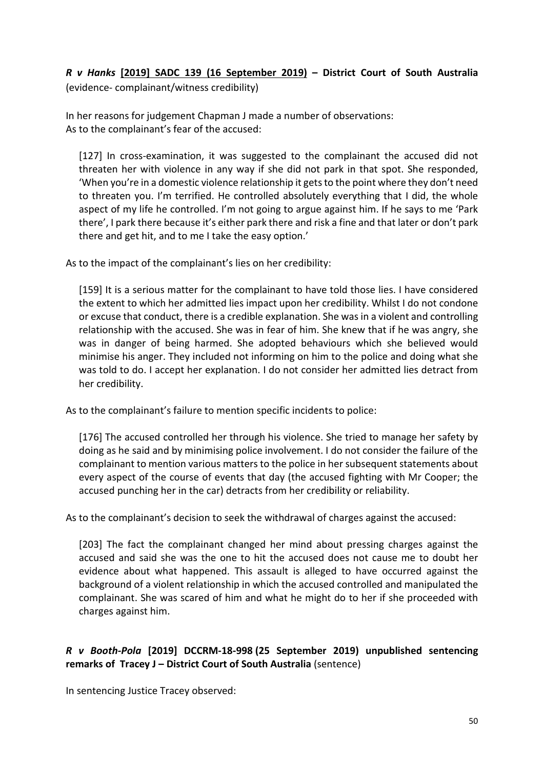***R v Hanks* [2019] SADC 139 (16 September 2019) – District Court of South Australia** (evidence- complainant/witness credibility)

In her reasons for judgement Chapman J made a number of observations:
As to the complainant's fear of the accused:

> [127] In cross-examination, it was suggested to the complainant the accused did not threaten her with violence in any way if she did not park in that spot. She responded, 'When you're in a domestic violence relationship it gets to the point where they don't need to threaten you. I'm terrified. He controlled absolutely everything that I did, the whole aspect of my life he controlled. I'm not going to argue against him. If he says to me 'Park there', I park there because it's either park there and risk a fine and that later or don't park there and get hit, and to me I take the easy option.'

As to the impact of the complainant's lies on her credibility:

> [159] It is a serious matter for the complainant to have told those lies. I have considered the extent to which her admitted lies impact upon her credibility. Whilst I do not condone or excuse that conduct, there is a credible explanation. She was in a violent and controlling relationship with the accused. She was in fear of him. She knew that if he was angry, she was in danger of being harmed. She adopted behaviours which she believed would minimise his anger. They included not informing on him to the police and doing what she was told to do. I accept her explanation. I do not consider her admitted lies detract from her credibility.

As to the complainant's failure to mention specific incidents to police:

> [176] The accused controlled her through his violence. She tried to manage her safety by doing as he said and by minimising police involvement. I do not consider the failure of the complainant to mention various matters to the police in her subsequent statements about every aspect of the course of events that day (the accused fighting with Mr Cooper; the accused punching her in the car) detracts from her credibility or reliability.

As to the complainant's decision to seek the withdrawal of charges against the accused:

> [203] The fact the complainant changed her mind about pressing charges against the accused and said she was the one to hit the accused does not cause me to doubt her evidence about what happened. This assault is alleged to have occurred against the background of a violent relationship in which the accused controlled and manipulated the complainant. She was scared of him and what he might do to her if she proceeded with charges against him.

***R v Booth-Pola* [2019] DCCRM-18-998 (25 September 2019) unpublished sentencing remarks of Tracey J – District Court of South Australia** (sentence)

In sentencing Justice Tracey observed: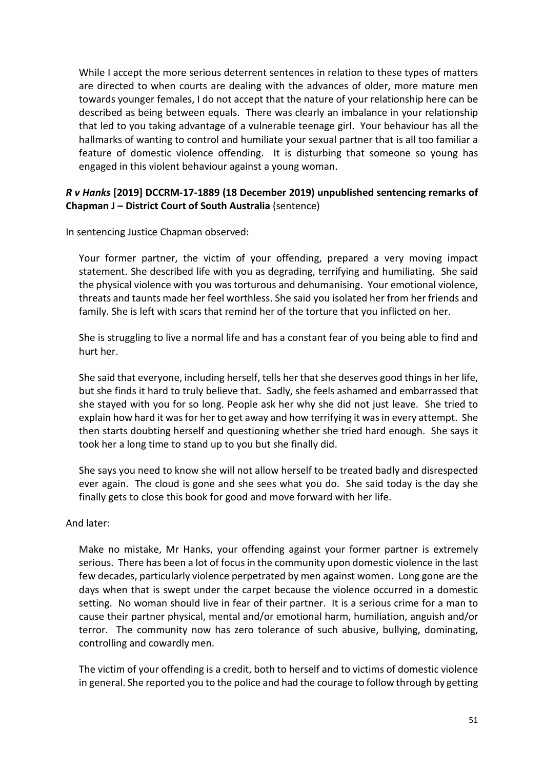While I accept the more serious deterrent sentences in relation to these types of matters are directed to when courts are dealing with the advances of older, more mature men towards younger females, I do not accept that the nature of your relationship here can be described as being between equals. There was clearly an imbalance in your relationship that led to you taking advantage of a vulnerable teenage girl. Your behaviour has all the hallmarks of wanting to control and humiliate your sexual partner that is all too familiar a feature of domestic violence offending. It is disturbing that someone so young has engaged in this violent behaviour against a young woman.

### *R v Hanks* [2019] DCCRM-17-1889 (18 December 2019) unpublished sentencing remarks of Chapman J – District Court of South Australia (sentence)

In sentencing Justice Chapman observed:

> Your former partner, the victim of your offending, prepared a very moving impact statement. She described life with you as degrading, terrifying and humiliating. She said the physical violence with you was torturous and dehumanising. Your emotional violence, threats and taunts made her feel worthless. She said you isolated her from her friends and family. She is left with scars that remind her of the torture that you inflicted on her.
>
> She is struggling to live a normal life and has a constant fear of you being able to find and hurt her.
>
> She said that everyone, including herself, tells her that she deserves good things in her life, but she finds it hard to truly believe that. Sadly, she feels ashamed and embarrassed that she stayed with you for so long. People ask her why she did not just leave. She tried to explain how hard it was for her to get away and how terrifying it was in every attempt. She then starts doubting herself and questioning whether she tried hard enough. She says it took her a long time to stand up to you but she finally did.
>
> She says you need to know she will not allow herself to be treated badly and disrespected ever again. The cloud is gone and she sees what you do. She said today is the day she finally gets to close this book for good and move forward with her life.

And later:

> Make no mistake, Mr Hanks, your offending against your former partner is extremely serious. There has been a lot of focus in the community upon domestic violence in the last few decades, particularly violence perpetrated by men against women. Long gone are the days when that is swept under the carpet because the violence occurred in a domestic setting. No woman should live in fear of their partner. It is a serious crime for a man to cause their partner physical, mental and/or emotional harm, humiliation, anguish and/or terror. The community now has zero tolerance of such abusive, bullying, dominating, controlling and cowardly men.
>
> The victim of your offending is a credit, both to herself and to victims of domestic violence in general. She reported you to the police and had the courage to follow through by getting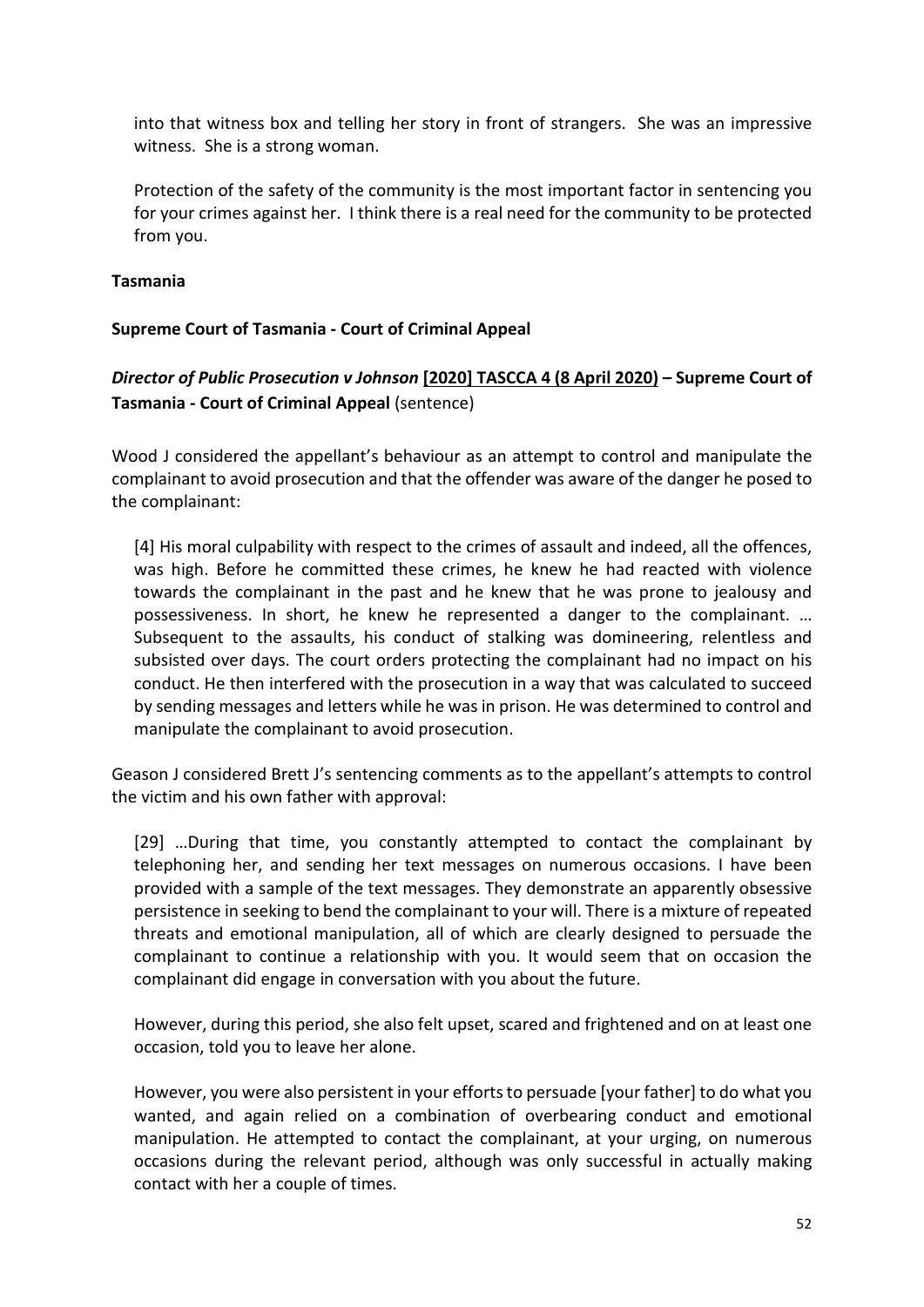into that witness box and telling her story in front of strangers. She was an impressive witness. She is a strong woman.

> Protection of the safety of the community is the most important factor in sentencing you for your crimes against her. I think there is a real need for the community to be protected from you.

**Tasmania**

**Supreme Court of Tasmania - Court of Criminal Appeal**

### *Director of Public Prosecution v Johnson* [2020] TASCCA 4 (8 April 2020) – Supreme Court of Tasmania - Court of Criminal Appeal (sentence)

Wood J considered the appellant's behaviour as an attempt to control and manipulate the complainant to avoid prosecution and that the offender was aware of the danger he posed to the complainant:

> [4] His moral culpability with respect to the crimes of assault and indeed, all the offences, was high. Before he committed these crimes, he knew he had reacted with violence towards the complainant in the past and he knew that he was prone to jealousy and possessiveness. In short, he knew he represented a danger to the complainant. … Subsequent to the assaults, his conduct of stalking was domineering, relentless and subsisted over days. The court orders protecting the complainant had no impact on his conduct. He then interfered with the prosecution in a way that was calculated to succeed by sending messages and letters while he was in prison. He was determined to control and manipulate the complainant to avoid prosecution.

Geason J considered Brett J's sentencing comments as to the appellant's attempts to control the victim and his own father with approval:

> [29] …During that time, you constantly attempted to contact the complainant by telephoning her, and sending her text messages on numerous occasions. I have been provided with a sample of the text messages. They demonstrate an apparently obsessive persistence in seeking to bend the complainant to your will. There is a mixture of repeated threats and emotional manipulation, all of which are clearly designed to persuade the complainant to continue a relationship with you. It would seem that on occasion the complainant did engage in conversation with you about the future.
>
> However, during this period, she also felt upset, scared and frightened and on at least one occasion, told you to leave her alone.
>
> However, you were also persistent in your efforts to persuade [your father] to do what you wanted, and again relied on a combination of overbearing conduct and emotional manipulation. He attempted to contact the complainant, at your urging, on numerous occasions during the relevant period, although was only successful in actually making contact with her a couple of times.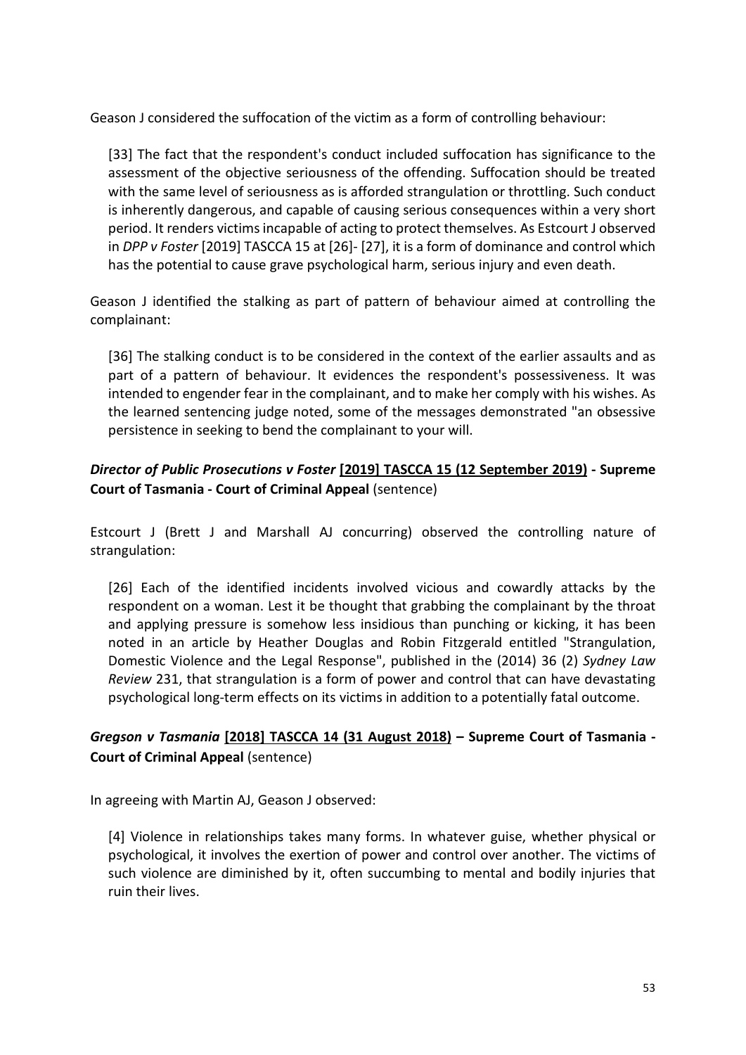Geason J considered the suffocation of the victim as a form of controlling behaviour:

> [33] The fact that the respondent's conduct included suffocation has significance to the assessment of the objective seriousness of the offending. Suffocation should be treated with the same level of seriousness as is afforded strangulation or throttling. Such conduct is inherently dangerous, and capable of causing serious consequences within a very short period. It renders victims incapable of acting to protect themselves. As Estcourt J observed in *DPP v Foster* [2019] TASCCA 15 at [26]- [27], it is a form of dominance and control which has the potential to cause grave psychological harm, serious injury and even death.

Geason J identified the stalking as part of pattern of behaviour aimed at controlling the complainant:

> [36] The stalking conduct is to be considered in the context of the earlier assaults and as part of a pattern of behaviour. It evidences the respondent's possessiveness. It was intended to engender fear in the complainant, and to make her comply with his wishes. As the learned sentencing judge noted, some of the messages demonstrated "an obsessive persistence in seeking to bend the complainant to your will.

***Director of Public Prosecutions v Foster* [2019] TASCCA 15 (12 September 2019) - Supreme Court of Tasmania - Court of Criminal Appeal** (sentence)

Estcourt J (Brett J and Marshall AJ concurring) observed the controlling nature of strangulation:

> [26] Each of the identified incidents involved vicious and cowardly attacks by the respondent on a woman. Lest it be thought that grabbing the complainant by the throat and applying pressure is somehow less insidious than punching or kicking, it has been noted in an article by Heather Douglas and Robin Fitzgerald entitled "Strangulation, Domestic Violence and the Legal Response", published in the (2014) 36 (2) *Sydney Law Review* 231, that strangulation is a form of power and control that can have devastating psychological long-term effects on its victims in addition to a potentially fatal outcome.

***Gregson v Tasmania* [2018] TASCCA 14 (31 August 2018) – Supreme Court of Tasmania - Court of Criminal Appeal** (sentence)

In agreeing with Martin AJ, Geason J observed:

> [4] Violence in relationships takes many forms. In whatever guise, whether physical or psychological, it involves the exertion of power and control over another. The victims of such violence are diminished by it, often succumbing to mental and bodily injuries that ruin their lives.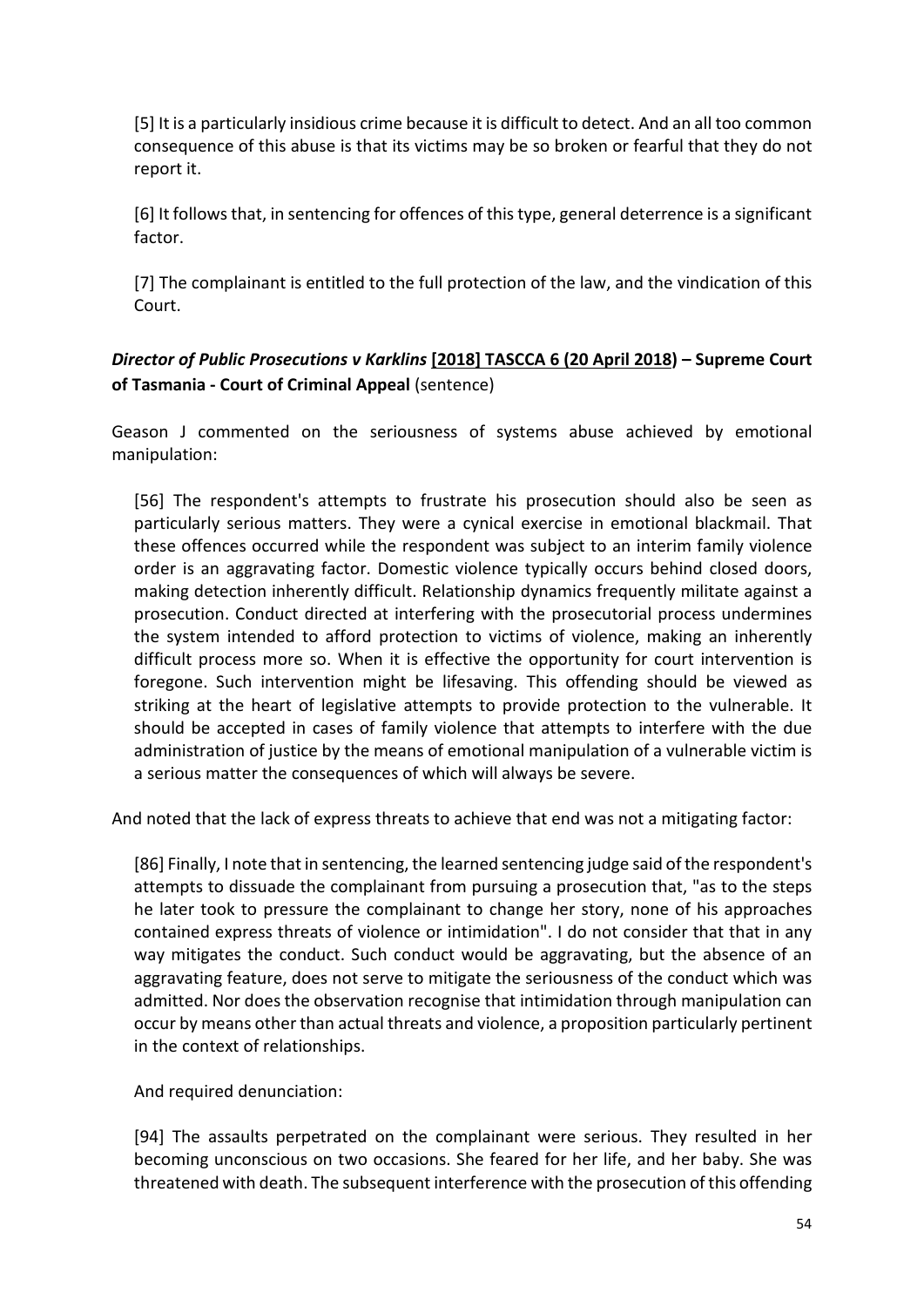[5] It is a particularly insidious crime because it is difficult to detect. And an all too common consequence of this abuse is that its victims may be so broken or fearful that they do not report it.

[6] It follows that, in sentencing for offences of this type, general deterrence is a significant factor.

[7] The complainant is entitled to the full protection of the law, and the vindication of this Court.

### *Director of Public Prosecutions v Karklins* [2018] TASCCA 6 (20 April 2018) – Supreme Court of Tasmania - Court of Criminal Appeal (sentence)

Geason J commented on the seriousness of systems abuse achieved by emotional manipulation:

> [56] The respondent's attempts to frustrate his prosecution should also be seen as particularly serious matters. They were a cynical exercise in emotional blackmail. That these offences occurred while the respondent was subject to an interim family violence order is an aggravating factor. Domestic violence typically occurs behind closed doors, making detection inherently difficult. Relationship dynamics frequently militate against a prosecution. Conduct directed at interfering with the prosecutorial process undermines the system intended to afford protection to victims of violence, making an inherently difficult process more so. When it is effective the opportunity for court intervention is foregone. Such intervention might be lifesaving. This offending should be viewed as striking at the heart of legislative attempts to provide protection to the vulnerable. It should be accepted in cases of family violence that attempts to interfere with the due administration of justice by the means of emotional manipulation of a vulnerable victim is a serious matter the consequences of which will always be severe.

And noted that the lack of express threats to achieve that end was not a mitigating factor:

> [86] Finally, I note that in sentencing, the learned sentencing judge said of the respondent's attempts to dissuade the complainant from pursuing a prosecution that, "as to the steps he later took to pressure the complainant to change her story, none of his approaches contained express threats of violence or intimidation". I do not consider that that in any way mitigates the conduct. Such conduct would be aggravating, but the absence of an aggravating feature, does not serve to mitigate the seriousness of the conduct which was admitted. Nor does the observation recognise that intimidation through manipulation can occur by means other than actual threats and violence, a proposition particularly pertinent in the context of relationships.
>
> And required denunciation:
>
> [94] The assaults perpetrated on the complainant were serious. They resulted in her becoming unconscious on two occasions. She feared for her life, and her baby. She was threatened with death. The subsequent interference with the prosecution of this offending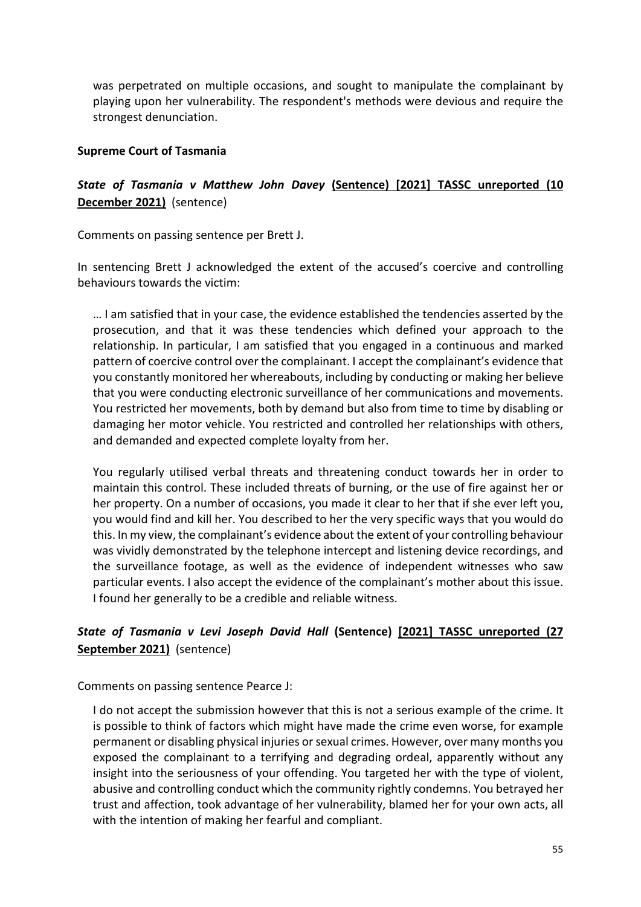was perpetrated on multiple occasions, and sought to manipulate the complainant by playing upon her vulnerability. The respondent's methods were devious and require the strongest denunciation.

**Supreme Court of Tasmania**

### ***State of Tasmania v Matthew John Davey* (Sentence) [2021] TASSC unreported (10 December 2021) (sentence)**

Comments on passing sentence per Brett J.

In sentencing Brett J acknowledged the extent of the accused's coercive and controlling behaviours towards the victim:

> … I am satisfied that in your case, the evidence established the tendencies asserted by the prosecution, and that it was these tendencies which defined your approach to the relationship. In particular, I am satisfied that you engaged in a continuous and marked pattern of coercive control over the complainant. I accept the complainant's evidence that you constantly monitored her whereabouts, including by conducting or making her believe that you were conducting electronic surveillance of her communications and movements. You restricted her movements, both by demand but also from time to time by disabling or damaging her motor vehicle. You restricted and controlled her relationships with others, and demanded and expected complete loyalty from her.
>
> You regularly utilised verbal threats and threatening conduct towards her in order to maintain this control. These included threats of burning, or the use of fire against her or her property. On a number of occasions, you made it clear to her that if she ever left you, you would find and kill her. You described to her the very specific ways that you would do this. In my view, the complainant's evidence about the extent of your controlling behaviour was vividly demonstrated by the telephone intercept and listening device recordings, and the surveillance footage, as well as the evidence of independent witnesses who saw particular events. I also accept the evidence of the complainant's mother about this issue. I found her generally to be a credible and reliable witness.

### ***State of Tasmania v Levi Joseph David Hall* (Sentence) [2021] TASSC unreported (27 September 2021) (sentence)**

Comments on passing sentence Pearce J:

> I do not accept the submission however that this is not a serious example of the crime. It is possible to think of factors which might have made the crime even worse, for example permanent or disabling physical injuries or sexual crimes. However, over many months you exposed the complainant to a terrifying and degrading ordeal, apparently without any insight into the seriousness of your offending. You targeted her with the type of violent, abusive and controlling conduct which the community rightly condemns. You betrayed her trust and affection, took advantage of her vulnerability, blamed her for your own acts, all with the intention of making her fearful and compliant.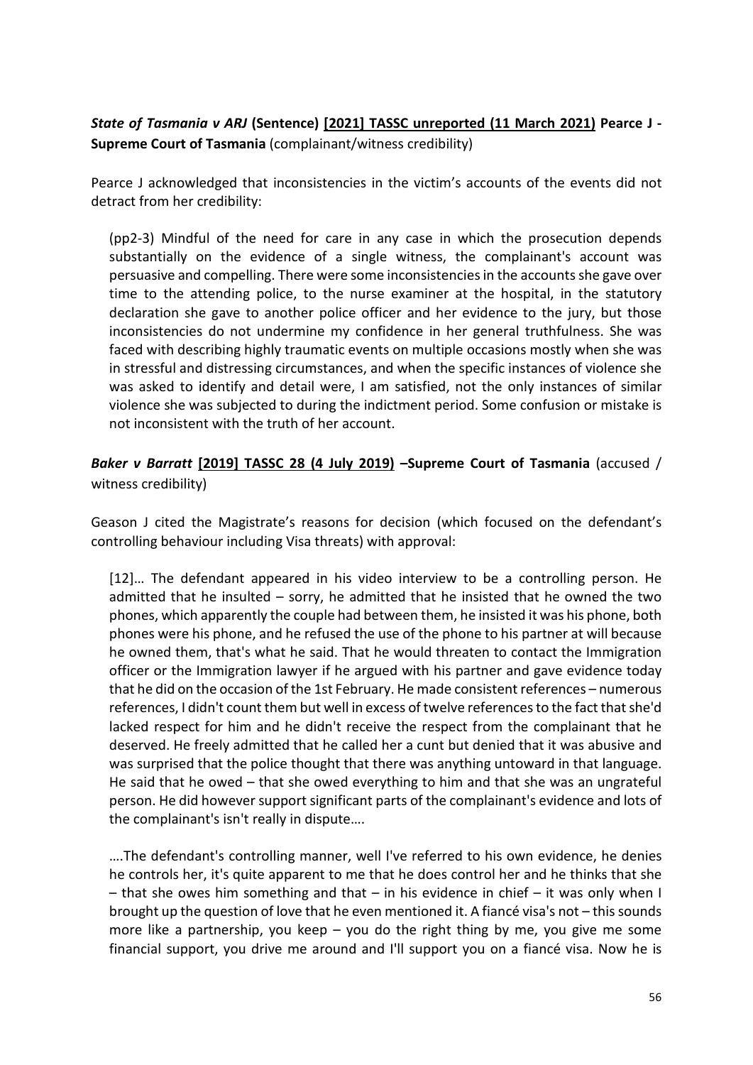***State of Tasmania v ARJ*** **(Sentence)** **[2021] TASSC unreported (11 March 2021)** **Pearce J - Supreme Court of Tasmania** (complainant/witness credibility)

Pearce J acknowledged that inconsistencies in the victim's accounts of the events did not detract from her credibility:

> (pp2-3) Mindful of the need for care in any case in which the prosecution depends substantially on the evidence of a single witness, the complainant's account was persuasive and compelling. There were some inconsistencies in the accounts she gave over time to the attending police, to the nurse examiner at the hospital, in the statutory declaration she gave to another police officer and her evidence to the jury, but those inconsistencies do not undermine my confidence in her general truthfulness. She was faced with describing highly traumatic events on multiple occasions mostly when she was in stressful and distressing circumstances, and when the specific instances of violence she was asked to identify and detail were, I am satisfied, not the only instances of similar violence she was subjected to during the indictment period. Some confusion or mistake is not inconsistent with the truth of her account.

***Baker v Barratt*** **[2019] TASSC 28 (4 July 2019)** **–Supreme Court of Tasmania** (accused / witness credibility)

Geason J cited the Magistrate's reasons for decision (which focused on the defendant's controlling behaviour including Visa threats) with approval:

> [12]… The defendant appeared in his video interview to be a controlling person. He admitted that he insulted – sorry, he admitted that he insisted that he owned the two phones, which apparently the couple had between them, he insisted it was his phone, both phones were his phone, and he refused the use of the phone to his partner at will because he owned them, that's what he said. That he would threaten to contact the Immigration officer or the Immigration lawyer if he argued with his partner and gave evidence today that he did on the occasion of the 1st February. He made consistent references – numerous references, I didn't count them but well in excess of twelve references to the fact that she'd lacked respect for him and he didn't receive the respect from the complainant that he deserved. He freely admitted that he called her a cunt but denied that it was abusive and was surprised that the police thought that there was anything untoward in that language. He said that he owed – that she owed everything to him and that she was an ungrateful person. He did however support significant parts of the complainant's evidence and lots of the complainant's isn't really in dispute….
>
> ….The defendant's controlling manner, well I've referred to his own evidence, he denies he controls her, it's quite apparent to me that he does control her and he thinks that she – that she owes him something and that – in his evidence in chief – it was only when I brought up the question of love that he even mentioned it. A fiancé visa's not – this sounds more like a partnership, you keep – you do the right thing by me, you give me some financial support, you drive me around and I'll support you on a fiancé visa. Now he is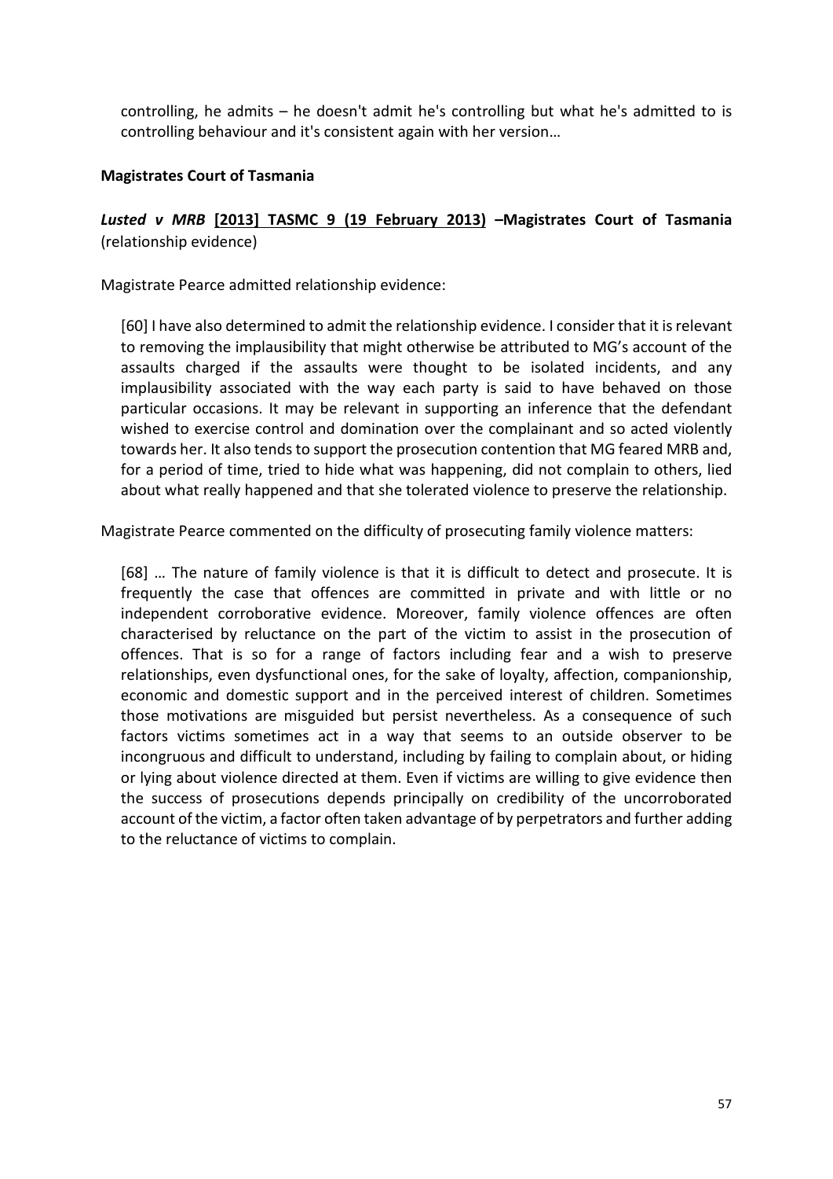> controlling, he admits – he doesn't admit he's controlling but what he's admitted to is controlling behaviour and it's consistent again with her version…

**Magistrates Court of Tasmania**

***Lusted v MRB* [2013] TASMC 9 (19 February 2013) –Magistrates Court of Tasmania** (relationship evidence)

Magistrate Pearce admitted relationship evidence:

> [60] I have also determined to admit the relationship evidence. I consider that it is relevant to removing the implausibility that might otherwise be attributed to MG's account of the assaults charged if the assaults were thought to be isolated incidents, and any implausibility associated with the way each party is said to have behaved on those particular occasions. It may be relevant in supporting an inference that the defendant wished to exercise control and domination over the complainant and so acted violently towards her. It also tends to support the prosecution contention that MG feared MRB and, for a period of time, tried to hide what was happening, did not complain to others, lied about what really happened and that she tolerated violence to preserve the relationship.

Magistrate Pearce commented on the difficulty of prosecuting family violence matters:

> [68] … The nature of family violence is that it is difficult to detect and prosecute. It is frequently the case that offences are committed in private and with little or no independent corroborative evidence. Moreover, family violence offences are often characterised by reluctance on the part of the victim to assist in the prosecution of offences. That is so for a range of factors including fear and a wish to preserve relationships, even dysfunctional ones, for the sake of loyalty, affection, companionship, economic and domestic support and in the perceived interest of children. Sometimes those motivations are misguided but persist nevertheless. As a consequence of such factors victims sometimes act in a way that seems to an outside observer to be incongruous and difficult to understand, including by failing to complain about, or hiding or lying about violence directed at them. Even if victims are willing to give evidence then the success of prosecutions depends principally on credibility of the uncorroborated account of the victim, a factor often taken advantage of by perpetrators and further adding to the reluctance of victims to complain.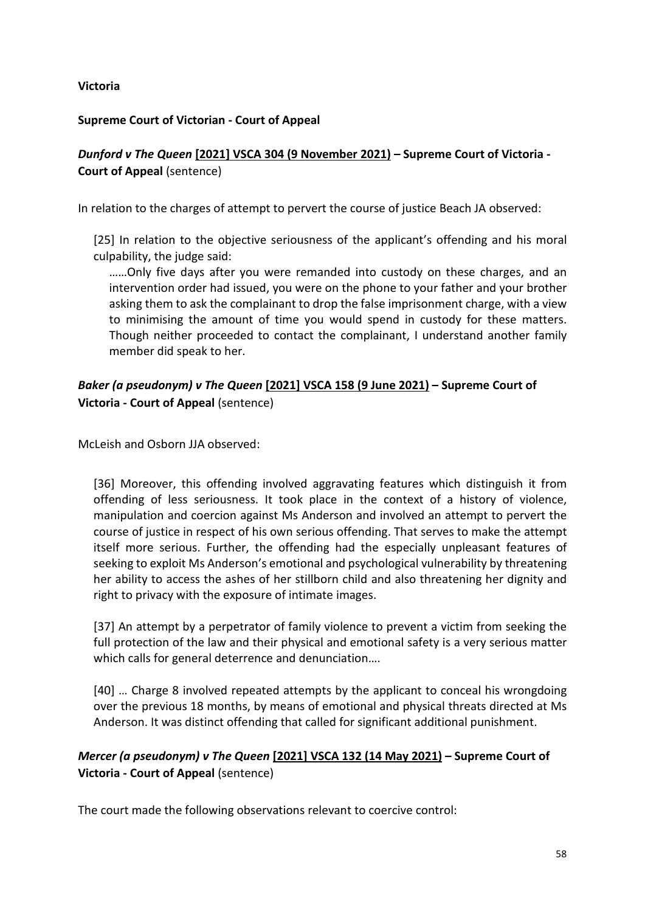**Victoria**

**Supreme Court of Victorian - Court of Appeal**

***Dunford v The Queen* [2021] VSCA 304 (9 November 2021) – Supreme Court of Victoria - Court of Appeal** (sentence)

In relation to the charges of attempt to pervert the course of justice Beach JA observed:

> [25] In relation to the objective seriousness of the applicant's offending and his moral culpability, the judge said:
>
> ……Only five days after you were remanded into custody on these charges, and an intervention order had issued, you were on the phone to your father and your brother asking them to ask the complainant to drop the false imprisonment charge, with a view to minimising the amount of time you would spend in custody for these matters. Though neither proceeded to contact the complainant, I understand another family member did speak to her.

***Baker (a pseudonym) v The Queen* [2021] VSCA 158 (9 June 2021) – Supreme Court of Victoria - Court of Appeal** (sentence)

McLeish and Osborn JJA observed:

> [36] Moreover, this offending involved aggravating features which distinguish it from offending of less seriousness. It took place in the context of a history of violence, manipulation and coercion against Ms Anderson and involved an attempt to pervert the course of justice in respect of his own serious offending. That serves to make the attempt itself more serious. Further, the offending had the especially unpleasant features of seeking to exploit Ms Anderson's emotional and psychological vulnerability by threatening her ability to access the ashes of her stillborn child and also threatening her dignity and right to privacy with the exposure of intimate images.
>
> [37] An attempt by a perpetrator of family violence to prevent a victim from seeking the full protection of the law and their physical and emotional safety is a very serious matter which calls for general deterrence and denunciation….
>
> [40] … Charge 8 involved repeated attempts by the applicant to conceal his wrongdoing over the previous 18 months, by means of emotional and physical threats directed at Ms Anderson. It was distinct offending that called for significant additional punishment.

***Mercer (a pseudonym) v The Queen* [2021] VSCA 132 (14 May 2021) – Supreme Court of Victoria - Court of Appeal** (sentence)

The court made the following observations relevant to coercive control: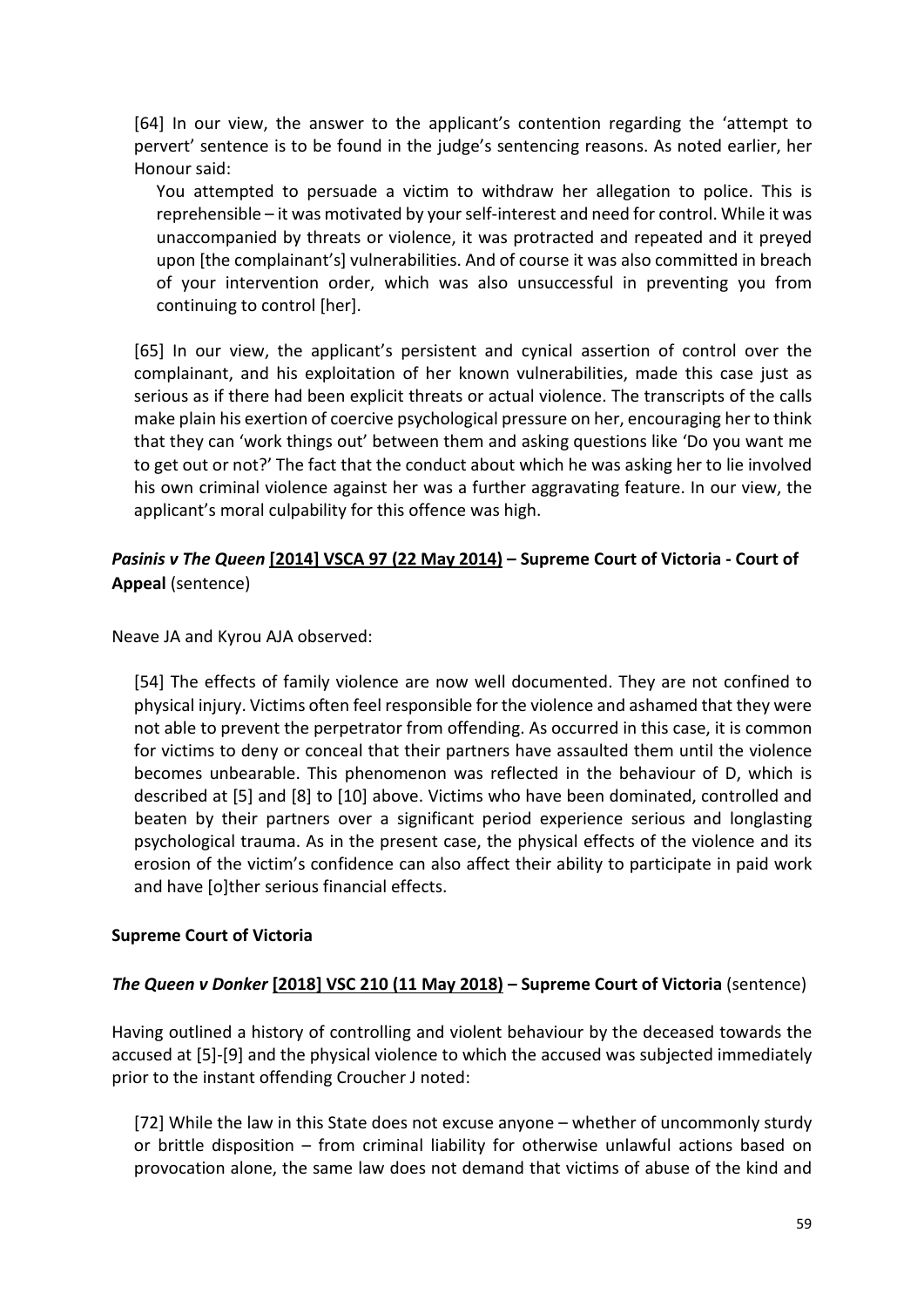[64] In our view, the answer to the applicant's contention regarding the 'attempt to pervert' sentence is to be found in the judge's sentencing reasons. As noted earlier, her Honour said:

> You attempted to persuade a victim to withdraw her allegation to police. This is reprehensible – it was motivated by your self-interest and need for control. While it was unaccompanied by threats or violence, it was protracted and repeated and it preyed upon [the complainant's] vulnerabilities. And of course it was also committed in breach of your intervention order, which was also unsuccessful in preventing you from continuing to control [her].

[65] In our view, the applicant's persistent and cynical assertion of control over the complainant, and his exploitation of her known vulnerabilities, made this case just as serious as if there had been explicit threats or actual violence. The transcripts of the calls make plain his exertion of coercive psychological pressure on her, encouraging her to think that they can 'work things out' between them and asking questions like 'Do you want me to get out or not?' The fact that the conduct about which he was asking her to lie involved his own criminal violence against her was a further aggravating feature. In our view, the applicant's moral culpability for this offence was high.

### ***Pasinis v The Queen* [2014] VSCA 97 (22 May 2014) – Supreme Court of Victoria - Court of Appeal** (sentence)

Neave JA and Kyrou AJA observed:

> [54] The effects of family violence are now well documented. They are not confined to physical injury. Victims often feel responsible for the violence and ashamed that they were not able to prevent the perpetrator from offending. As occurred in this case, it is common for victims to deny or conceal that their partners have assaulted them until the violence becomes unbearable. This phenomenon was reflected in the behaviour of D, which is described at [5] and [8] to [10] above. Victims who have been dominated, controlled and beaten by their partners over a significant period experience serious and longlasting psychological trauma. As in the present case, the physical effects of the violence and its erosion of the victim's confidence can also affect their ability to participate in paid work and have [o]ther serious financial effects.

## Supreme Court of Victoria

### ***The Queen v Donker* [2018] VSC 210 (11 May 2018) – Supreme Court of Victoria** (sentence)

Having outlined a history of controlling and violent behaviour by the deceased towards the accused at [5]-[9] and the physical violence to which the accused was subjected immediately prior to the instant offending Croucher J noted:

> [72] While the law in this State does not excuse anyone – whether of uncommonly sturdy or brittle disposition – from criminal liability for otherwise unlawful actions based on provocation alone, the same law does not demand that victims of abuse of the kind and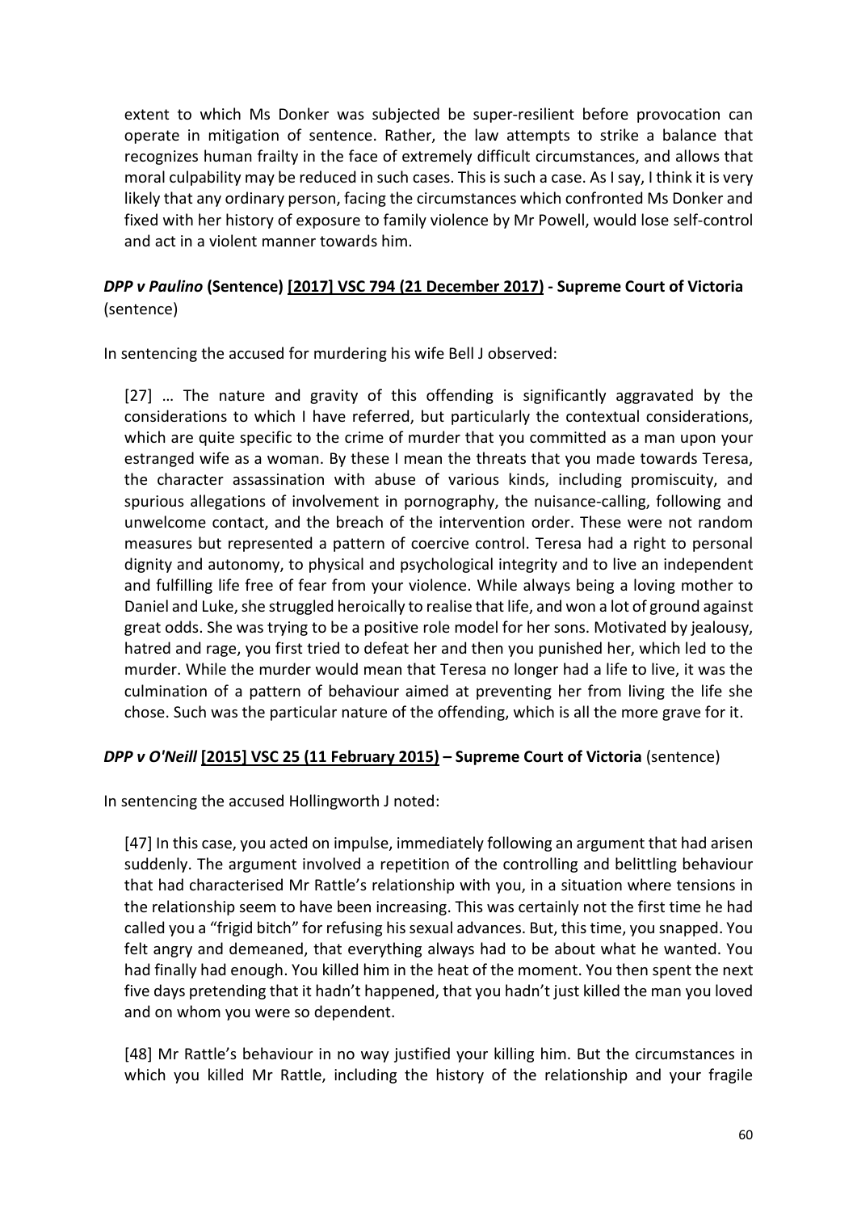> extent to which Ms Donker was subjected be super-resilient before provocation can operate in mitigation of sentence. Rather, the law attempts to strike a balance that recognizes human frailty in the face of extremely difficult circumstances, and allows that moral culpability may be reduced in such cases. This is such a case. As I say, I think it is very likely that any ordinary person, facing the circumstances which confronted Ms Donker and fixed with her history of exposure to family violence by Mr Powell, would lose self-control and act in a violent manner towards him.

### ***DPP v Paulino*** **(Sentence) [[2017] VSC 794 (21 December 2017)](#) - Supreme Court of Victoria** (sentence)

In sentencing the accused for murdering his wife Bell J observed:

> [27] … The nature and gravity of this offending is significantly aggravated by the considerations to which I have referred, but particularly the contextual considerations, which are quite specific to the crime of murder that you committed as a man upon your estranged wife as a woman. By these I mean the threats that you made towards Teresa, the character assassination with abuse of various kinds, including promiscuity, and spurious allegations of involvement in pornography, the nuisance-calling, following and unwelcome contact, and the breach of the intervention order. These were not random measures but represented a pattern of coercive control. Teresa had a right to personal dignity and autonomy, to physical and psychological integrity and to live an independent and fulfilling life free of fear from your violence. While always being a loving mother to Daniel and Luke, she struggled heroically to realise that life, and won a lot of ground against great odds. She was trying to be a positive role model for her sons. Motivated by jealousy, hatred and rage, you first tried to defeat her and then you punished her, which led to the murder. While the murder would mean that Teresa no longer had a life to live, it was the culmination of a pattern of behaviour aimed at preventing her from living the life she chose. Such was the particular nature of the offending, which is all the more grave for it.

### ***DPP v O'Neill*** **[[2015] VSC 25 (11 February 2015)](#) – Supreme Court of Victoria** (sentence)

In sentencing the accused Hollingworth J noted:

> [47] In this case, you acted on impulse, immediately following an argument that had arisen suddenly. The argument involved a repetition of the controlling and belittling behaviour that had characterised Mr Rattle's relationship with you, in a situation where tensions in the relationship seem to have been increasing. This was certainly not the first time he had called you a "frigid bitch" for refusing his sexual advances. But, this time, you snapped. You felt angry and demeaned, that everything always had to be about what he wanted. You had finally had enough. You killed him in the heat of the moment. You then spent the next five days pretending that it hadn't happened, that you hadn't just killed the man you loved and on whom you were so dependent.
>
> [48] Mr Rattle's behaviour in no way justified your killing him. But the circumstances in which you killed Mr Rattle, including the history of the relationship and your fragile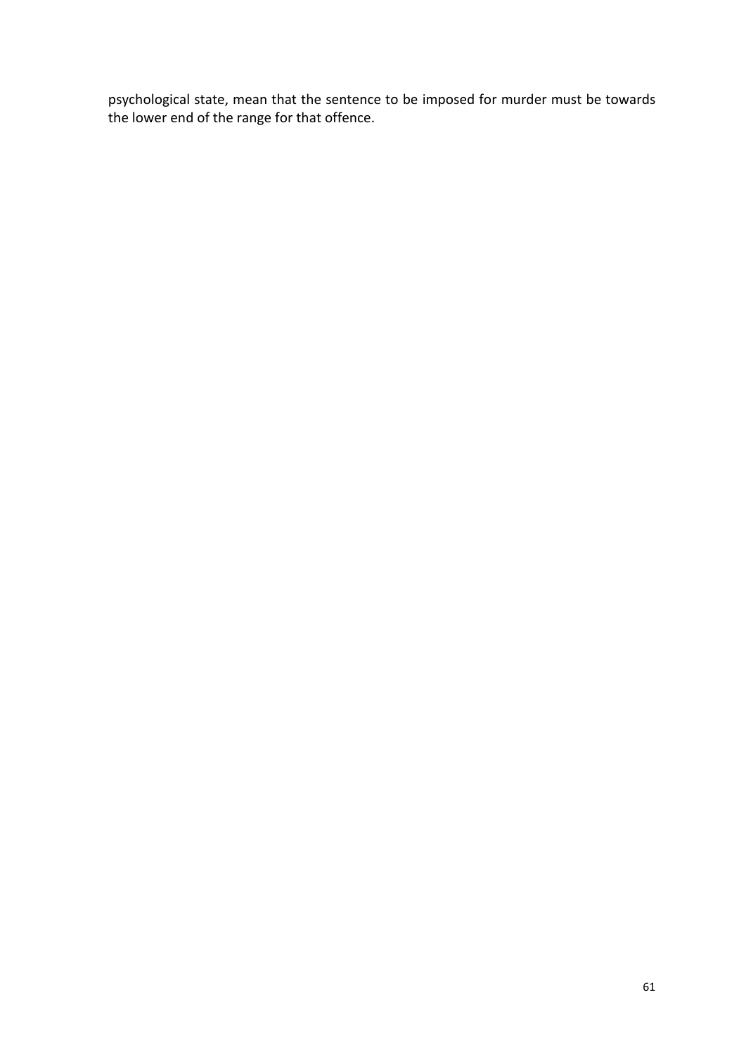psychological state, mean that the sentence to be imposed for murder must be towards the lower end of the range for that offence.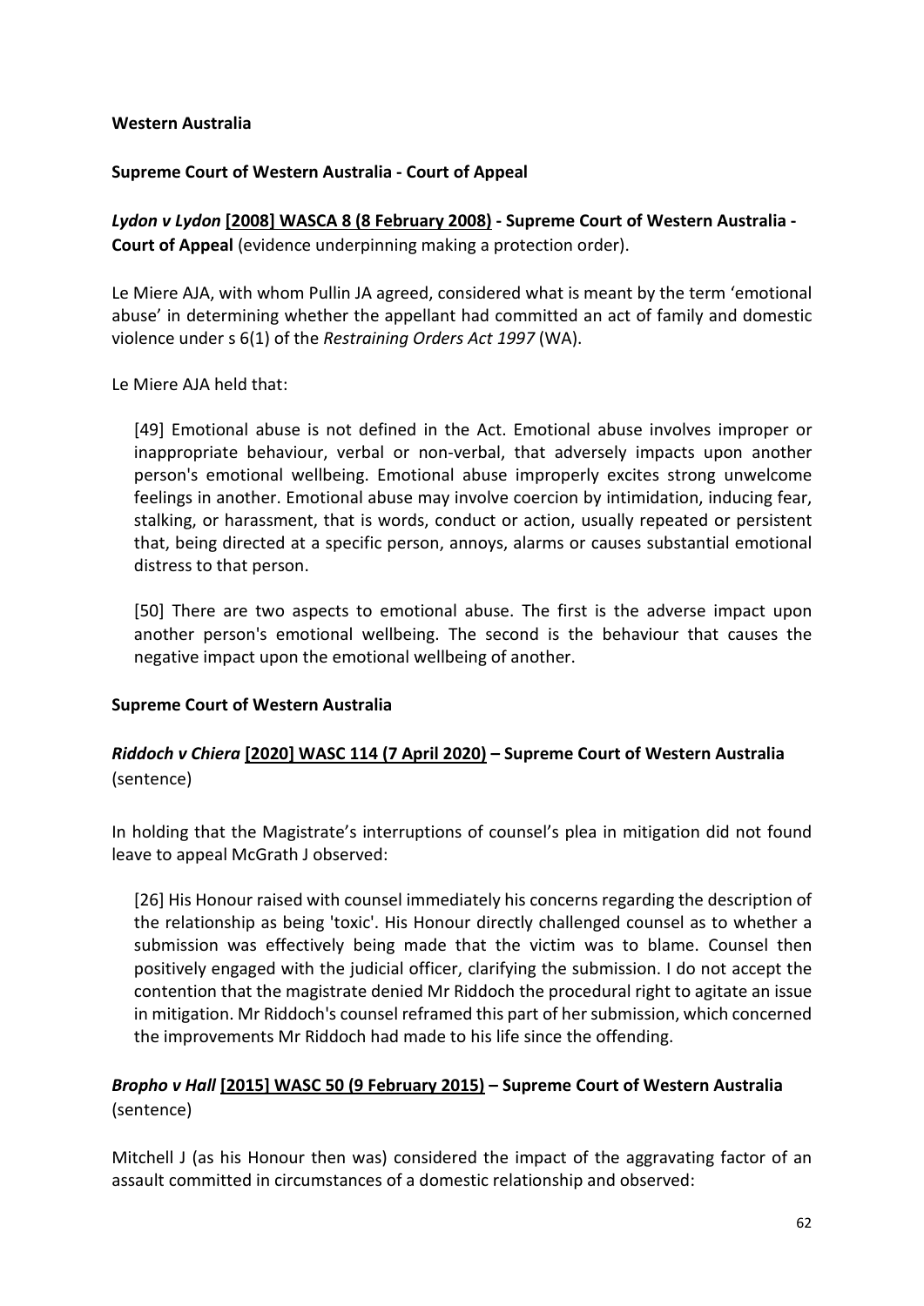**Western Australia**

**Supreme Court of Western Australia - Court of Appeal**

***Lydon v Lydon*** **[2008] WASCA 8 (8 February 2008) - Supreme Court of Western Australia - Court of Appeal** (evidence underpinning making a protection order).

Le Miere AJA, with whom Pullin JA agreed, considered what is meant by the term 'emotional abuse' in determining whether the appellant had committed an act of family and domestic violence under s 6(1) of the *Restraining Orders Act 1997* (WA).

Le Miere AJA held that:

> [49] Emotional abuse is not defined in the Act. Emotional abuse involves improper or inappropriate behaviour, verbal or non-verbal, that adversely impacts upon another person's emotional wellbeing. Emotional abuse improperly excites strong unwelcome feelings in another. Emotional abuse may involve coercion by intimidation, inducing fear, stalking, or harassment, that is words, conduct or action, usually repeated or persistent that, being directed at a specific person, annoys, alarms or causes substantial emotional distress to that person.
>
> [50] There are two aspects to emotional abuse. The first is the adverse impact upon another person's emotional wellbeing. The second is the behaviour that causes the negative impact upon the emotional wellbeing of another.

**Supreme Court of Western Australia**

***Riddoch v Chiera*** **[2020] WASC 114 (7 April 2020) – Supreme Court of Western Australia** (sentence)

In holding that the Magistrate's interruptions of counsel's plea in mitigation did not found leave to appeal McGrath J observed:

> [26] His Honour raised with counsel immediately his concerns regarding the description of the relationship as being 'toxic'. His Honour directly challenged counsel as to whether a submission was effectively being made that the victim was to blame. Counsel then positively engaged with the judicial officer, clarifying the submission. I do not accept the contention that the magistrate denied Mr Riddoch the procedural right to agitate an issue in mitigation. Mr Riddoch's counsel reframed this part of her submission, which concerned the improvements Mr Riddoch had made to his life since the offending.

***Bropho v Hall*** **[2015] WASC 50 (9 February 2015) – Supreme Court of Western Australia** (sentence)

Mitchell J (as his Honour then was) considered the impact of the aggravating factor of an assault committed in circumstances of a domestic relationship and observed: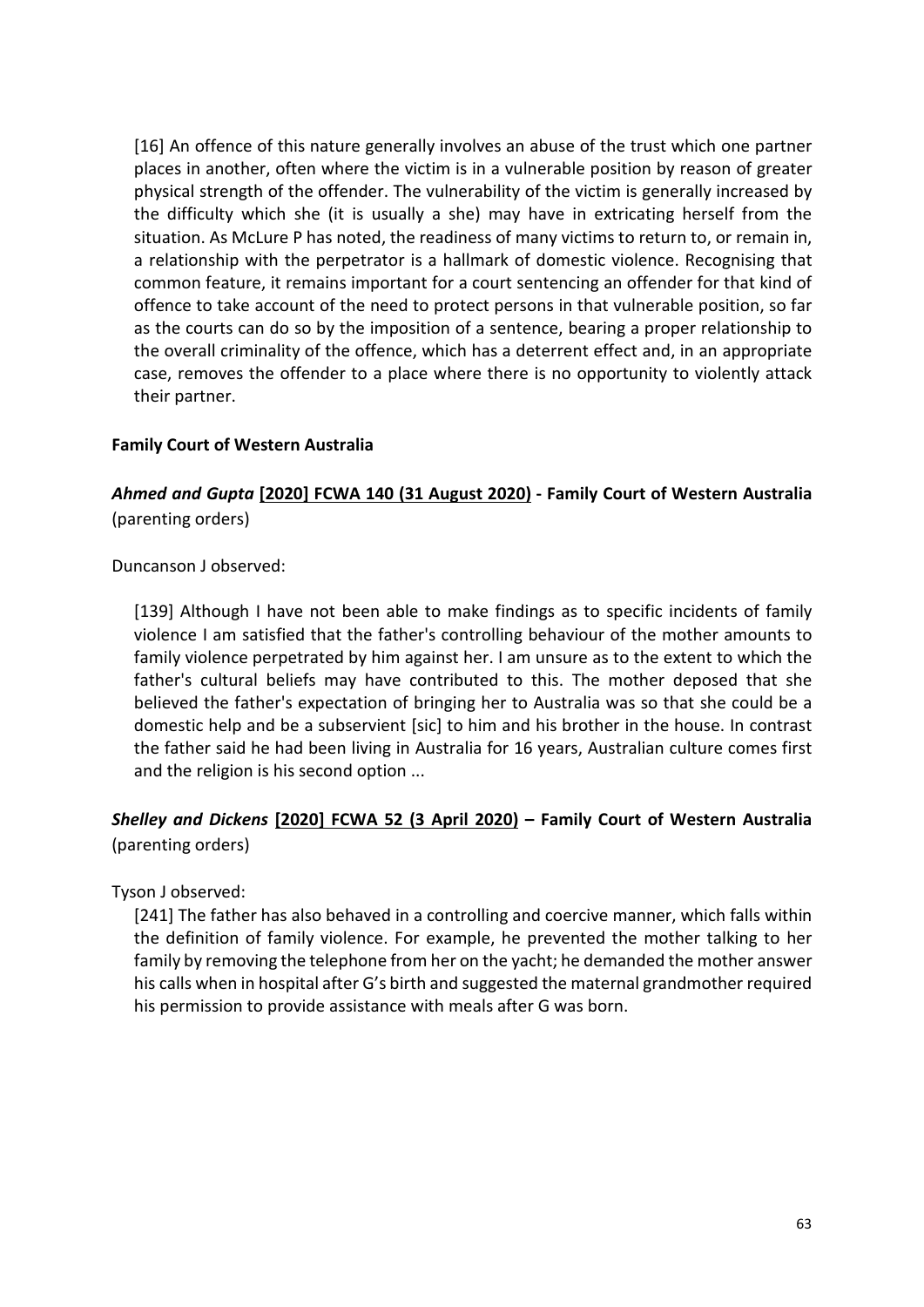> [16] An offence of this nature generally involves an abuse of the trust which one partner places in another, often where the victim is in a vulnerable position by reason of greater physical strength of the offender. The vulnerability of the victim is generally increased by the difficulty which she (it is usually a she) may have in extricating herself from the situation. As McLure P has noted, the readiness of many victims to return to, or remain in, a relationship with the perpetrator is a hallmark of domestic violence. Recognising that common feature, it remains important for a court sentencing an offender for that kind of offence to take account of the need to protect persons in that vulnerable position, so far as the courts can do so by the imposition of a sentence, bearing a proper relationship to the overall criminality of the offence, which has a deterrent effect and, in an appropriate case, removes the offender to a place where there is no opportunity to violently attack their partner.

**Family Court of Western Australia**

***Ahmed and Gupta* [2020] FCWA 140 (31 August 2020) - Family Court of Western Australia** (parenting orders)

Duncanson J observed:

> [139] Although I have not been able to make findings as to specific incidents of family violence I am satisfied that the father's controlling behaviour of the mother amounts to family violence perpetrated by him against her. I am unsure as to the extent to which the father's cultural beliefs may have contributed to this. The mother deposed that she believed the father's expectation of bringing her to Australia was so that she could be a domestic help and be a subservient [sic] to him and his brother in the house. In contrast the father said he had been living in Australia for 16 years, Australian culture comes first and the religion is his second option ...

***Shelley and Dickens* [2020] FCWA 52 (3 April 2020) – Family Court of Western Australia** (parenting orders)

Tyson J observed:

> [241] The father has also behaved in a controlling and coercive manner, which falls within the definition of family violence. For example, he prevented the mother talking to her family by removing the telephone from her on the yacht; he demanded the mother answer his calls when in hospital after G's birth and suggested the maternal grandmother required his permission to provide assistance with meals after G was born.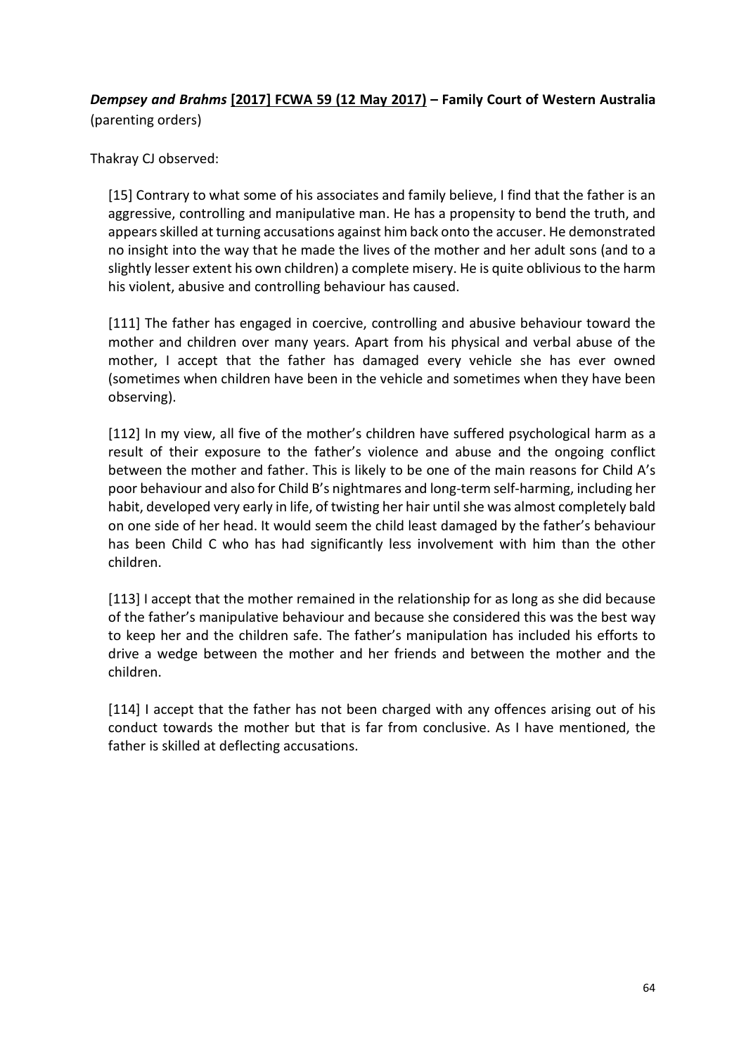***Dempsey and Brahms* [2017] FCWA 59 (12 May 2017) – Family Court of Western Australia** (parenting orders)

Thakray CJ observed:

> [15] Contrary to what some of his associates and family believe, I find that the father is an aggressive, controlling and manipulative man. He has a propensity to bend the truth, and appears skilled at turning accusations against him back onto the accuser. He demonstrated no insight into the way that he made the lives of the mother and her adult sons (and to a slightly lesser extent his own children) a complete misery. He is quite oblivious to the harm his violent, abusive and controlling behaviour has caused.
>
> [111] The father has engaged in coercive, controlling and abusive behaviour toward the mother and children over many years. Apart from his physical and verbal abuse of the mother, I accept that the father has damaged every vehicle she has ever owned (sometimes when children have been in the vehicle and sometimes when they have been observing).
>
> [112] In my view, all five of the mother's children have suffered psychological harm as a result of their exposure to the father's violence and abuse and the ongoing conflict between the mother and father. This is likely to be one of the main reasons for Child A's poor behaviour and also for Child B's nightmares and long-term self-harming, including her habit, developed very early in life, of twisting her hair until she was almost completely bald on one side of her head. It would seem the child least damaged by the father's behaviour has been Child C who has had significantly less involvement with him than the other children.
>
> [113] I accept that the mother remained in the relationship for as long as she did because of the father's manipulative behaviour and because she considered this was the best way to keep her and the children safe. The father's manipulation has included his efforts to drive a wedge between the mother and her friends and between the mother and the children.
>
> [114] I accept that the father has not been charged with any offences arising out of his conduct towards the mother but that is far from conclusive. As I have mentioned, the father is skilled at deflecting accusations.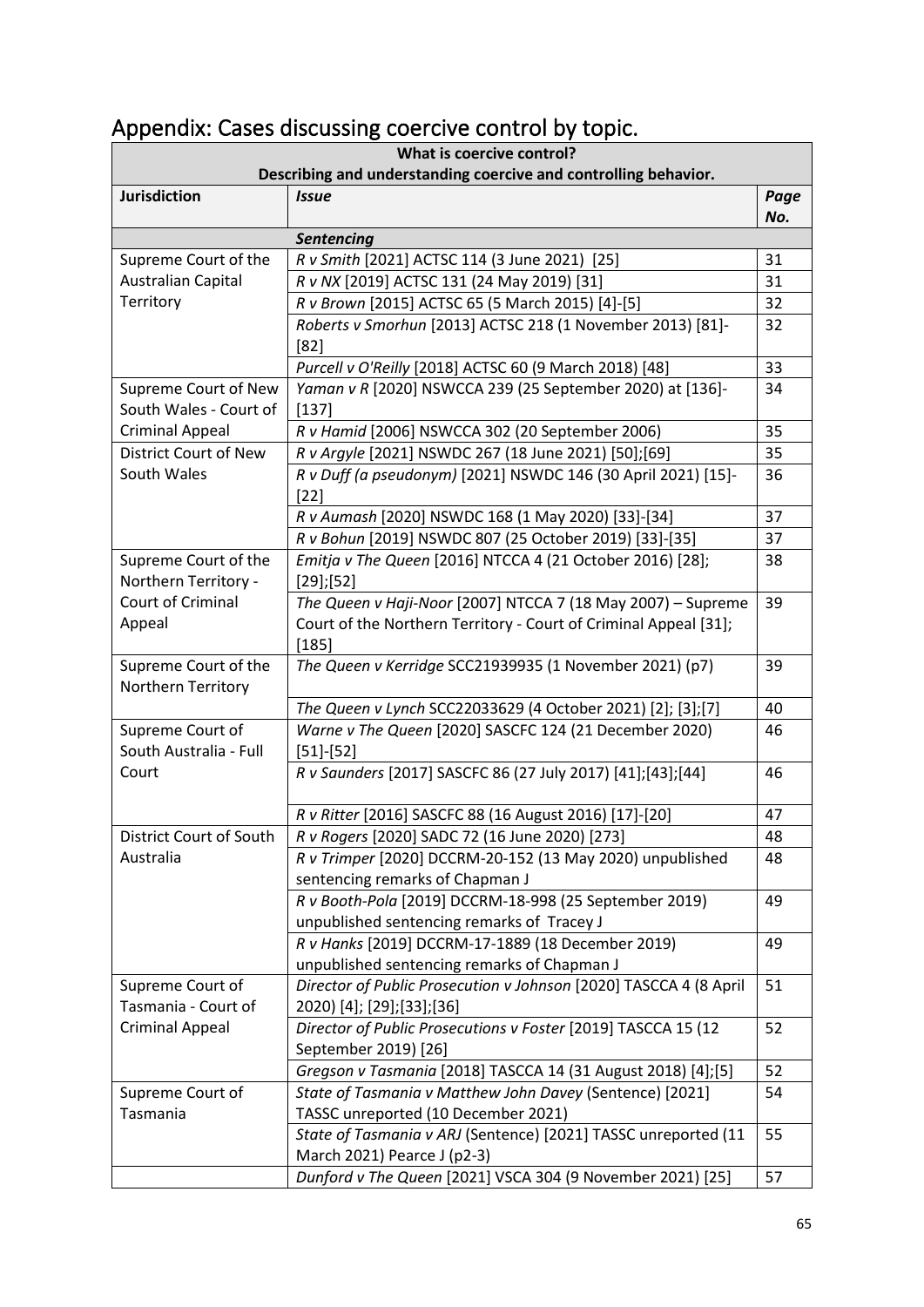# Appendix: Cases discussing coercive control by topic.

| What is coercive control?<br>Describing and understanding coercive and controlling behavior. | | |
|---|---|---|
| **Jurisdiction** | ***Issue*** | ***Page No.*** |
| | ***Sentencing*** | |
| Supreme Court of the Australian Capital Territory | *R v Smith* [2021] ACTSC 114 (3 June 2021) [25] | 31 |
| | *R v NX* [2019] ACTSC 131 (24 May 2019) [31] | 31 |
| | *R v Brown* [2015] ACTSC 65 (5 March 2015) [4]-[5] | 32 |
| | *Roberts v Smorhun* [2013] ACTSC 218 (1 November 2013) [81]-[82] | 32 |
| | *Purcell v O'Reilly* [2018] ACTSC 60 (9 March 2018) [48] | 33 |
| Supreme Court of New South Wales - Court of Criminal Appeal | *Yaman v R* [2020] NSWCCA 239 (25 September 2020) at [136]-[137] | 34 |
| | *R v Hamid* [2006] NSWCCA 302 (20 September 2006) | 35 |
| District Court of New South Wales | *R v Argyle* [2021] NSWDC 267 (18 June 2021) [50];[69] | 35 |
| | *R v Duff (a pseudonym)* [2021] NSWDC 146 (30 April 2021) [15]-[22] | 36 |
| | *R v Aumash* [2020] NSWDC 168 (1 May 2020) [33]-[34] | 37 |
| | *R v Bohun* [2019] NSWDC 807 (25 October 2019) [33]-[35] | 37 |
| Supreme Court of the Northern Territory - Court of Criminal Appeal | *Emitja v The Queen* [2016] NTCCA 4 (21 October 2016) [28]; [29];[52] | 38 |
| | *The Queen v Haji-Noor* [2007] NTCCA 7 (18 May 2007) – Supreme Court of the Northern Territory - Court of Criminal Appeal [31]; [185] | 39 |
| Supreme Court of the Northern Territory | *The Queen v Kerridge* SCC21939935 (1 November 2021) (p7) | 39 |
| | *The Queen v Lynch* SCC22033629 (4 October 2021) [2]; [3];[7] | 40 |
| Supreme Court of South Australia - Full Court | *Warne v The Queen* [2020] SASCFC 124 (21 December 2020) [51]-[52] | 46 |
| | *R v Saunders* [2017] SASCFC 86 (27 July 2017) [41];[43];[44] | 46 |
| | *R v Ritter* [2016] SASCFC 88 (16 August 2016) [17]-[20] | 47 |
| District Court of South Australia | *R v Rogers* [2020] SADC 72 (16 June 2020) [273] | 48 |
| | *R v Trimper* [2020] DCCRM-20-152 (13 May 2020) unpublished sentencing remarks of Chapman J | 48 |
| | *R v Booth-Pola* [2019] DCCRM-18-998 (25 September 2019) unpublished sentencing remarks of Tracey J | 49 |
| | *R v Hanks* [2019] DCCRM-17-1889 (18 December 2019) unpublished sentencing remarks of Chapman J | 49 |
| Supreme Court of Tasmania - Court of Criminal Appeal | *Director of Public Prosecution v Johnson* [2020] TASCCA 4 (8 April 2020) [4]; [29];[33];[36] | 51 |
| | *Director of Public Prosecutions v Foster* [2019] TASCCA 15 (12 September 2019) [26] | 52 |
| | *Gregson v Tasmania* [2018] TASCCA 14 (31 August 2018) [4];[5] | 52 |
| Supreme Court of Tasmania | *State of Tasmania v Matthew John Davey* (Sentence) [2021] TASSC unreported (10 December 2021) | 54 |
| | *State of Tasmania v ARJ* (Sentence) [2021] TASSC unreported (11 March 2021) Pearce J (p2-3) | 55 |
| | *Dunford v The Queen* [2021] VSCA 304 (9 November 2021) [25] | 57 |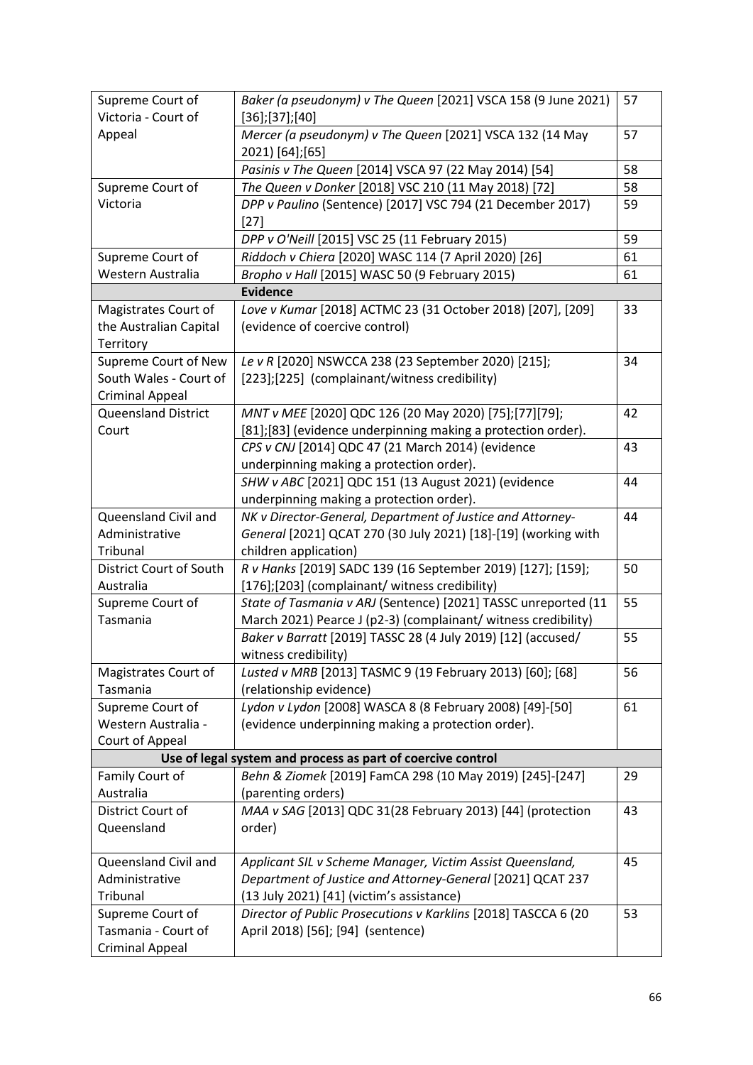| | | |
|---|---|---|
| Supreme Court of Victoria - Court of Appeal | *Baker (a pseudonym) v The Queen* [2021] VSCA 158 (9 June 2021) [36];[37];[40] | 57 |
| | *Mercer (a pseudonym) v The Queen* [2021] VSCA 132 (14 May 2021) [64];[65] | 57 |
| | *Pasinis v The Queen* [2014] VSCA 97 (22 May 2014) [54] | 58 |
| Supreme Court of Victoria | *The Queen v Donker* [2018] VSC 210 (11 May 2018) [72] | 58 |
| | *DPP v Paulino* (Sentence) [2017] VSC 794 (21 December 2017) [27] | 59 |
| | *DPP v O'Neill* [2015] VSC 25 (11 February 2015) | 59 |
| Supreme Court of Western Australia | *Riddoch v Chiera* [2020] WASC 114 (7 April 2020) [26] | 61 |
| | *Bropho v Hall* [2015] WASC 50 (9 February 2015) | 61 |
| | **Evidence** | |
| Magistrates Court of the Australian Capital Territory | *Love v Kumar* [2018] ACTMC 23 (31 October 2018) [207], [209] (evidence of coercive control) | 33 |
| Supreme Court of New South Wales - Court of Criminal Appeal | *Le v R* [2020] NSWCCA 238 (23 September 2020) [215]; [223];[225] (complainant/witness credibility) | 34 |
| Queensland District Court | *MNT v MEE* [2020] QDC 126 (20 May 2020) [75];[77][79]; [81];[83] (evidence underpinning making a protection order). | 42 |
| | *CPS v CNJ* [2014] QDC 47 (21 March 2014) (evidence underpinning making a protection order). | 43 |
| | *SHW v ABC* [2021] QDC 151 (13 August 2021) (evidence underpinning making a protection order). | 44 |
| Queensland Civil and Administrative Tribunal | *NK v Director-General, Department of Justice and Attorney-General* [2021] QCAT 270 (30 July 2021) [18]-[19] (working with children application) | 44 |
| District Court of South Australia | *R v Hanks* [2019] SADC 139 (16 September 2019) [127]; [159]; [176];[203] (complainant/ witness credibility) | 50 |
| Supreme Court of Tasmania | *State of Tasmania v ARJ* (Sentence) [2021] TASSC unreported (11 March 2021) Pearce J (p2-3) (complainant/ witness credibility) | 55 |
| | *Baker v Barratt* [2019] TASSC 28 (4 July 2019) [12] (accused/ witness credibility) | 55 |
| Magistrates Court of Tasmania | *Lusted v MRB* [2013] TASMC 9 (19 February 2013) [60]; [68] (relationship evidence) | 56 |
| Supreme Court of Western Australia - Court of Appeal | *Lydon v Lydon* [2008] WASCA 8 (8 February 2008) [49]-[50] (evidence underpinning making a protection order). | 61 |
| | **Use of legal system and process as part of coercive control** | |
| Family Court of Australia | *Behn & Ziomek* [2019] FamCA 298 (10 May 2019) [245]-[247] (parenting orders) | 29 |
| District Court of Queensland | *MAA v SAG* [2013] QDC 31(28 February 2013) [44] (protection order) | 43 |
| Queensland Civil and Administrative Tribunal | *Applicant SIL v Scheme Manager, Victim Assist Queensland, Department of Justice and Attorney-General* [2021] QCAT 237 (13 July 2021) [41] (victim's assistance) | 45 |
| Supreme Court of Tasmania - Court of Criminal Appeal | *Director of Public Prosecutions v Karklins* [2018] TASCCA 6 (20 April 2018) [56]; [94] (sentence) | 53 |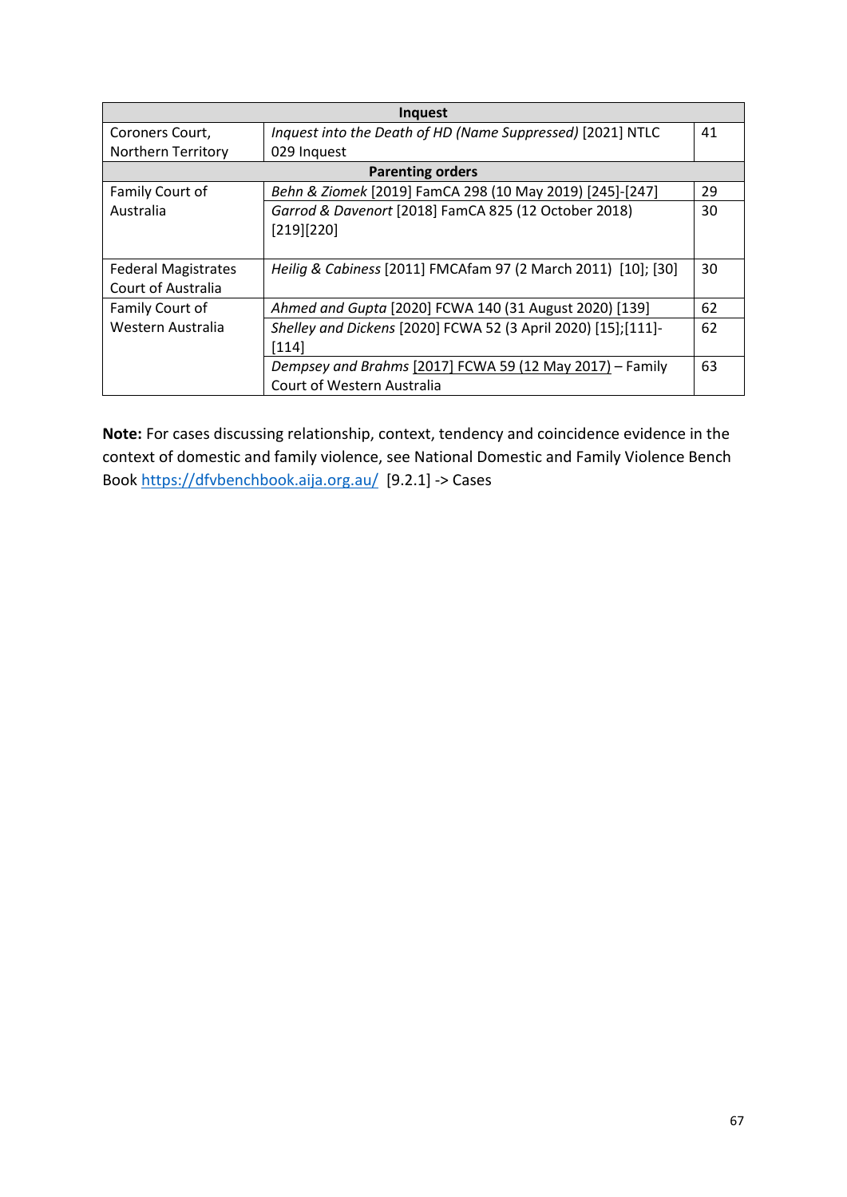| | | |
|---|---|---|
| **Inquest** | | |
| Coroners Court, Northern Territory | *Inquest into the Death of HD (Name Suppressed)* [2021] NTLC 029 Inquest | 41 |
| **Parenting orders** | | |
| Family Court of Australia | *Behn & Ziomek* [2019] FamCA 298 (10 May 2019) [245]-[247] | 29 |
| | *Garrod & Davenort* [2018] FamCA 825 (12 October 2018) [219][220] | 30 |
| Federal Magistrates Court of Australia | *Heilig & Cabiness* [2011] FMCAfam 97 (2 March 2011) [10]; [30] | 30 |
| Family Court of Western Australia | *Ahmed and Gupta* [2020] FCWA 140 (31 August 2020) [139] | 62 |
| | *Shelley and Dickens* [2020] FCWA 52 (3 April 2020) [15];[111]-[114] | 62 |
| | *Dempsey and Brahms* [2017] FCWA 59 (12 May 2017) – Family Court of Western Australia | 63 |

**Note:** For cases discussing relationship, context, tendency and coincidence evidence in the context of domestic and family violence, see National Domestic and Family Violence Bench Book https://dfvbenchbook.aija.org.au/ [9.2.1] -> Cases